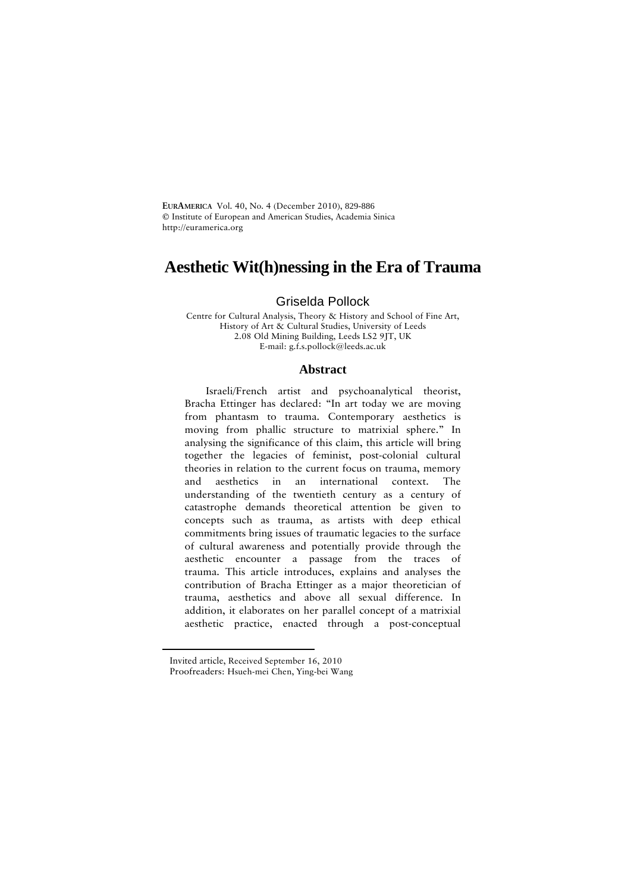**EurAmerica** Vol. 40, No. 4 (December 2010), 829-886
© Institute of European and American Studies, Academia Sinica
http://euramerica.org

# Aesthetic Wit(h)nessing in the Era of Trauma

Griselda Pollock

Centre for Cultural Analysis, Theory & History and School of Fine Art, History of Art & Cultural Studies, University of Leeds
2.08 Old Mining Building, Leeds LS2 9JT, UK
E-mail: g.f.s.pollock@leeds.ac.uk

## Abstract

Israeli/French artist and psychoanalytical theorist, Bracha Ettinger has declared: "In art today we are moving from phantasm to trauma. Contemporary aesthetics is moving from phallic structure to matrixial sphere." In analysing the significance of this claim, this article will bring together the legacies of feminist, post-colonial cultural theories in relation to the current focus on trauma, memory and aesthetics in an international context. The understanding of the twentieth century as a century of catastrophe demands theoretical attention be given to concepts such as trauma, as artists with deep ethical commitments bring issues of traumatic legacies to the surface of cultural awareness and potentially provide through the aesthetic encounter a passage from the traces of trauma. This article introduces, explains and analyses the contribution of Bracha Ettinger as a major theoretician of trauma, aesthetics and above all sexual difference. In addition, it elaborates on her parallel concept of a matrixial aesthetic practice, enacted through a post-conceptual

---

Invited article, Received September 16, 2010
Proofreaders: Hsueh-mei Chen, Ying-bei Wang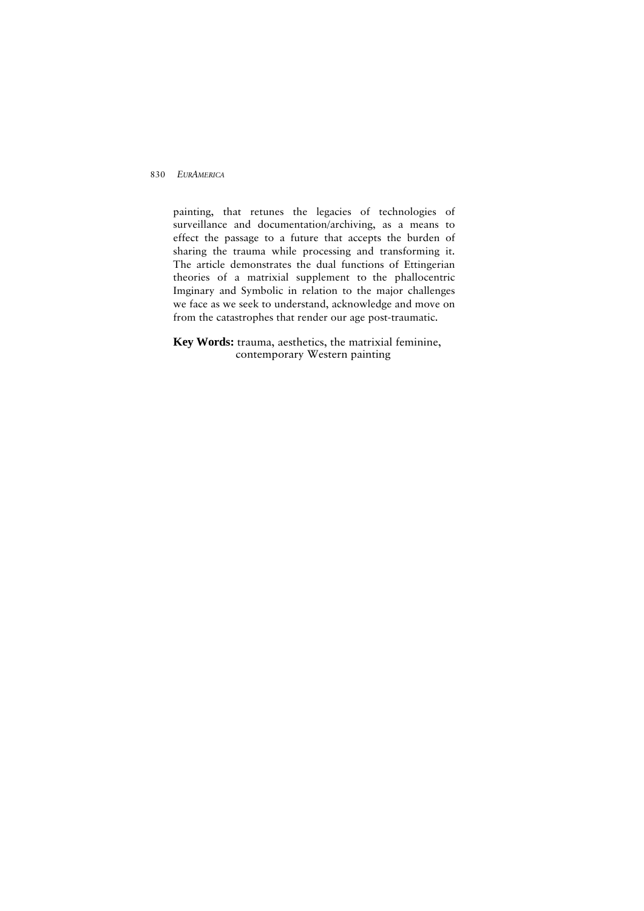painting, that retunes the legacies of technologies of surveillance and documentation/archiving, as a means to effect the passage to a future that accepts the burden of sharing the trauma while processing and transforming it. The article demonstrates the dual functions of Ettingerian theories of a matrixial supplement to the phallocentric Imginary and Symbolic in relation to the major challenges we face as we seek to understand, acknowledge and move on from the catastrophes that render our age post-traumatic.

**Key Words:** trauma, aesthetics, the matrixial feminine, contemporary Western painting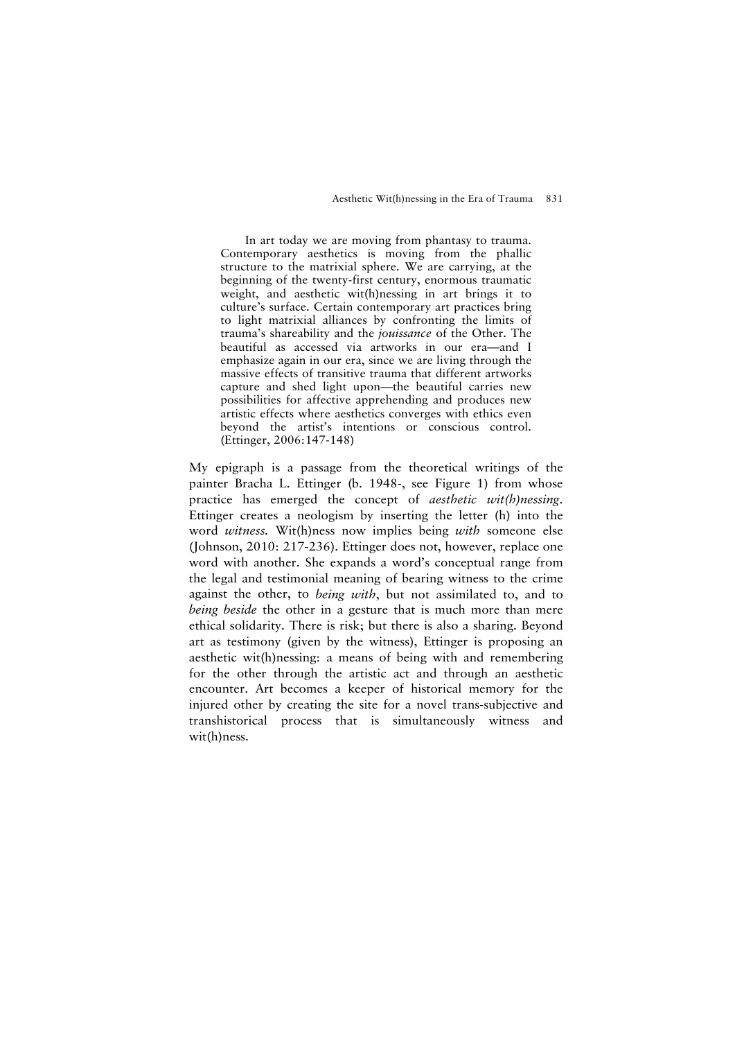> In art today we are moving from phantasy to trauma. Contemporary aesthetics is moving from the phallic structure to the matrixial sphere. We are carrying, at the beginning of the twenty-first century, enormous traumatic weight, and aesthetic wit(h)nessing in art brings it to culture's surface. Certain contemporary art practices bring to light matrixial alliances by confronting the limits of trauma's shareability and the *jouissance* of the Other. The beautiful as accessed via artworks in our era—and I emphasize again in our era, since we are living through the massive effects of transitive trauma that different artworks capture and shed light upon—the beautiful carries new possibilities for affective apprehending and produces new artistic effects where aesthetics converges with ethics even beyond the artist's intentions or conscious control. (Ettinger, 2006:147-148)

My epigraph is a passage from the theoretical writings of the painter Bracha L. Ettinger (b. 1948-, see Figure 1) from whose practice has emerged the concept of *aesthetic wit(h)nessing*. Ettinger creates a neologism by inserting the letter (h) into the word *witness.* Wit(h)ness now implies being *with* someone else (Johnson, 2010: 217-236). Ettinger does not, however, replace one word with another. She expands a word's conceptual range from the legal and testimonial meaning of bearing witness to the crime against the other, to *being with*, but not assimilated to, and to *being beside* the other in a gesture that is much more than mere ethical solidarity. There is risk; but there is also a sharing. Beyond art as testimony (given by the witness), Ettinger is proposing an aesthetic wit(h)nessing: a means of being with and remembering for the other through the artistic act and through an aesthetic encounter. Art becomes a keeper of historical memory for the injured other by creating the site for a novel trans-subjective and transhistorical process that is simultaneously witness and wit(h)ness.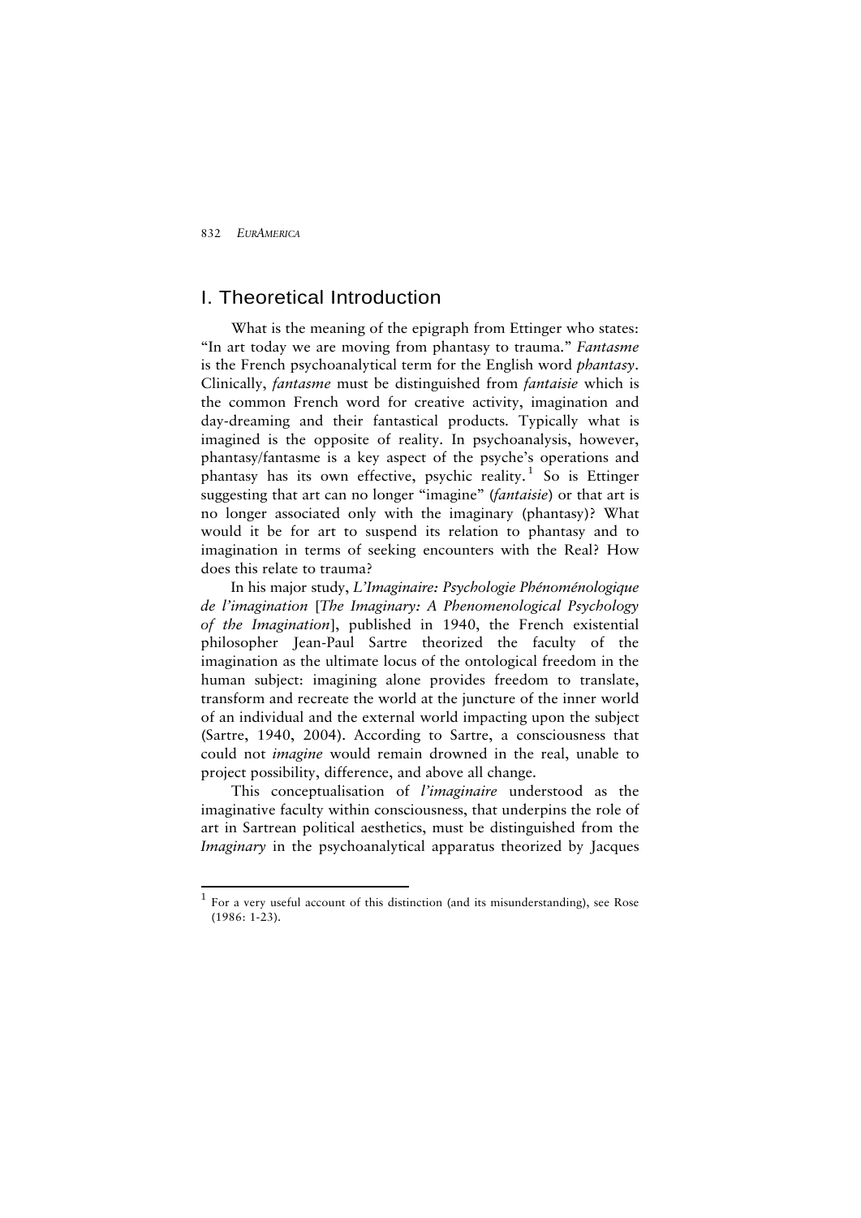## I. Theoretical Introduction

What is the meaning of the epigraph from Ettinger who states: "In art today we are moving from phantasy to trauma." *Fantasme* is the French psychoanalytical term for the English word *phantasy*. Clinically, *fantasme* must be distinguished from *fantaisie* which is the common French word for creative activity, imagination and day-dreaming and their fantastical products. Typically what is imagined is the opposite of reality. In psychoanalysis, however, phantasy/fantasme is a key aspect of the psyche's operations and phantasy has its own effective, psychic reality.[1] So is Ettinger suggesting that art can no longer "imagine" (*fantaisie*) or that art is no longer associated only with the imaginary (phantasy)? What would it be for art to suspend its relation to phantasy and to imagination in terms of seeking encounters with the Real? How does this relate to trauma?

In his major study, *L'Imaginaire: Psychologie Phénoménologique de l'imagination* [*The Imaginary: A Phenomenological Psychology of the Imagination*], published in 1940, the French existential philosopher Jean-Paul Sartre theorized the faculty of the imagination as the ultimate locus of the ontological freedom in the human subject: imagining alone provides freedom to translate, transform and recreate the world at the juncture of the inner world of an individual and the external world impacting upon the subject (Sartre, 1940, 2004). According to Sartre, a consciousness that could not *imagine* would remain drowned in the real, unable to project possibility, difference, and above all change.

This conceptualisation of *l'imaginaire* understood as the imaginative faculty within consciousness, that underpins the role of art in Sartrean political aesthetics, must be distinguished from the *Imaginary* in the psychoanalytical apparatus theorized by Jacques

[1] For a very useful account of this distinction (and its misunderstanding), see Rose (1986: 1-23).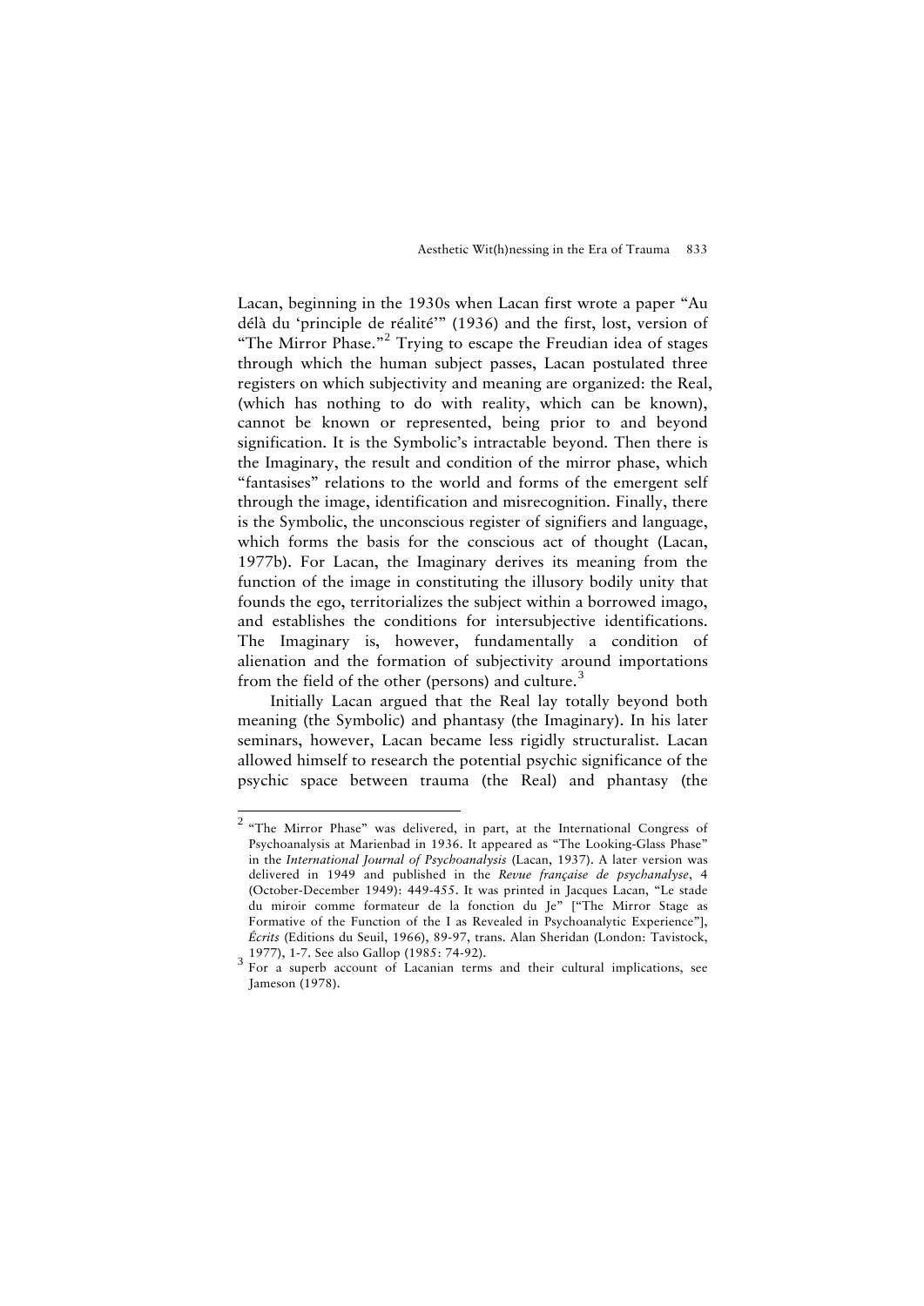Lacan, beginning in the 1930s when Lacan first wrote a paper "Au délà du 'principle de réalité'" (1936) and the first, lost, version of "The Mirror Phase."[2] Trying to escape the Freudian idea of stages through which the human subject passes, Lacan postulated three registers on which subjectivity and meaning are organized: the Real, (which has nothing to do with reality, which can be known), cannot be known or represented, being prior to and beyond signification. It is the Symbolic's intractable beyond. Then there is the Imaginary, the result and condition of the mirror phase, which "fantasises" relations to the world and forms of the emergent self through the image, identification and misrecognition. Finally, there is the Symbolic, the unconscious register of signifiers and language, which forms the basis for the conscious act of thought (Lacan, 1977b). For Lacan, the Imaginary derives its meaning from the function of the image in constituting the illusory bodily unity that founds the ego, territorializes the subject within a borrowed imago, and establishes the conditions for intersubjective identifications. The Imaginary is, however, fundamentally a condition of alienation and the formation of subjectivity around importations from the field of the other (persons) and culture.[3]

Initially Lacan argued that the Real lay totally beyond both meaning (the Symbolic) and phantasy (the Imaginary). In his later seminars, however, Lacan became less rigidly structuralist. Lacan allowed himself to research the potential psychic significance of the psychic space between trauma (the Real) and phantasy (the

---

[2] "The Mirror Phase" was delivered, in part, at the International Congress of Psychoanalysis at Marienbad in 1936. It appeared as "The Looking-Glass Phase" in the *International Journal of Psychoanalysis* (Lacan, 1937). A later version was delivered in 1949 and published in the *Revue française de psychanalyse*, 4 (October-December 1949): 449-455. It was printed in Jacques Lacan, "Le stade du miroir comme formateur de la fonction du Je" ["The Mirror Stage as Formative of the Function of the I as Revealed in Psychoanalytic Experience"], *Écrits* (Editions du Seuil, 1966), 89-97, trans. Alan Sheridan (London: Tavistock, 1977), 1-7. See also Gallop (1985: 74-92).

[3] For a superb account of Lacanian terms and their cultural implications, see Jameson (1978).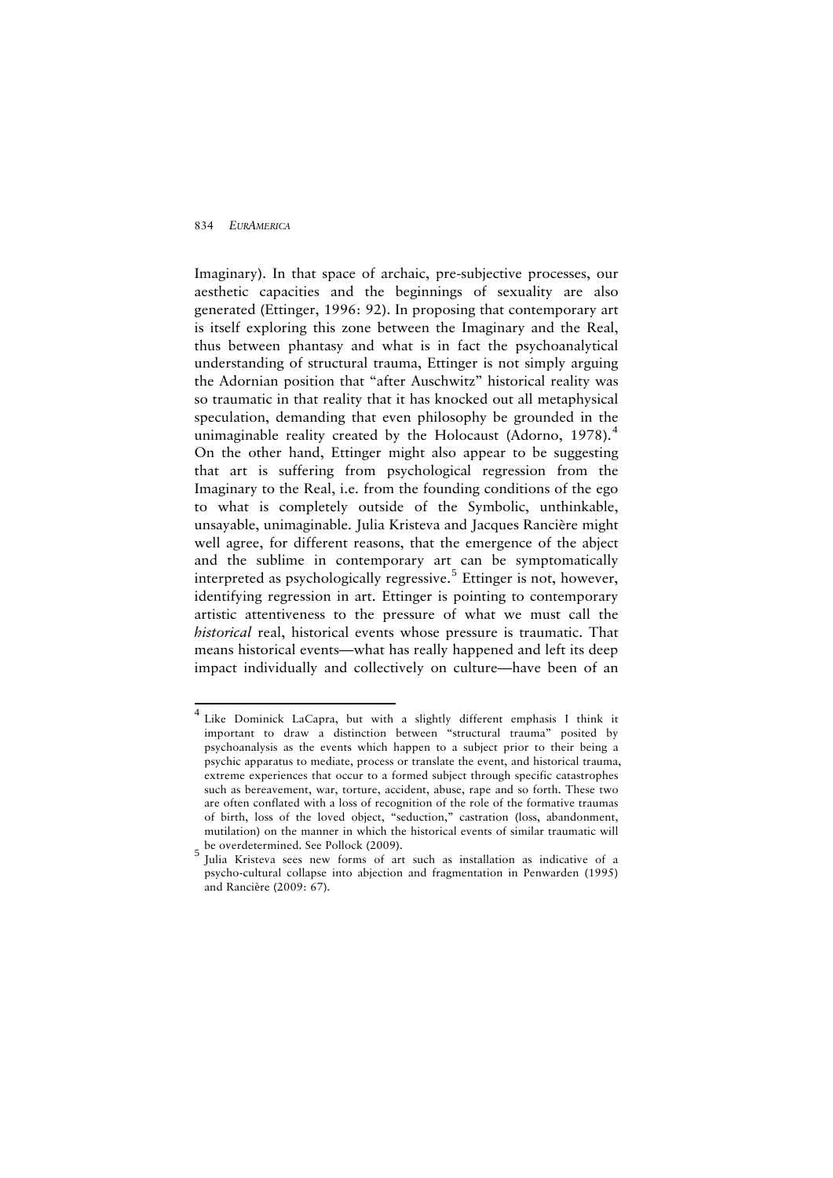Imaginary). In that space of archaic, pre-subjective processes, our aesthetic capacities and the beginnings of sexuality are also generated (Ettinger, 1996: 92). In proposing that contemporary art is itself exploring this zone between the Imaginary and the Real, thus between phantasy and what is in fact the psychoanalytical understanding of structural trauma, Ettinger is not simply arguing the Adornian position that "after Auschwitz" historical reality was so traumatic in that reality that it has knocked out all metaphysical speculation, demanding that even philosophy be grounded in the unimaginable reality created by the Holocaust (Adorno, 1978).[4] On the other hand, Ettinger might also appear to be suggesting that art is suffering from psychological regression from the Imaginary to the Real, i.e. from the founding conditions of the ego to what is completely outside of the Symbolic, unthinkable, unsayable, unimaginable. Julia Kristeva and Jacques Rancière might well agree, for different reasons, that the emergence of the abject and the sublime in contemporary art can be symptomatically interpreted as psychologically regressive.[5] Ettinger is not, however, identifying regression in art. Ettinger is pointing to contemporary artistic attentiveness to the pressure of what we must call the *historical* real, historical events whose pressure is traumatic. That means historical events—what has really happened and left its deep impact individually and collectively on culture—have been of an

---

[4] Like Dominick LaCapra, but with a slightly different emphasis I think it important to draw a distinction between "structural trauma" posited by psychoanalysis as the events which happen to a subject prior to their being a psychic apparatus to mediate, process or translate the event, and historical trauma, extreme experiences that occur to a formed subject through specific catastrophes such as bereavement, war, torture, accident, abuse, rape and so forth. These two are often conflated with a loss of recognition of the role of the formative traumas of birth, loss of the loved object, "seduction," castration (loss, abandonment, mutilation) on the manner in which the historical events of similar traumatic will be overdetermined. See Pollock (2009).

[5] Julia Kristeva sees new forms of art such as installation as indicative of a psycho-cultural collapse into abjection and fragmentation in Penwarden (1995) and Rancière (2009: 67).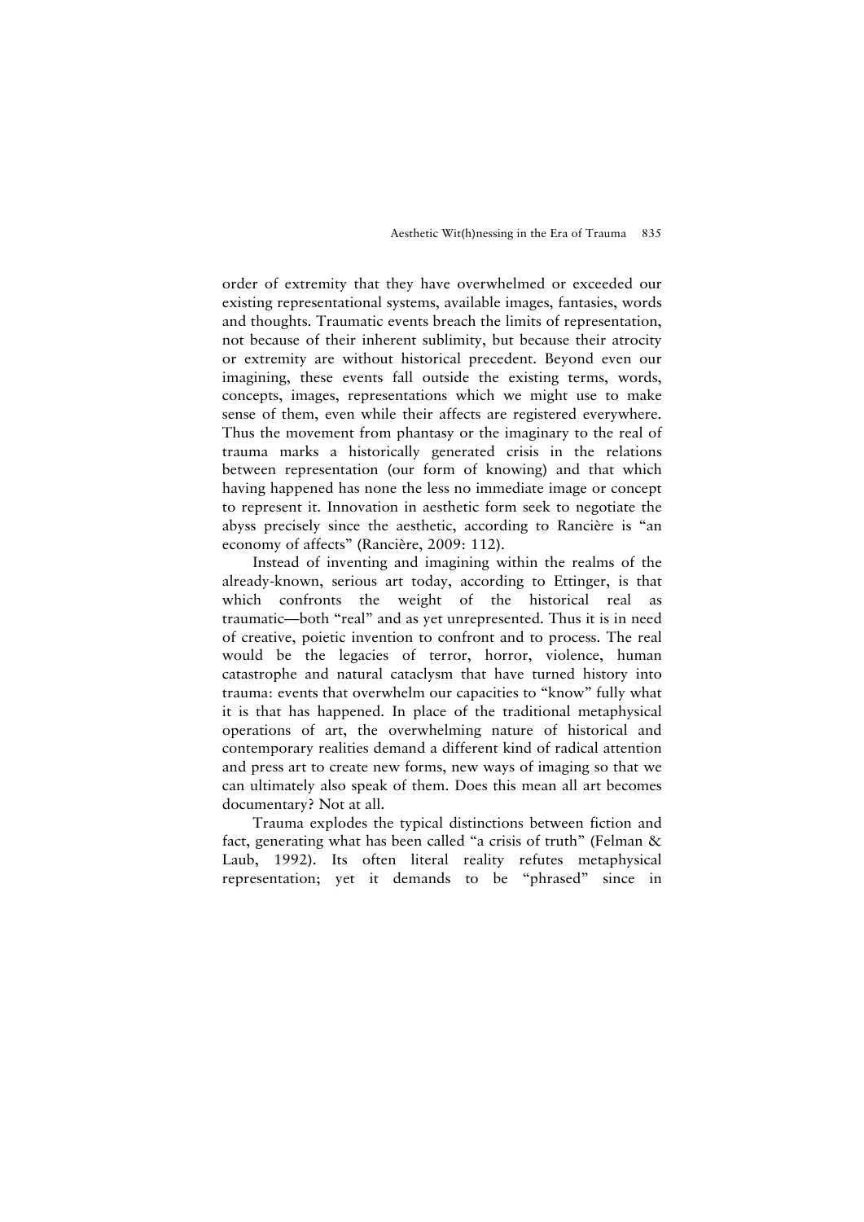order of extremity that they have overwhelmed or exceeded our existing representational systems, available images, fantasies, words and thoughts. Traumatic events breach the limits of representation, not because of their inherent sublimity, but because their atrocity or extremity are without historical precedent. Beyond even our imagining, these events fall outside the existing terms, words, concepts, images, representations which we might use to make sense of them, even while their affects are registered everywhere. Thus the movement from phantasy or the imaginary to the real of trauma marks a historically generated crisis in the relations between representation (our form of knowing) and that which having happened has none the less no immediate image or concept to represent it. Innovation in aesthetic form seek to negotiate the abyss precisely since the aesthetic, according to Rancière is "an economy of affects" (Rancière, 2009: 112).

Instead of inventing and imagining within the realms of the already-known, serious art today, according to Ettinger, is that which confronts the weight of the historical real as traumatic—both "real" and as yet unrepresented. Thus it is in need of creative, poietic invention to confront and to process. The real would be the legacies of terror, horror, violence, human catastrophe and natural cataclysm that have turned history into trauma: events that overwhelm our capacities to "know" fully what it is that has happened. In place of the traditional metaphysical operations of art, the overwhelming nature of historical and contemporary realities demand a different kind of radical attention and press art to create new forms, new ways of imaging so that we can ultimately also speak of them. Does this mean all art becomes documentary? Not at all.

Trauma explodes the typical distinctions between fiction and fact, generating what has been called "a crisis of truth" (Felman & Laub, 1992). Its often literal reality refutes metaphysical representation; yet it demands to be "phrased" since in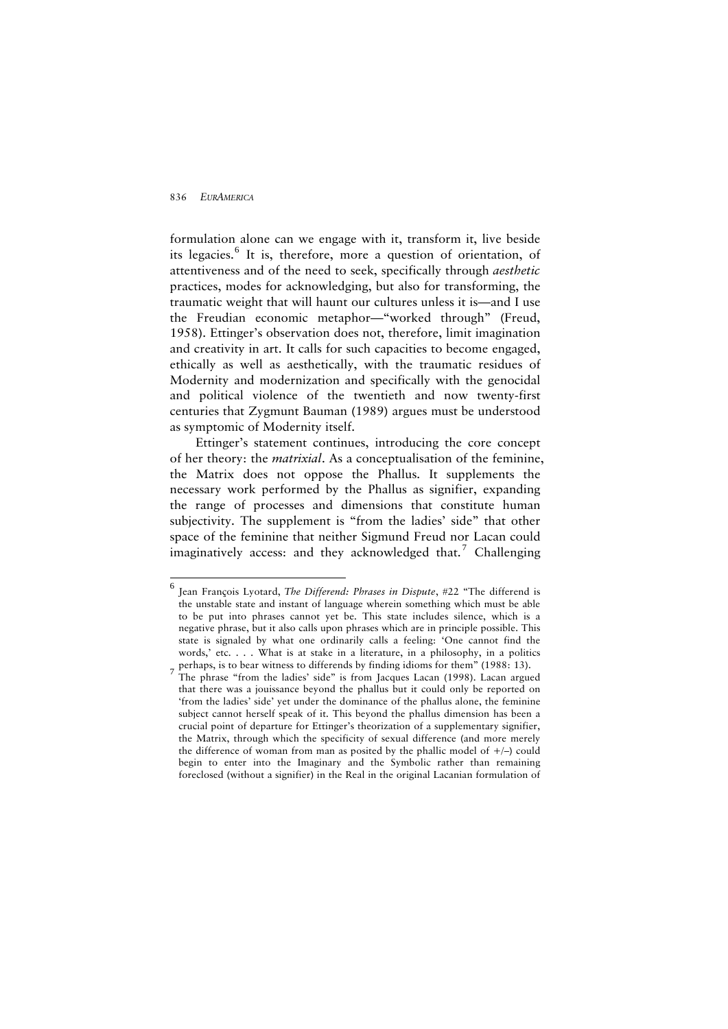formulation alone can we engage with it, transform it, live beside its legacies.[6] It is, therefore, more a question of orientation, of attentiveness and of the need to seek, specifically through *aesthetic* practices, modes for acknowledging, but also for transforming, the traumatic weight that will haunt our cultures unless it is—and I use the Freudian economic metaphor—"worked through" (Freud, 1958). Ettinger's observation does not, therefore, limit imagination and creativity in art. It calls for such capacities to become engaged, ethically as well as aesthetically, with the traumatic residues of Modernity and modernization and specifically with the genocidal and political violence of the twentieth and now twenty-first centuries that Zygmunt Bauman (1989) argues must be understood as symptomic of Modernity itself.

Ettinger's statement continues, introducing the core concept of her theory: the *matrixial*. As a conceptualisation of the feminine, the Matrix does not oppose the Phallus. It supplements the necessary work performed by the Phallus as signifier, expanding the range of processes and dimensions that constitute human subjectivity. The supplement is "from the ladies' side" that other space of the feminine that neither Sigmund Freud nor Lacan could imaginatively access: and they acknowledged that.[7] Challenging

---

[6] Jean François Lyotard, *The Differend: Phrases in Dispute*, #22 "The differend is the unstable state and instant of language wherein something which must be able to be put into phrases cannot yet be. This state includes silence, which is a negative phrase, but it also calls upon phrases which are in principle possible. This state is signaled by what one ordinarily calls a feeling: 'One cannot find the words,' etc. . . . What is at stake in a literature, in a philosophy, in a politics perhaps, is to bear witness to differends by finding idioms for them" (1988: 13).

[7] The phrase "from the ladies' side" is from Jacques Lacan (1998). Lacan argued that there was a jouissance beyond the phallus but it could only be reported on 'from the ladies' side' yet under the dominance of the phallus alone, the feminine subject cannot herself speak of it. This beyond the phallus dimension has been a crucial point of departure for Ettinger's theorization of a supplementary signifier, the Matrix, through which the specificity of sexual difference (and more merely the difference of woman from man as posited by the phallic model of +/–) could begin to enter into the Imaginary and the Symbolic rather than remaining foreclosed (without a signifier) in the Real in the original Lacanian formulation of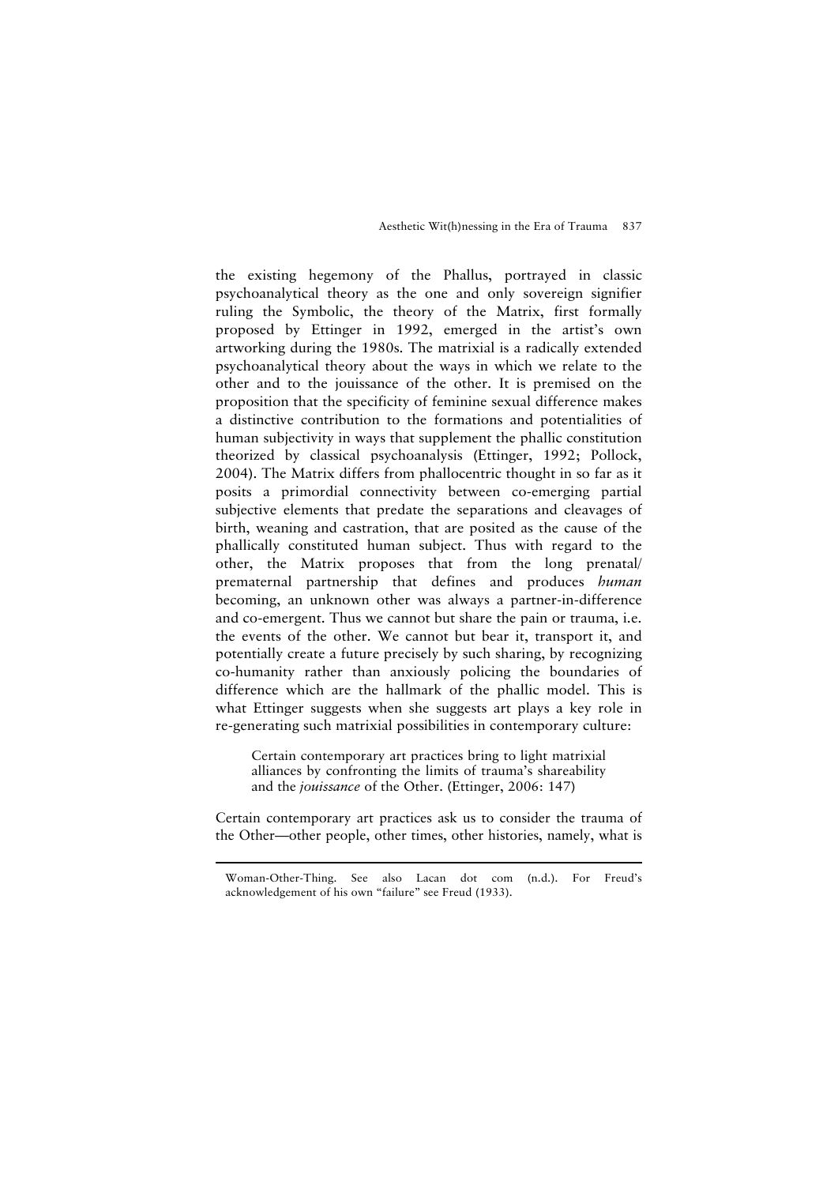the existing hegemony of the Phallus, portrayed in classic psychoanalytical theory as the one and only sovereign signifier ruling the Symbolic, the theory of the Matrix, first formally proposed by Ettinger in 1992, emerged in the artist's own artworking during the 1980s. The matrixial is a radically extended psychoanalytical theory about the ways in which we relate to the other and to the jouissance of the other. It is premised on the proposition that the specificity of feminine sexual difference makes a distinctive contribution to the formations and potentialities of human subjectivity in ways that supplement the phallic constitution theorized by classical psychoanalysis (Ettinger, 1992; Pollock, 2004). The Matrix differs from phallocentric thought in so far as it posits a primordial connectivity between co-emerging partial subjective elements that predate the separations and cleavages of birth, weaning and castration, that are posited as the cause of the phallically constituted human subject. Thus with regard to the other, the Matrix proposes that from the long prenatal/ prematernal partnership that defines and produces *human* becoming, an unknown other was always a partner-in-difference and co-emergent. Thus we cannot but share the pain or trauma, i.e. the events of the other. We cannot but bear it, transport it, and potentially create a future precisely by such sharing, by recognizing co-humanity rather than anxiously policing the boundaries of difference which are the hallmark of the phallic model. This is what Ettinger suggests when she suggests art plays a key role in re-generating such matrixial possibilities in contemporary culture:

> Certain contemporary art practices bring to light matrixial alliances by confronting the limits of trauma's shareability and the *jouissance* of the Other. (Ettinger, 2006: 147)

Certain contemporary art practices ask us to consider the trauma of the Other—other people, other times, other histories, namely, what is

---

Woman-Other-Thing. See also Lacan dot com (n.d.). For Freud's acknowledgement of his own "failure" see Freud (1933).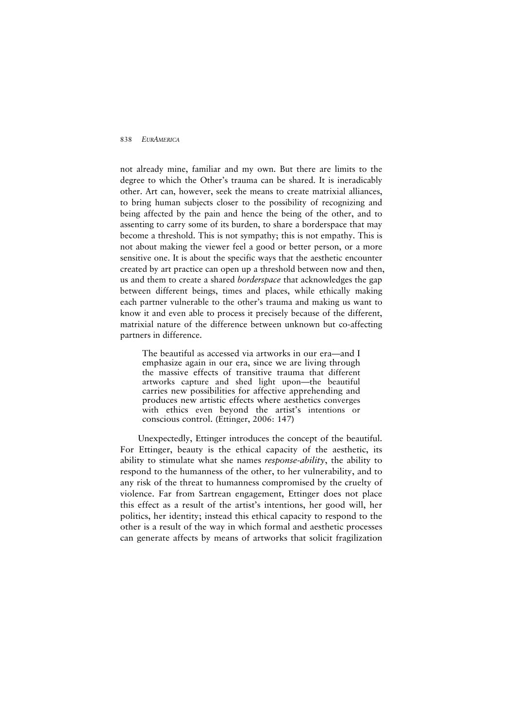not already mine, familiar and my own. But there are limits to the degree to which the Other's trauma can be shared. It is ineradicably other. Art can, however, seek the means to create matrixial alliances, to bring human subjects closer to the possibility of recognizing and being affected by the pain and hence the being of the other, and to assenting to carry some of its burden, to share a borderspace that may become a threshold. This is not sympathy; this is not empathy. This is not about making the viewer feel a good or better person, or a more sensitive one. It is about the specific ways that the aesthetic encounter created by art practice can open up a threshold between now and then, us and them to create a shared *borderspace* that acknowledges the gap between different beings, times and places, while ethically making each partner vulnerable to the other's trauma and making us want to know it and even able to process it precisely because of the different, matrixial nature of the difference between unknown but co-affecting partners in difference.

> The beautiful as accessed via artworks in our era—and I emphasize again in our era, since we are living through the massive effects of transitive trauma that different artworks capture and shed light upon—the beautiful carries new possibilities for affective apprehending and produces new artistic effects where aesthetics converges with ethics even beyond the artist's intentions or conscious control. (Ettinger, 2006: 147)

Unexpectedly, Ettinger introduces the concept of the beautiful. For Ettinger, beauty is the ethical capacity of the aesthetic, its ability to stimulate what she names *response-ability*, the ability to respond to the humanness of the other, to her vulnerability, and to any risk of the threat to humanness compromised by the cruelty of violence. Far from Sartrean engagement, Ettinger does not place this effect as a result of the artist's intentions, her good will, her politics, her identity; instead this ethical capacity to respond to the other is a result of the way in which formal and aesthetic processes can generate affects by means of artworks that solicit fragilization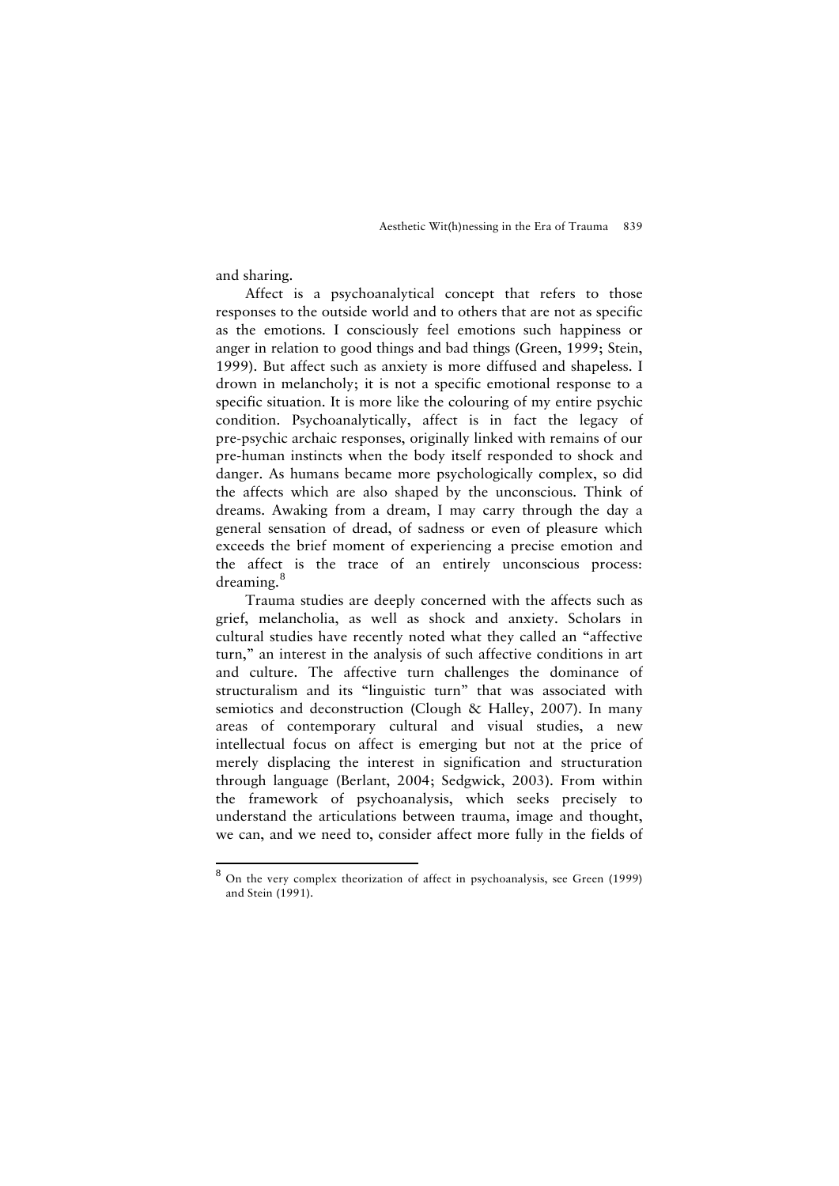and sharing.

Affect is a psychoanalytical concept that refers to those responses to the outside world and to others that are not as specific as the emotions. I consciously feel emotions such happiness or anger in relation to good things and bad things (Green, 1999; Stein, 1999). But affect such as anxiety is more diffused and shapeless. I drown in melancholy; it is not a specific emotional response to a specific situation. It is more like the colouring of my entire psychic condition. Psychoanalytically, affect is in fact the legacy of pre-psychic archaic responses, originally linked with remains of our pre-human instincts when the body itself responded to shock and danger. As humans became more psychologically complex, so did the affects which are also shaped by the unconscious. Think of dreams. Awaking from a dream, I may carry through the day a general sensation of dread, of sadness or even of pleasure which exceeds the brief moment of experiencing a precise emotion and the affect is the trace of an entirely unconscious process: dreaming.[8]

Trauma studies are deeply concerned with the affects such as grief, melancholia, as well as shock and anxiety. Scholars in cultural studies have recently noted what they called an "affective turn," an interest in the analysis of such affective conditions in art and culture. The affective turn challenges the dominance of structuralism and its "linguistic turn" that was associated with semiotics and deconstruction (Clough & Halley, 2007). In many areas of contemporary cultural and visual studies, a new intellectual focus on affect is emerging but not at the price of merely displacing the interest in signification and structuration through language (Berlant, 2004; Sedgwick, 2003). From within the framework of psychoanalysis, which seeks precisely to understand the articulations between trauma, image and thought, we can, and we need to, consider affect more fully in the fields of

---

[8] On the very complex theorization of affect in psychoanalysis, see Green (1999) and Stein (1991).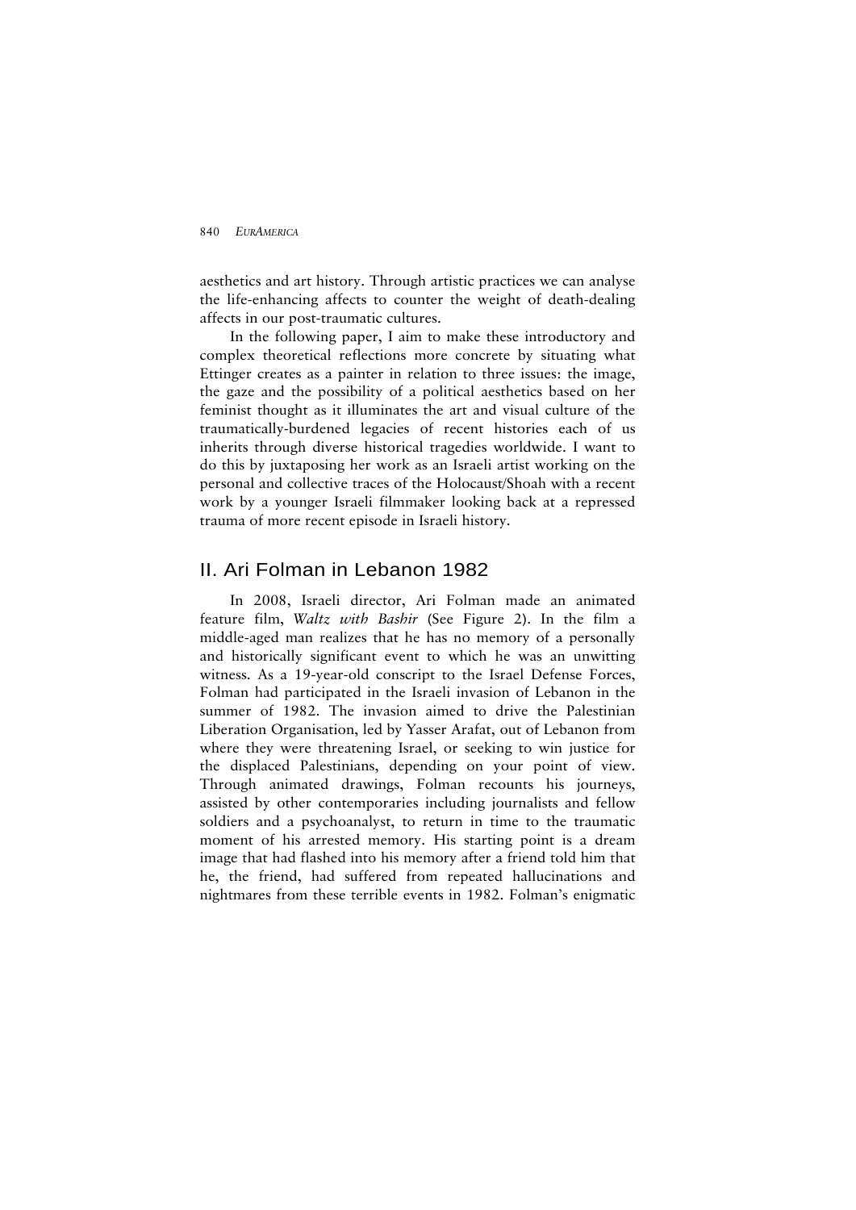aesthetics and art history. Through artistic practices we can analyse the life-enhancing affects to counter the weight of death-dealing affects in our post-traumatic cultures.

In the following paper, I aim to make these introductory and complex theoretical reflections more concrete by situating what Ettinger creates as a painter in relation to three issues: the image, the gaze and the possibility of a political aesthetics based on her feminist thought as it illuminates the art and visual culture of the traumatically-burdened legacies of recent histories each of us inherits through diverse historical tragedies worldwide. I want to do this by juxtaposing her work as an Israeli artist working on the personal and collective traces of the Holocaust/Shoah with a recent work by a younger Israeli filmmaker looking back at a repressed trauma of more recent episode in Israeli history.

## II. Ari Folman in Lebanon 1982

In 2008, Israeli director, Ari Folman made an animated feature film, *Waltz with Bashir* (See Figure 2). In the film a middle-aged man realizes that he has no memory of a personally and historically significant event to which he was an unwitting witness. As a 19-year-old conscript to the Israel Defense Forces, Folman had participated in the Israeli invasion of Lebanon in the summer of 1982. The invasion aimed to drive the Palestinian Liberation Organisation, led by Yasser Arafat, out of Lebanon from where they were threatening Israel, or seeking to win justice for the displaced Palestinians, depending on your point of view. Through animated drawings, Folman recounts his journeys, assisted by other contemporaries including journalists and fellow soldiers and a psychoanalyst, to return in time to the traumatic moment of his arrested memory. His starting point is a dream image that had flashed into his memory after a friend told him that he, the friend, had suffered from repeated hallucinations and nightmares from these terrible events in 1982. Folman's enigmatic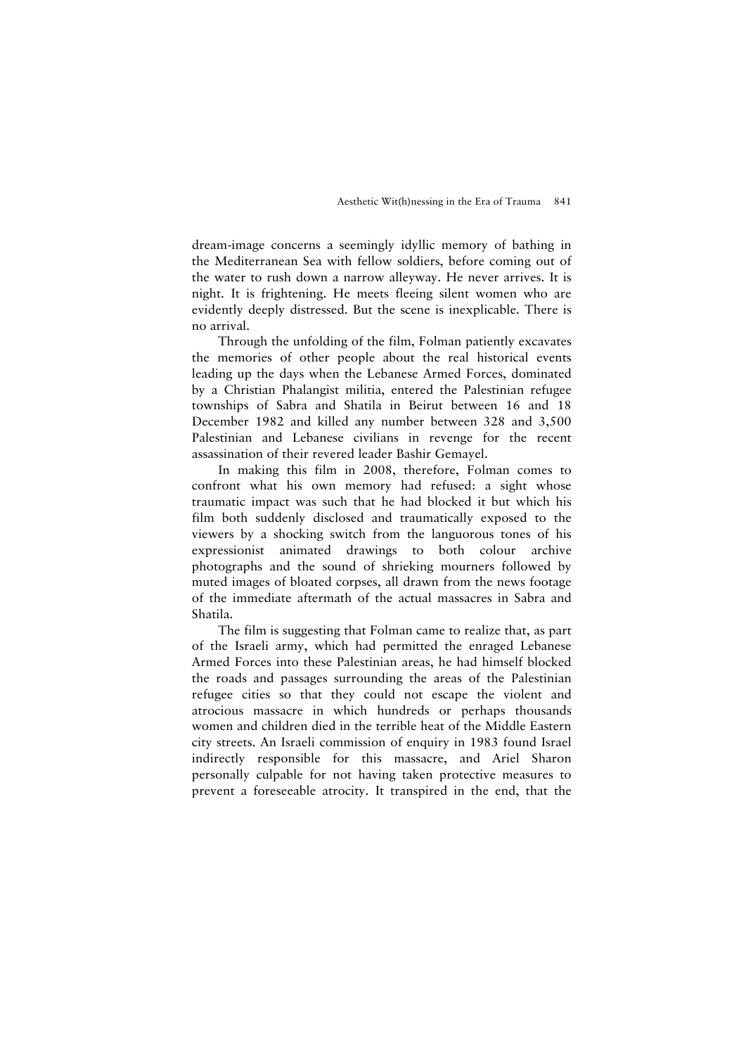dream-image concerns a seemingly idyllic memory of bathing in the Mediterranean Sea with fellow soldiers, before coming out of the water to rush down a narrow alleyway. He never arrives. It is night. It is frightening. He meets fleeing silent women who are evidently deeply distressed. But the scene is inexplicable. There is no arrival.

Through the unfolding of the film, Folman patiently excavates the memories of other people about the real historical events leading up the days when the Lebanese Armed Forces, dominated by a Christian Phalangist militia, entered the Palestinian refugee townships of Sabra and Shatila in Beirut between 16 and 18 December 1982 and killed any number between 328 and 3,500 Palestinian and Lebanese civilians in revenge for the recent assassination of their revered leader Bashir Gemayel.

In making this film in 2008, therefore, Folman comes to confront what his own memory had refused: a sight whose traumatic impact was such that he had blocked it but which his film both suddenly disclosed and traumatically exposed to the viewers by a shocking switch from the languorous tones of his expressionist animated drawings to both colour archive photographs and the sound of shrieking mourners followed by muted images of bloated corpses, all drawn from the news footage of the immediate aftermath of the actual massacres in Sabra and Shatila.

The film is suggesting that Folman came to realize that, as part of the Israeli army, which had permitted the enraged Lebanese Armed Forces into these Palestinian areas, he had himself blocked the roads and passages surrounding the areas of the Palestinian refugee cities so that they could not escape the violent and atrocious massacre in which hundreds or perhaps thousands women and children died in the terrible heat of the Middle Eastern city streets. An Israeli commission of enquiry in 1983 found Israel indirectly responsible for this massacre, and Ariel Sharon personally culpable for not having taken protective measures to prevent a foreseeable atrocity. It transpired in the end, that the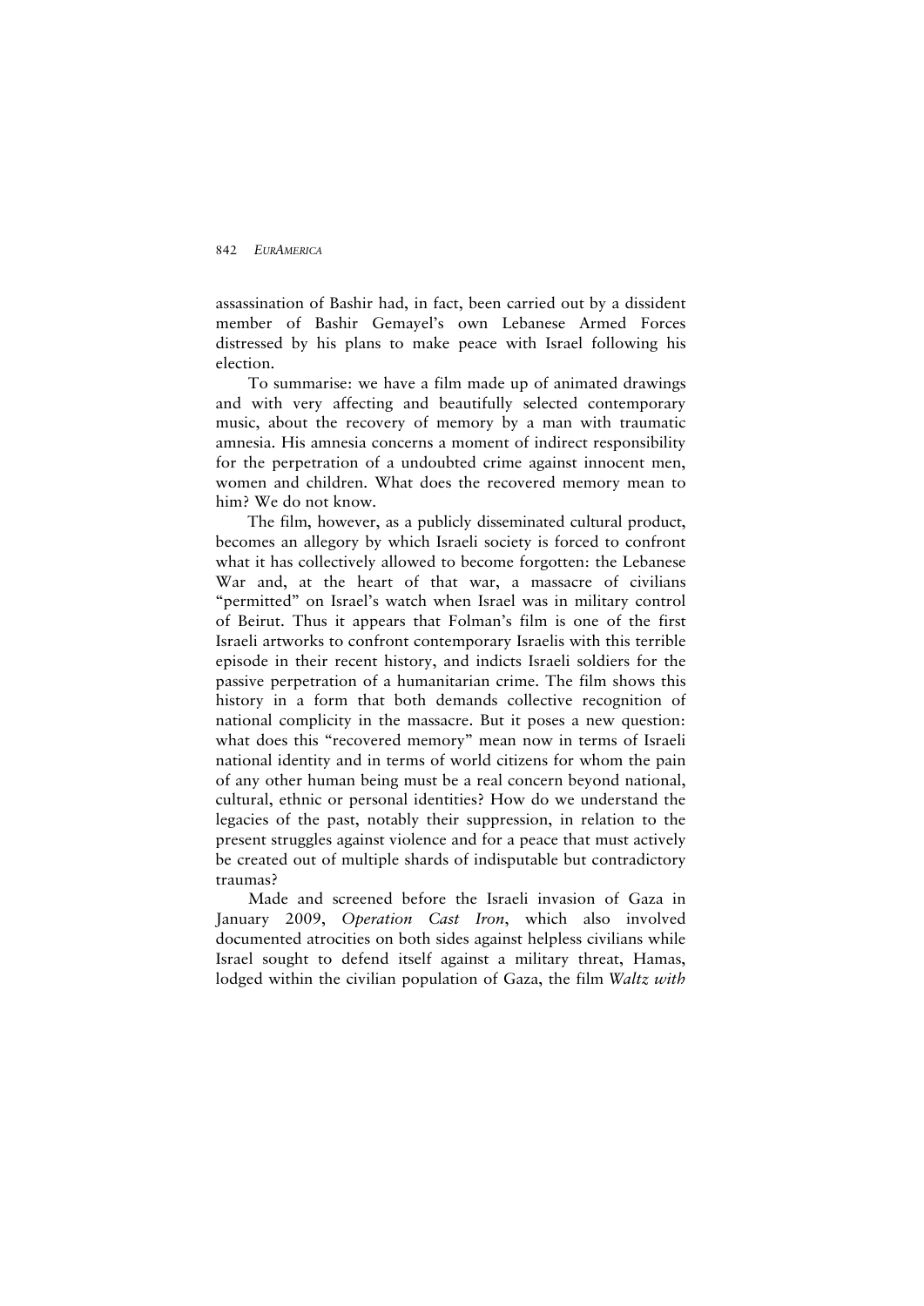assassination of Bashir had, in fact, been carried out by a dissident member of Bashir Gemayel's own Lebanese Armed Forces distressed by his plans to make peace with Israel following his election.

To summarise: we have a film made up of animated drawings and with very affecting and beautifully selected contemporary music, about the recovery of memory by a man with traumatic amnesia. His amnesia concerns a moment of indirect responsibility for the perpetration of a undoubted crime against innocent men, women and children. What does the recovered memory mean to him? We do not know.

The film, however, as a publicly disseminated cultural product, becomes an allegory by which Israeli society is forced to confront what it has collectively allowed to become forgotten: the Lebanese War and, at the heart of that war, a massacre of civilians "permitted" on Israel's watch when Israel was in military control of Beirut. Thus it appears that Folman's film is one of the first Israeli artworks to confront contemporary Israelis with this terrible episode in their recent history, and indicts Israeli soldiers for the passive perpetration of a humanitarian crime. The film shows this history in a form that both demands collective recognition of national complicity in the massacre. But it poses a new question: what does this "recovered memory" mean now in terms of Israeli national identity and in terms of world citizens for whom the pain of any other human being must be a real concern beyond national, cultural, ethnic or personal identities? How do we understand the legacies of the past, notably their suppression, in relation to the present struggles against violence and for a peace that must actively be created out of multiple shards of indisputable but contradictory traumas?

Made and screened before the Israeli invasion of Gaza in January 2009, *Operation Cast Iron*, which also involved documented atrocities on both sides against helpless civilians while Israel sought to defend itself against a military threat, Hamas, lodged within the civilian population of Gaza, the film *Waltz with*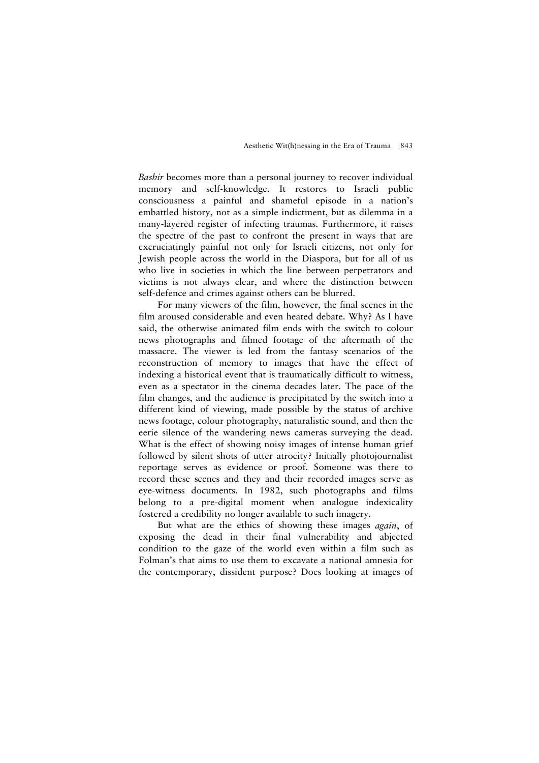*Bashir* becomes more than a personal journey to recover individual memory and self-knowledge. It restores to Israeli public consciousness a painful and shameful episode in a nation's embattled history, not as a simple indictment, but as dilemma in a many-layered register of infecting traumas. Furthermore, it raises the spectre of the past to confront the present in ways that are excruciatingly painful not only for Israeli citizens, not only for Jewish people across the world in the Diaspora, but for all of us who live in societies in which the line between perpetrators and victims is not always clear, and where the distinction between self-defence and crimes against others can be blurred.

For many viewers of the film, however, the final scenes in the film aroused considerable and even heated debate. Why? As I have said, the otherwise animated film ends with the switch to colour news photographs and filmed footage of the aftermath of the massacre. The viewer is led from the fantasy scenarios of the reconstruction of memory to images that have the effect of indexing a historical event that is traumatically difficult to witness, even as a spectator in the cinema decades later. The pace of the film changes, and the audience is precipitated by the switch into a different kind of viewing, made possible by the status of archive news footage, colour photography, naturalistic sound, and then the eerie silence of the wandering news cameras surveying the dead. What is the effect of showing noisy images of intense human grief followed by silent shots of utter atrocity? Initially photojournalist reportage serves as evidence or proof. Someone was there to record these scenes and they and their recorded images serve as eye-witness documents. In 1982, such photographs and films belong to a pre-digital moment when analogue indexicality fostered a credibility no longer available to such imagery.

But what are the ethics of showing these images *again*, of exposing the dead in their final vulnerability and abjected condition to the gaze of the world even within a film such as Folman's that aims to use them to excavate a national amnesia for the contemporary, dissident purpose? Does looking at images of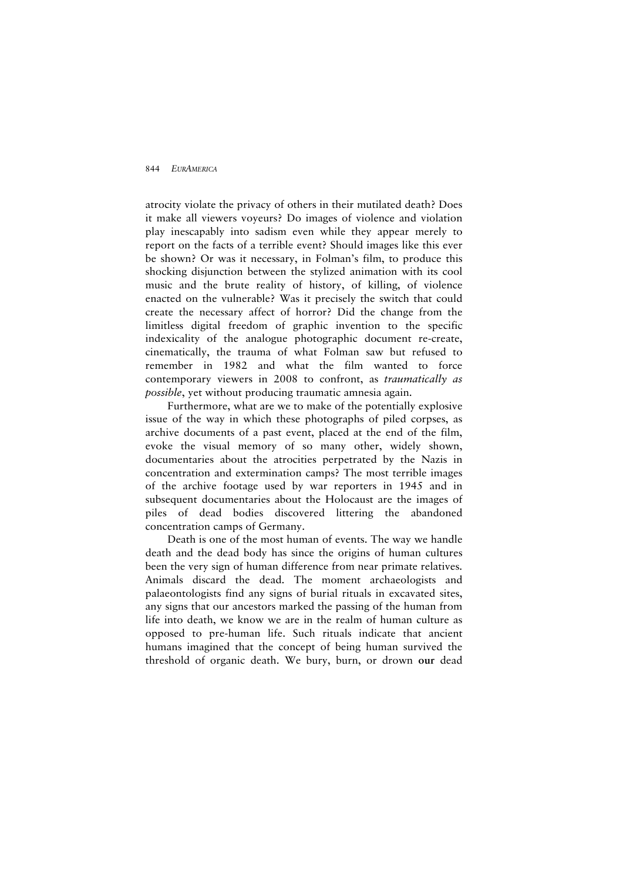atrocity violate the privacy of others in their mutilated death? Does it make all viewers voyeurs? Do images of violence and violation play inescapably into sadism even while they appear merely to report on the facts of a terrible event? Should images like this ever be shown? Or was it necessary, in Folman's film, to produce this shocking disjunction between the stylized animation with its cool music and the brute reality of history, of killing, of violence enacted on the vulnerable? Was it precisely the switch that could create the necessary affect of horror? Did the change from the limitless digital freedom of graphic invention to the specific indexicality of the analogue photographic document re-create, cinematically, the trauma of what Folman saw but refused to remember in 1982 and what the film wanted to force contemporary viewers in 2008 to confront, as *traumatically as possible*, yet without producing traumatic amnesia again.

Furthermore, what are we to make of the potentially explosive issue of the way in which these photographs of piled corpses, as archive documents of a past event, placed at the end of the film, evoke the visual memory of so many other, widely shown, documentaries about the atrocities perpetrated by the Nazis in concentration and extermination camps? The most terrible images of the archive footage used by war reporters in 1945 and in subsequent documentaries about the Holocaust are the images of piles of dead bodies discovered littering the abandoned concentration camps of Germany.

Death is one of the most human of events. The way we handle death and the dead body has since the origins of human cultures been the very sign of human difference from near primate relatives. Animals discard the dead. The moment archaeologists and palaeontologists find any signs of burial rituals in excavated sites, any signs that our ancestors marked the passing of the human from life into death, we know we are in the realm of human culture as opposed to pre-human life. Such rituals indicate that ancient humans imagined that the concept of being human survived the threshold of organic death. We bury, burn, or drown **our** dead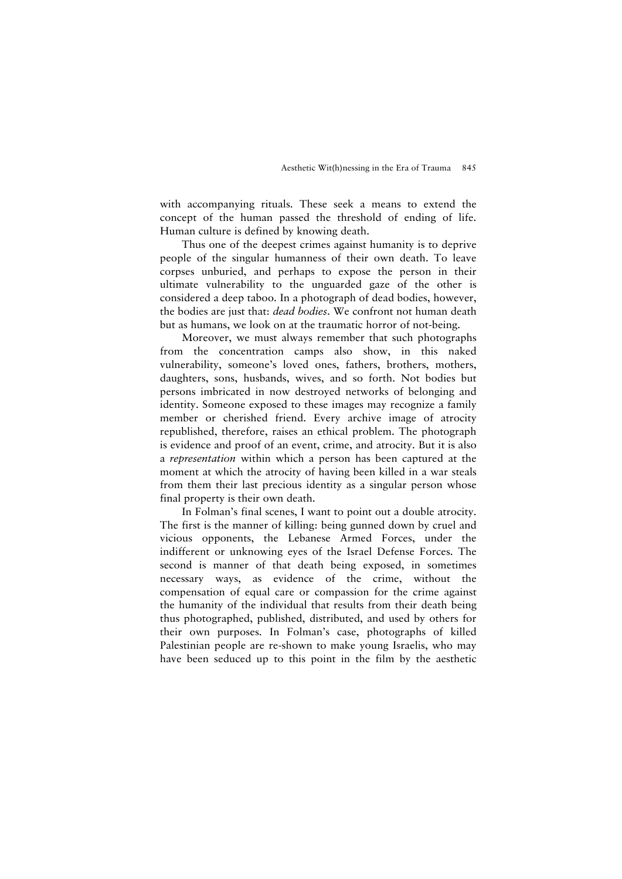with accompanying rituals. These seek a means to extend the concept of the human passed the threshold of ending of life. Human culture is defined by knowing death.

Thus one of the deepest crimes against humanity is to deprive people of the singular humanness of their own death. To leave corpses unburied, and perhaps to expose the person in their ultimate vulnerability to the unguarded gaze of the other is considered a deep taboo. In a photograph of dead bodies, however, the bodies are just that: *dead bodies*. We confront not human death but as humans, we look on at the traumatic horror of not-being.

Moreover, we must always remember that such photographs from the concentration camps also show, in this naked vulnerability, someone's loved ones, fathers, brothers, mothers, daughters, sons, husbands, wives, and so forth. Not bodies but persons imbricated in now destroyed networks of belonging and identity. Someone exposed to these images may recognize a family member or cherished friend. Every archive image of atrocity republished, therefore, raises an ethical problem. The photograph is evidence and proof of an event, crime, and atrocity. But it is also a *representation* within which a person has been captured at the moment at which the atrocity of having been killed in a war steals from them their last precious identity as a singular person whose final property is their own death.

In Folman's final scenes, I want to point out a double atrocity. The first is the manner of killing: being gunned down by cruel and vicious opponents, the Lebanese Armed Forces, under the indifferent or unknowing eyes of the Israel Defense Forces. The second is manner of that death being exposed, in sometimes necessary ways, as evidence of the crime, without the compensation of equal care or compassion for the crime against the humanity of the individual that results from their death being thus photographed, published, distributed, and used by others for their own purposes. In Folman's case, photographs of killed Palestinian people are re-shown to make young Israelis, who may have been seduced up to this point in the film by the aesthetic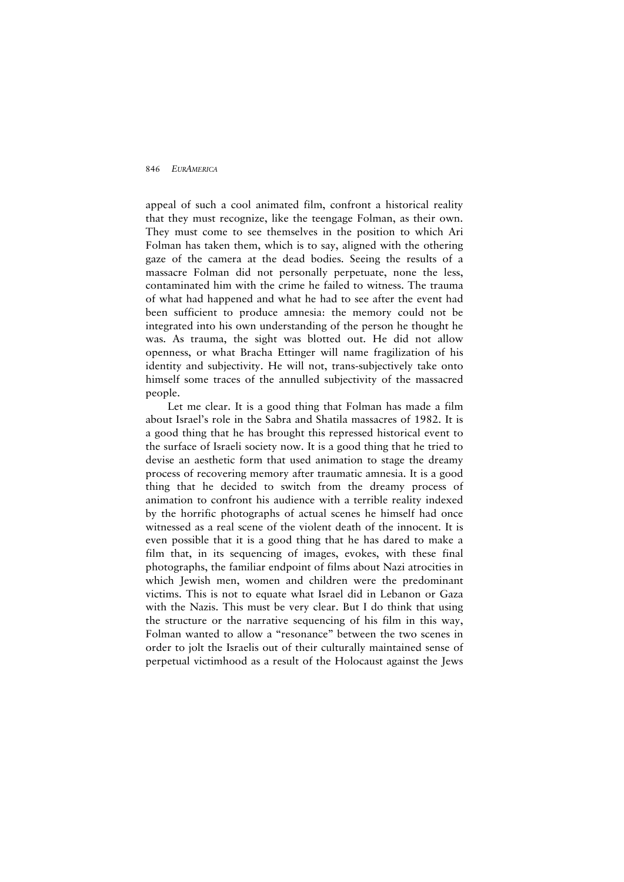appeal of such a cool animated film, confront a historical reality that they must recognize, like the teengage Folman, as their own. They must come to see themselves in the position to which Ari Folman has taken them, which is to say, aligned with the othering gaze of the camera at the dead bodies. Seeing the results of a massacre Folman did not personally perpetuate, none the less, contaminated him with the crime he failed to witness. The trauma of what had happened and what he had to see after the event had been sufficient to produce amnesia: the memory could not be integrated into his own understanding of the person he thought he was. As trauma, the sight was blotted out. He did not allow openness, or what Bracha Ettinger will name fragilization of his identity and subjectivity. He will not, trans-subjectively take onto himself some traces of the annulled subjectivity of the massacred people.

Let me clear. It is a good thing that Folman has made a film about Israel's role in the Sabra and Shatila massacres of 1982. It is a good thing that he has brought this repressed historical event to the surface of Israeli society now. It is a good thing that he tried to devise an aesthetic form that used animation to stage the dreamy process of recovering memory after traumatic amnesia. It is a good thing that he decided to switch from the dreamy process of animation to confront his audience with a terrible reality indexed by the horrific photographs of actual scenes he himself had once witnessed as a real scene of the violent death of the innocent. It is even possible that it is a good thing that he has dared to make a film that, in its sequencing of images, evokes, with these final photographs, the familiar endpoint of films about Nazi atrocities in which Jewish men, women and children were the predominant victims. This is not to equate what Israel did in Lebanon or Gaza with the Nazis. This must be very clear. But I do think that using the structure or the narrative sequencing of his film in this way, Folman wanted to allow a "resonance" between the two scenes in order to jolt the Israelis out of their culturally maintained sense of perpetual victimhood as a result of the Holocaust against the Jews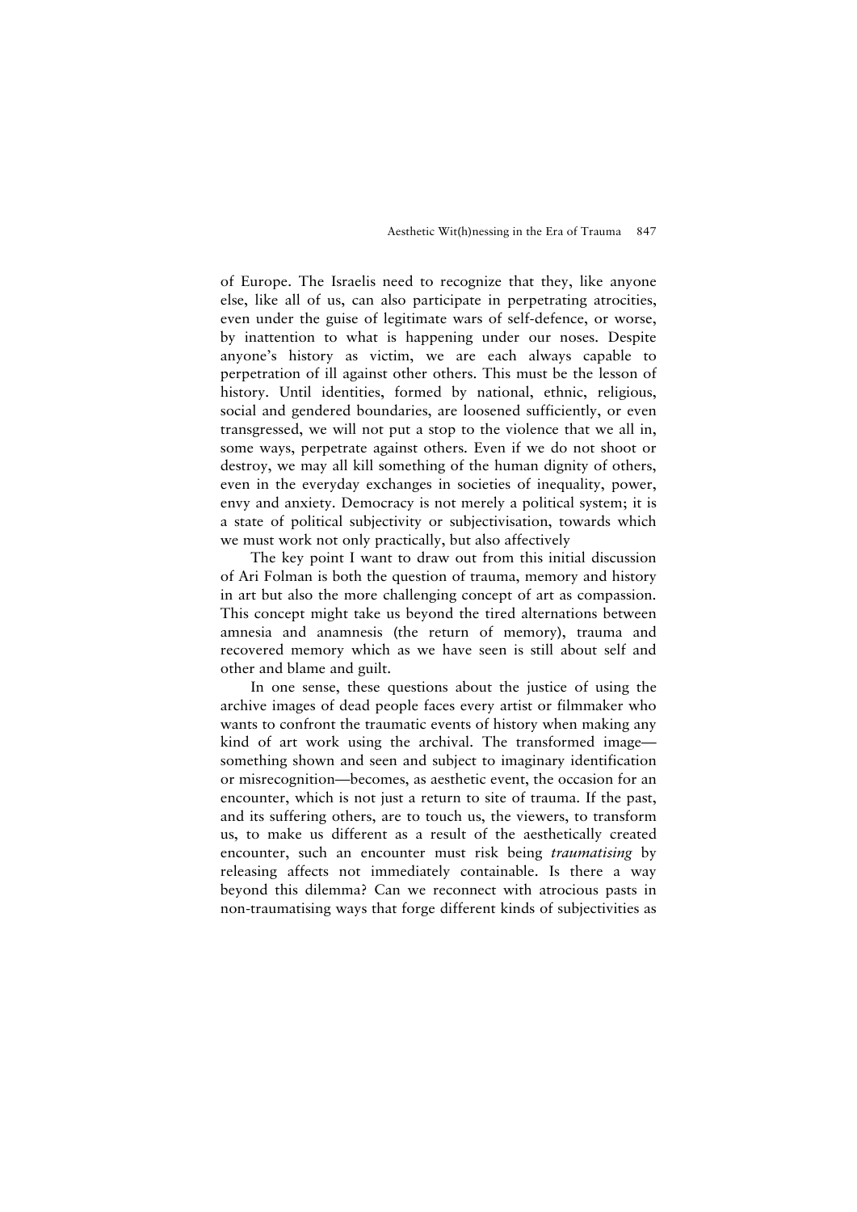of Europe. The Israelis need to recognize that they, like anyone else, like all of us, can also participate in perpetrating atrocities, even under the guise of legitimate wars of self-defence, or worse, by inattention to what is happening under our noses. Despite anyone's history as victim, we are each always capable to perpetration of ill against other others. This must be the lesson of history. Until identities, formed by national, ethnic, religious, social and gendered boundaries, are loosened sufficiently, or even transgressed, we will not put a stop to the violence that we all in, some ways, perpetrate against others. Even if we do not shoot or destroy, we may all kill something of the human dignity of others, even in the everyday exchanges in societies of inequality, power, envy and anxiety. Democracy is not merely a political system; it is a state of political subjectivity or subjectivisation, towards which we must work not only practically, but also affectively

The key point I want to draw out from this initial discussion of Ari Folman is both the question of trauma, memory and history in art but also the more challenging concept of art as compassion. This concept might take us beyond the tired alternations between amnesia and anamnesis (the return of memory), trauma and recovered memory which as we have seen is still about self and other and blame and guilt.

In one sense, these questions about the justice of using the archive images of dead people faces every artist or filmmaker who wants to confront the traumatic events of history when making any kind of art work using the archival. The transformed image—something shown and seen and subject to imaginary identification or misrecognition—becomes, as aesthetic event, the occasion for an encounter, which is not just a return to site of trauma. If the past, and its suffering others, are to touch us, the viewers, to transform us, to make us different as a result of the aesthetically created encounter, such an encounter must risk being *traumatising* by releasing affects not immediately containable. Is there a way beyond this dilemma? Can we reconnect with atrocious pasts in non-traumatising ways that forge different kinds of subjectivities as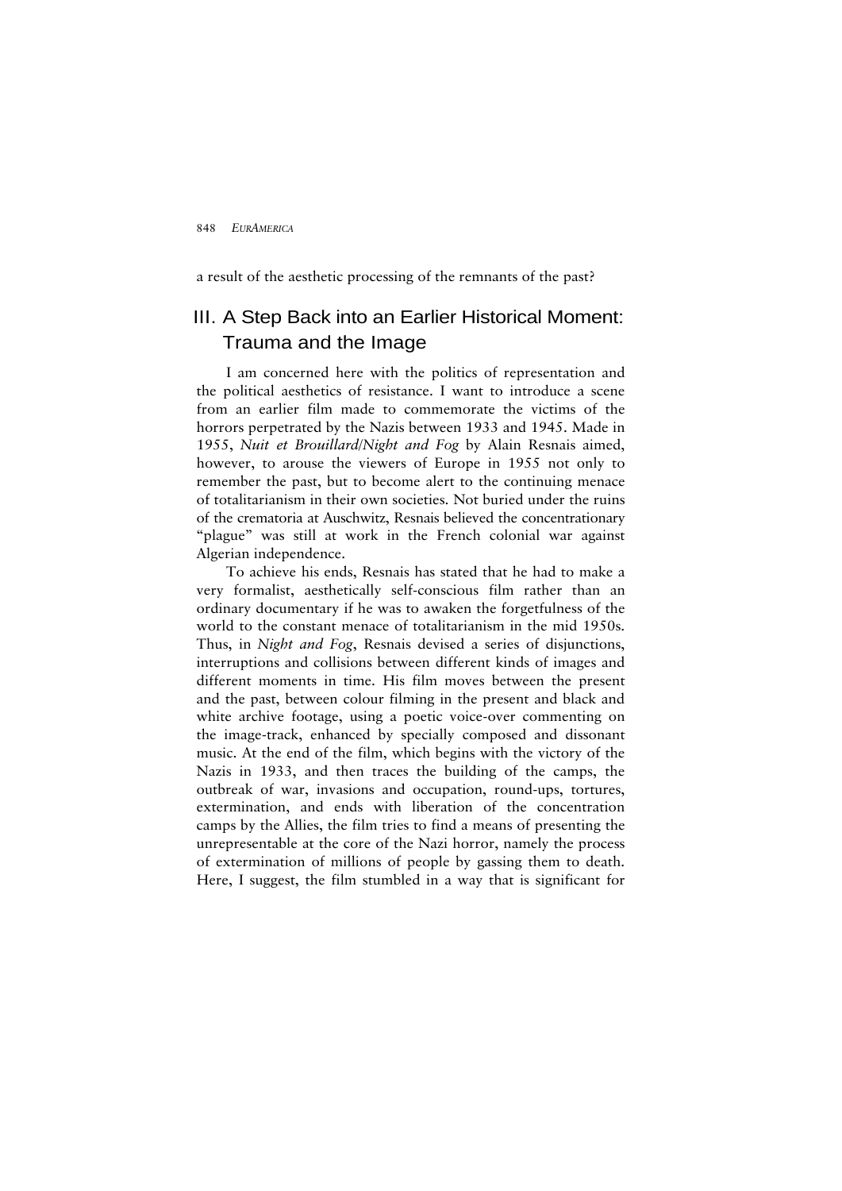a result of the aesthetic processing of the remnants of the past?

## III. A Step Back into an Earlier Historical Moment: Trauma and the Image

I am concerned here with the politics of representation and the political aesthetics of resistance. I want to introduce a scene from an earlier film made to commemorate the victims of the horrors perpetrated by the Nazis between 1933 and 1945. Made in 1955, *Nuit et Brouillard/Night and Fog* by Alain Resnais aimed, however, to arouse the viewers of Europe in 1955 not only to remember the past, but to become alert to the continuing menace of totalitarianism in their own societies. Not buried under the ruins of the crematoria at Auschwitz, Resnais believed the concentrationary "plague" was still at work in the French colonial war against Algerian independence.

To achieve his ends, Resnais has stated that he had to make a very formalist, aesthetically self-conscious film rather than an ordinary documentary if he was to awaken the forgetfulness of the world to the constant menace of totalitarianism in the mid 1950s. Thus, in *Night and Fog*, Resnais devised a series of disjunctions, interruptions and collisions between different kinds of images and different moments in time. His film moves between the present and the past, between colour filming in the present and black and white archive footage, using a poetic voice-over commenting on the image-track, enhanced by specially composed and dissonant music. At the end of the film, which begins with the victory of the Nazis in 1933, and then traces the building of the camps, the outbreak of war, invasions and occupation, round-ups, tortures, extermination, and ends with liberation of the concentration camps by the Allies, the film tries to find a means of presenting the unrepresentable at the core of the Nazi horror, namely the process of extermination of millions of people by gassing them to death. Here, I suggest, the film stumbled in a way that is significant for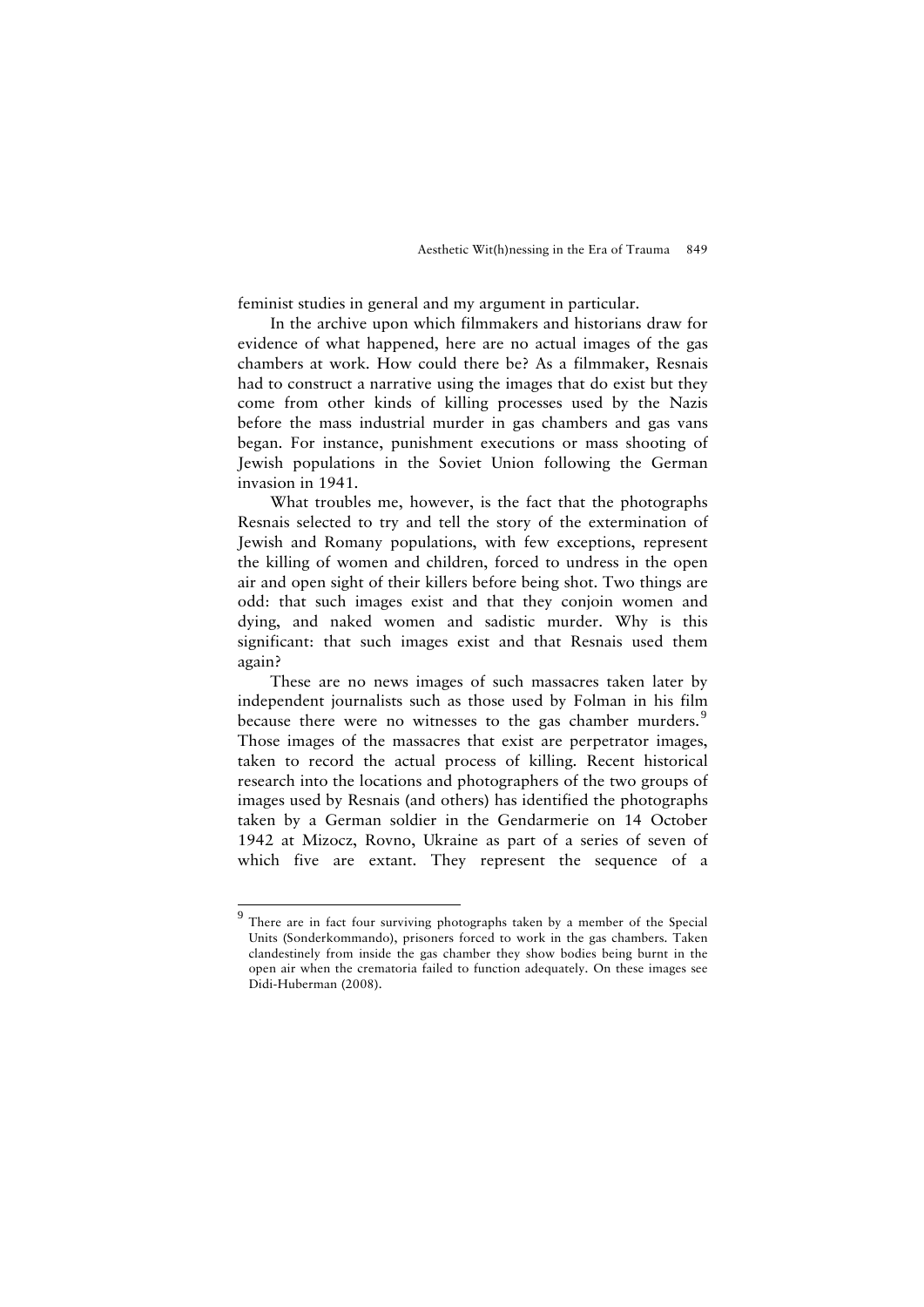feminist studies in general and my argument in particular.

In the archive upon which filmmakers and historians draw for evidence of what happened, here are no actual images of the gas chambers at work. How could there be? As a filmmaker, Resnais had to construct a narrative using the images that do exist but they come from other kinds of killing processes used by the Nazis before the mass industrial murder in gas chambers and gas vans began. For instance, punishment executions or mass shooting of Jewish populations in the Soviet Union following the German invasion in 1941.

What troubles me, however, is the fact that the photographs Resnais selected to try and tell the story of the extermination of Jewish and Romany populations, with few exceptions, represent the killing of women and children, forced to undress in the open air and open sight of their killers before being shot. Two things are odd: that such images exist and that they conjoin women and dying, and naked women and sadistic murder. Why is this significant: that such images exist and that Resnais used them again?

These are no news images of such massacres taken later by independent journalists such as those used by Folman in his film because there were no witnesses to the gas chamber murders.[9] Those images of the massacres that exist are perpetrator images, taken to record the actual process of killing. Recent historical research into the locations and photographers of the two groups of images used by Resnais (and others) has identified the photographs taken by a German soldier in the Gendarmerie on 14 October 1942 at Mizocz, Rovno, Ukraine as part of a series of seven of which five are extant. They represent the sequence of a

[9] There are in fact four surviving photographs taken by a member of the Special Units (Sonderkommando), prisoners forced to work in the gas chambers. Taken clandestinely from inside the gas chamber they show bodies being burnt in the open air when the crematoria failed to function adequately. On these images see Didi-Huberman (2008).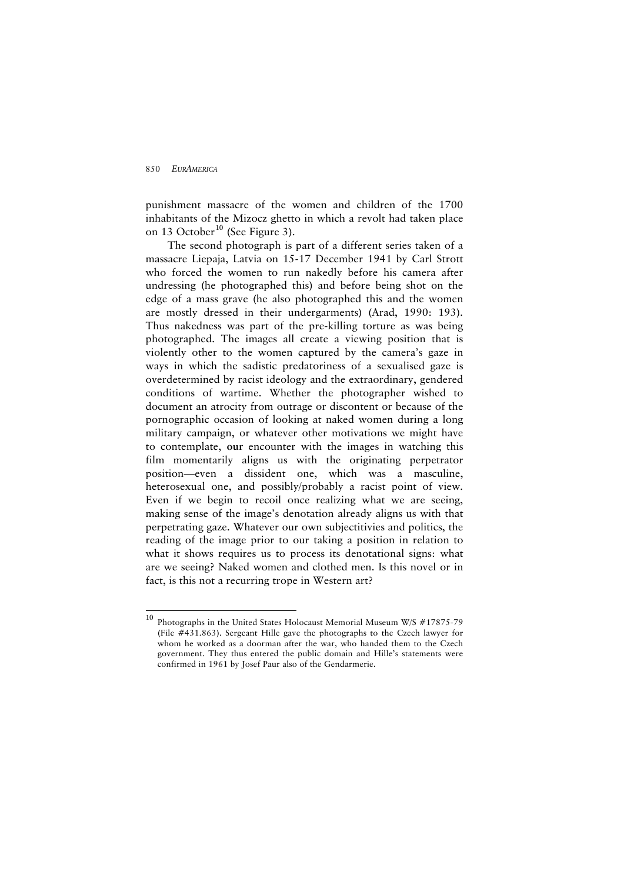punishment massacre of the women and children of the 1700 inhabitants of the Mizocz ghetto in which a revolt had taken place on 13 October[10] (See Figure 3).

The second photograph is part of a different series taken of a massacre Liepaja, Latvia on 15-17 December 1941 by Carl Strott who forced the women to run nakedly before his camera after undressing (he photographed this) and before being shot on the edge of a mass grave (he also photographed this and the women are mostly dressed in their undergarments) (Arad, 1990: 193). Thus nakedness was part of the pre-killing torture as was being photographed. The images all create a viewing position that is violently other to the women captured by the camera's gaze in ways in which the sadistic predatoriness of a sexualised gaze is overdetermined by racist ideology and the extraordinary, gendered conditions of wartime. Whether the photographer wished to document an atrocity from outrage or discontent or because of the pornographic occasion of looking at naked women during a long military campaign, or whatever other motivations we might have to contemplate, **our** encounter with the images in watching this film momentarily aligns us with the originating perpetrator position—even a dissident one, which was a masculine, heterosexual one, and possibly/probably a racist point of view. Even if we begin to recoil once realizing what we are seeing, making sense of the image's denotation already aligns us with that perpetrating gaze. Whatever our own subjectitivies and politics, the reading of the image prior to our taking a position in relation to what it shows requires us to process its denotational signs: what are we seeing? Naked women and clothed men. Is this novel or in fact, is this not a recurring trope in Western art?

---

[10] Photographs in the United States Holocaust Memorial Museum W/S #17875-79 (File #431.863). Sergeant Hille gave the photographs to the Czech lawyer for whom he worked as a doorman after the war, who handed them to the Czech government. They thus entered the public domain and Hille's statements were confirmed in 1961 by Josef Paur also of the Gendarmerie.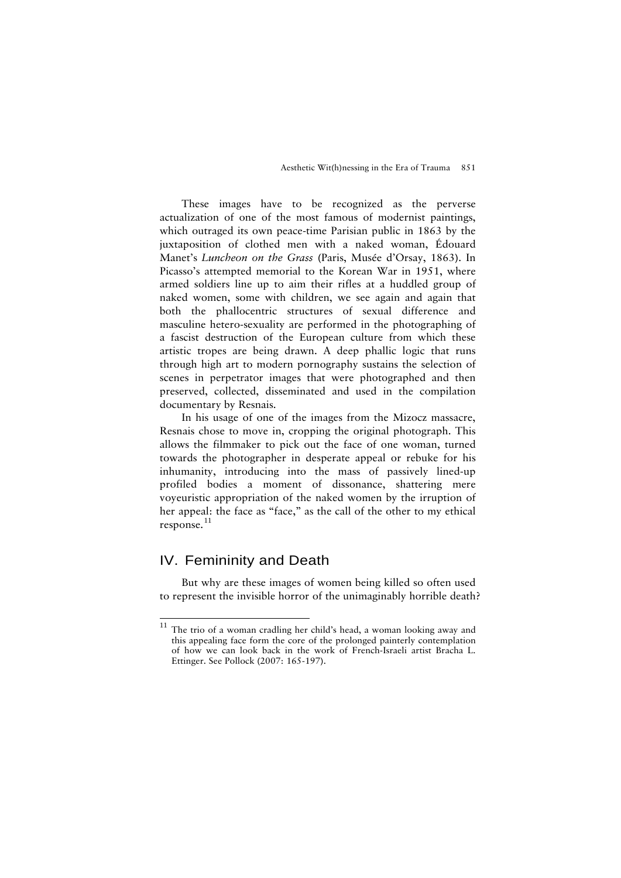These images have to be recognized as the perverse actualization of one of the most famous of modernist paintings, which outraged its own peace-time Parisian public in 1863 by the juxtaposition of clothed men with a naked woman, Édouard Manet's *Luncheon on the Grass* (Paris, Musée d'Orsay, 1863). In Picasso's attempted memorial to the Korean War in 1951, where armed soldiers line up to aim their rifles at a huddled group of naked women, some with children, we see again and again that both the phallocentric structures of sexual difference and masculine hetero-sexuality are performed in the photographing of a fascist destruction of the European culture from which these artistic tropes are being drawn. A deep phallic logic that runs through high art to modern pornography sustains the selection of scenes in perpetrator images that were photographed and then preserved, collected, disseminated and used in the compilation documentary by Resnais.

In his usage of one of the images from the Mizocz massacre, Resnais chose to move in, cropping the original photograph. This allows the filmmaker to pick out the face of one woman, turned towards the photographer in desperate appeal or rebuke for his inhumanity, introducing into the mass of passively lined-up profiled bodies a moment of dissonance, shattering mere voyeuristic appropriation of the naked women by the irruption of her appeal: the face as "face," as the call of the other to my ethical response.[11]

## IV. Femininity and Death

But why are these images of women being killed so often used to represent the invisible horror of the unimaginably horrible death?

---

[11] The trio of a woman cradling her child's head, a woman looking away and this appealing face form the core of the prolonged painterly contemplation of how we can look back in the work of French-Israeli artist Bracha L. Ettinger. See Pollock (2007: 165-197).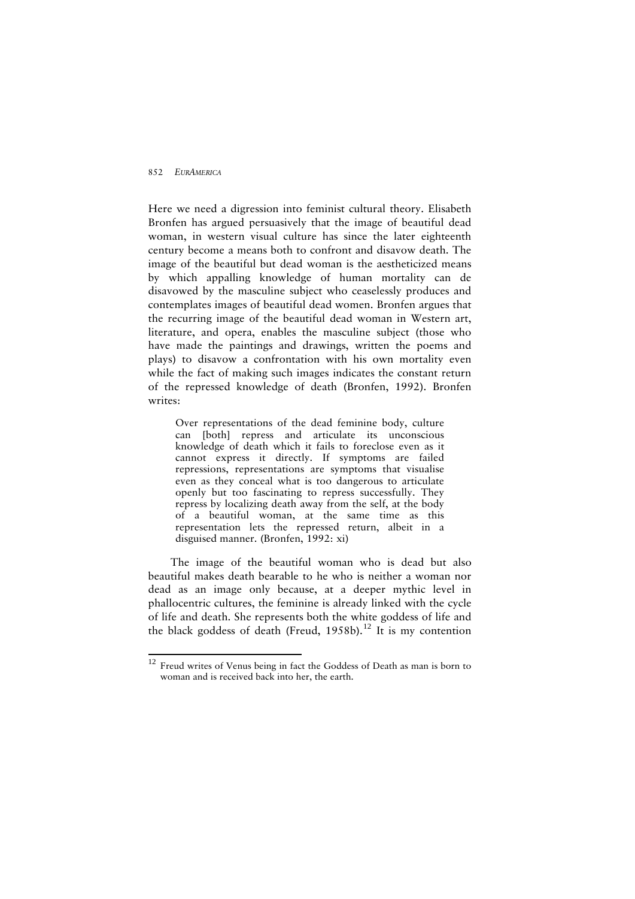Here we need a digression into feminist cultural theory. Elisabeth Bronfen has argued persuasively that the image of beautiful dead woman, in western visual culture has since the later eighteenth century become a means both to confront and disavow death. The image of the beautiful but dead woman is the aestheticized means by which appalling knowledge of human mortality can de disavowed by the masculine subject who ceaselessly produces and contemplates images of beautiful dead women. Bronfen argues that the recurring image of the beautiful dead woman in Western art, literature, and opera, enables the masculine subject (those who have made the paintings and drawings, written the poems and plays) to disavow a confrontation with his own mortality even while the fact of making such images indicates the constant return of the repressed knowledge of death (Bronfen, 1992). Bronfen writes:

> Over representations of the dead feminine body, culture can [both] repress and articulate its unconscious knowledge of death which it fails to foreclose even as it cannot express it directly. If symptoms are failed repressions, representations are symptoms that visualise even as they conceal what is too dangerous to articulate openly but too fascinating to repress successfully. They repress by localizing death away from the self, at the body of a beautiful woman, at the same time as this representation lets the repressed return, albeit in a disguised manner. (Bronfen, 1992: xi)

The image of the beautiful woman who is dead but also beautiful makes death bearable to he who is neither a woman nor dead as an image only because, at a deeper mythic level in phallocentric cultures, the feminine is already linked with the cycle of life and death. She represents both the white goddess of life and the black goddess of death (Freud, 1958b).[12] It is my contention

[12] Freud writes of Venus being in fact the Goddess of Death as man is born to woman and is received back into her, the earth.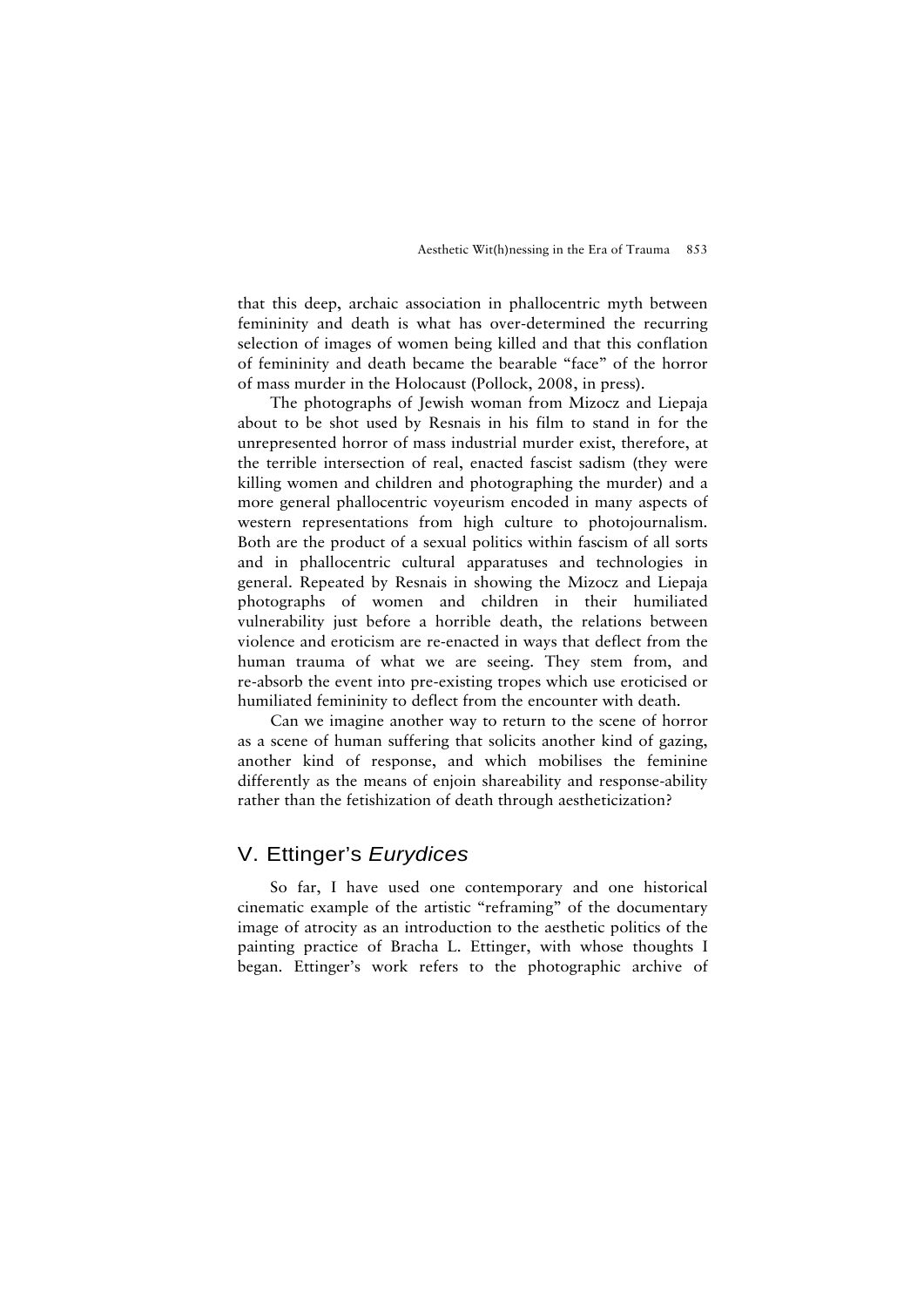that this deep, archaic association in phallocentric myth between femininity and death is what has over-determined the recurring selection of images of women being killed and that this conflation of femininity and death became the bearable "face" of the horror of mass murder in the Holocaust (Pollock, 2008, in press).

The photographs of Jewish woman from Mizocz and Liepaja about to be shot used by Resnais in his film to stand in for the unrepresented horror of mass industrial murder exist, therefore, at the terrible intersection of real, enacted fascist sadism (they were killing women and children and photographing the murder) and a more general phallocentric voyeurism encoded in many aspects of western representations from high culture to photojournalism. Both are the product of a sexual politics within fascism of all sorts and in phallocentric cultural apparatuses and technologies in general. Repeated by Resnais in showing the Mizocz and Liepaja photographs of women and children in their humiliated vulnerability just before a horrible death, the relations between violence and eroticism are re-enacted in ways that deflect from the human trauma of what we are seeing. They stem from, and re-absorb the event into pre-existing tropes which use eroticised or humiliated femininity to deflect from the encounter with death.

Can we imagine another way to return to the scene of horror as a scene of human suffering that solicits another kind of gazing, another kind of response, and which mobilises the feminine differently as the means of enjoin shareability and response-ability rather than the fetishization of death through aestheticization?

## V. Ettinger's *Eurydices*

So far, I have used one contemporary and one historical cinematic example of the artistic "reframing" of the documentary image of atrocity as an introduction to the aesthetic politics of the painting practice of Bracha L. Ettinger, with whose thoughts I began. Ettinger's work refers to the photographic archive of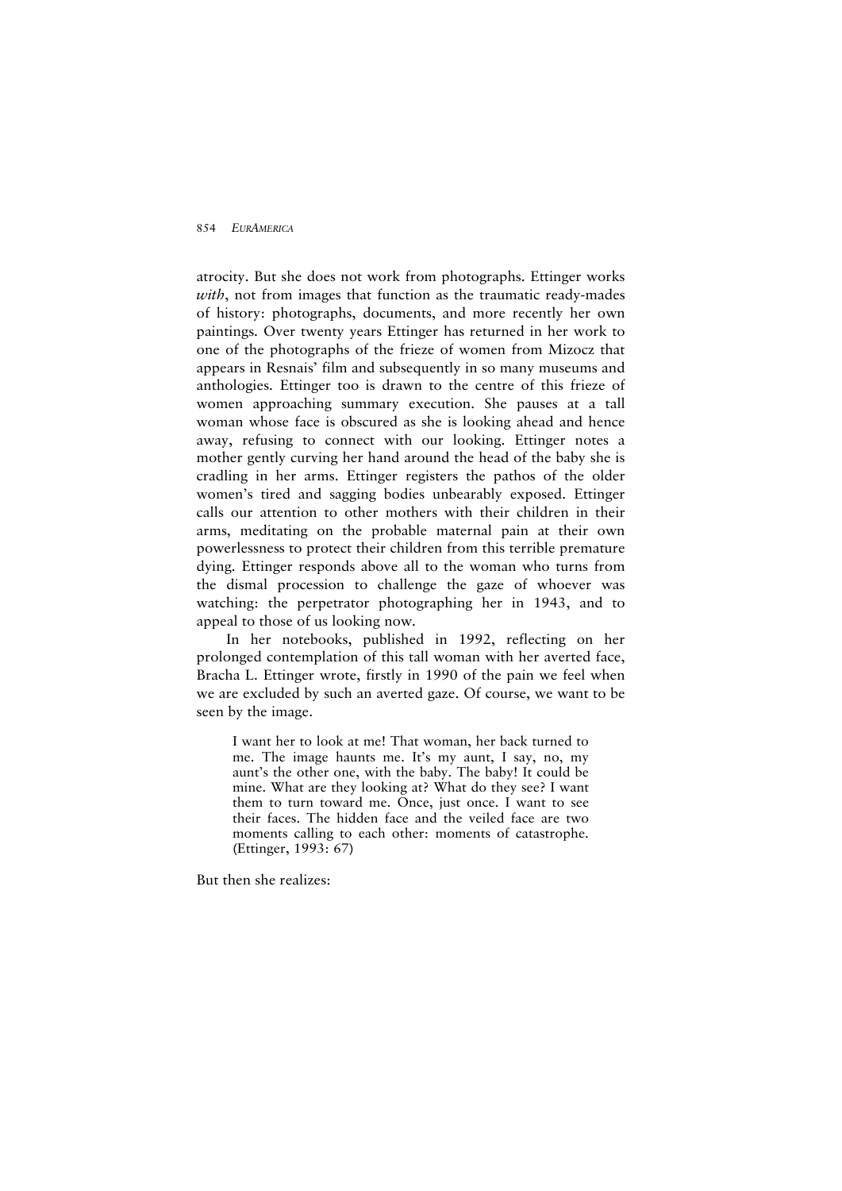atrocity. But she does not work from photographs. Ettinger works *with*, not from images that function as the traumatic ready-mades of history: photographs, documents, and more recently her own paintings. Over twenty years Ettinger has returned in her work to one of the photographs of the frieze of women from Mizocz that appears in Resnais' film and subsequently in so many museums and anthologies. Ettinger too is drawn to the centre of this frieze of women approaching summary execution. She pauses at a tall woman whose face is obscured as she is looking ahead and hence away, refusing to connect with our looking. Ettinger notes a mother gently curving her hand around the head of the baby she is cradling in her arms. Ettinger registers the pathos of the older women's tired and sagging bodies unbearably exposed. Ettinger calls our attention to other mothers with their children in their arms, meditating on the probable maternal pain at their own powerlessness to protect their children from this terrible premature dying. Ettinger responds above all to the woman who turns from the dismal procession to challenge the gaze of whoever was watching: the perpetrator photographing her in 1943, and to appeal to those of us looking now.

In her notebooks, published in 1992, reflecting on her prolonged contemplation of this tall woman with her averted face, Bracha L. Ettinger wrote, firstly in 1990 of the pain we feel when we are excluded by such an averted gaze. Of course, we want to be seen by the image.

> I want her to look at me! That woman, her back turned to me. The image haunts me. It's my aunt, I say, no, my aunt's the other one, with the baby. The baby! It could be mine. What are they looking at? What do they see? I want them to turn toward me. Once, just once. I want to see their faces. The hidden face and the veiled face are two moments calling to each other: moments of catastrophe. (Ettinger, 1993: 67)

But then she realizes: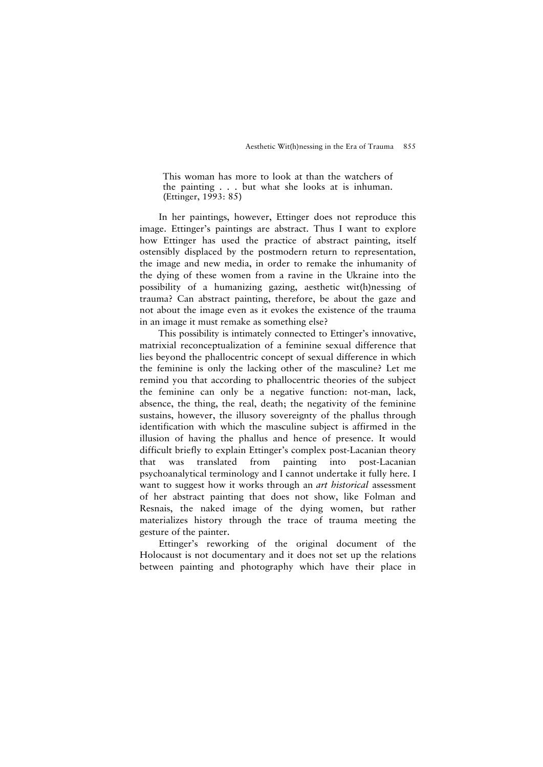> This woman has more to look at than the watchers of the painting . . . but what she looks at is inhuman. (Ettinger, 1993: 85)

In her paintings, however, Ettinger does not reproduce this image. Ettinger's paintings are abstract. Thus I want to explore how Ettinger has used the practice of abstract painting, itself ostensibly displaced by the postmodern return to representation, the image and new media, in order to remake the inhumanity of the dying of these women from a ravine in the Ukraine into the possibility of a humanizing gazing, aesthetic wit(h)nessing of trauma? Can abstract painting, therefore, be about the gaze and not about the image even as it evokes the existence of the trauma in an image it must remake as something else?

This possibility is intimately connected to Ettinger's innovative, matrixial reconceptualization of a feminine sexual difference that lies beyond the phallocentric concept of sexual difference in which the feminine is only the lacking other of the masculine? Let me remind you that according to phallocentric theories of the subject the feminine can only be a negative function: not-man, lack, absence, the thing, the real, death; the negativity of the feminine sustains, however, the illusory sovereignty of the phallus through identification with which the masculine subject is affirmed in the illusion of having the phallus and hence of presence. It would difficult briefly to explain Ettinger's complex post-Lacanian theory that was translated from painting into post-Lacanian psychoanalytical terminology and I cannot undertake it fully here. I want to suggest how it works through an *art historical* assessment of her abstract painting that does not show, like Folman and Resnais, the naked image of the dying women, but rather materializes history through the trace of trauma meeting the gesture of the painter.

Ettinger's reworking of the original document of the Holocaust is not documentary and it does not set up the relations between painting and photography which have their place in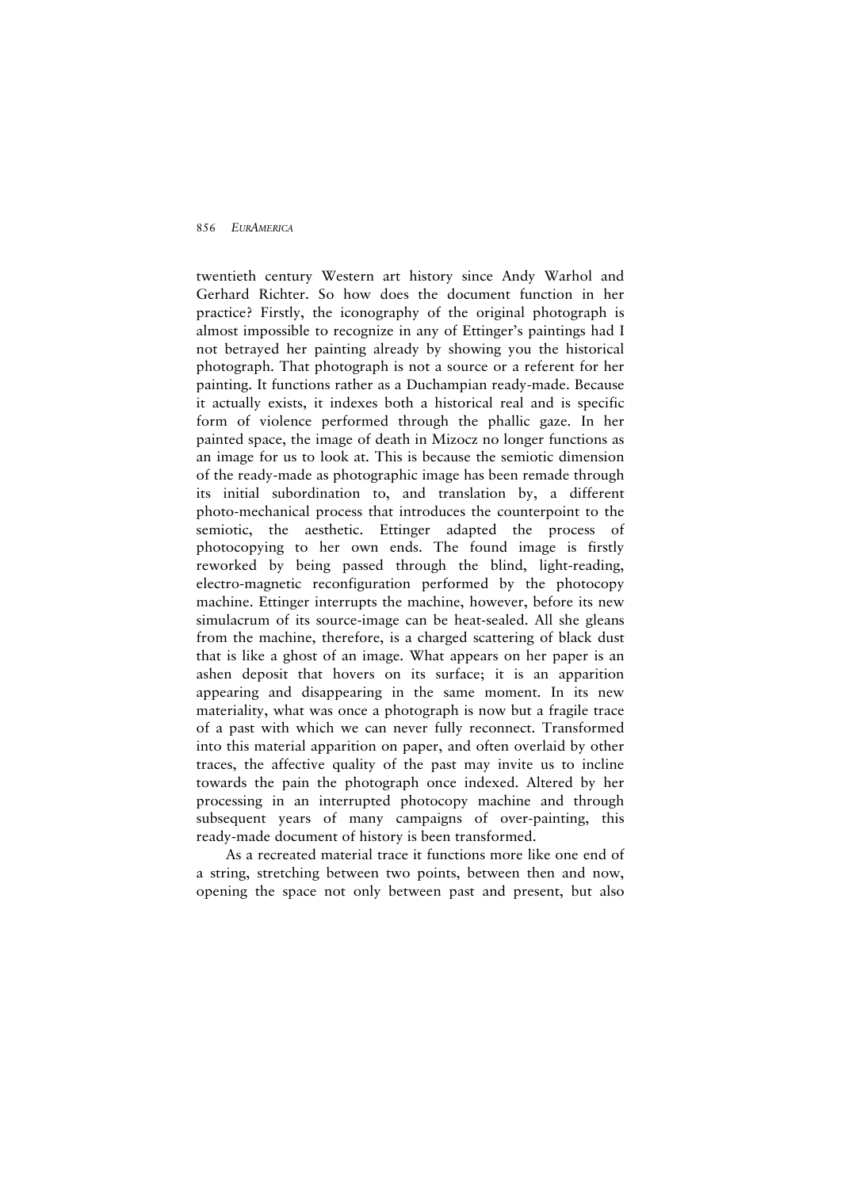twentieth century Western art history since Andy Warhol and Gerhard Richter. So how does the document function in her practice? Firstly, the iconography of the original photograph is almost impossible to recognize in any of Ettinger's paintings had I not betrayed her painting already by showing you the historical photograph. That photograph is not a source or a referent for her painting. It functions rather as a Duchampian ready-made. Because it actually exists, it indexes both a historical real and is specific form of violence performed through the phallic gaze. In her painted space, the image of death in Mizocz no longer functions as an image for us to look at. This is because the semiotic dimension of the ready-made as photographic image has been remade through its initial subordination to, and translation by, a different photo-mechanical process that introduces the counterpoint to the semiotic, the aesthetic. Ettinger adapted the process of photocopying to her own ends. The found image is firstly reworked by being passed through the blind, light-reading, electro-magnetic reconfiguration performed by the photocopy machine. Ettinger interrupts the machine, however, before its new simulacrum of its source-image can be heat-sealed. All she gleans from the machine, therefore, is a charged scattering of black dust that is like a ghost of an image. What appears on her paper is an ashen deposit that hovers on its surface; it is an apparition appearing and disappearing in the same moment. In its new materiality, what was once a photograph is now but a fragile trace of a past with which we can never fully reconnect. Transformed into this material apparition on paper, and often overlaid by other traces, the affective quality of the past may invite us to incline towards the pain the photograph once indexed. Altered by her processing in an interrupted photocopy machine and through subsequent years of many campaigns of over-painting, this ready-made document of history is been transformed.

As a recreated material trace it functions more like one end of a string, stretching between two points, between then and now, opening the space not only between past and present, but also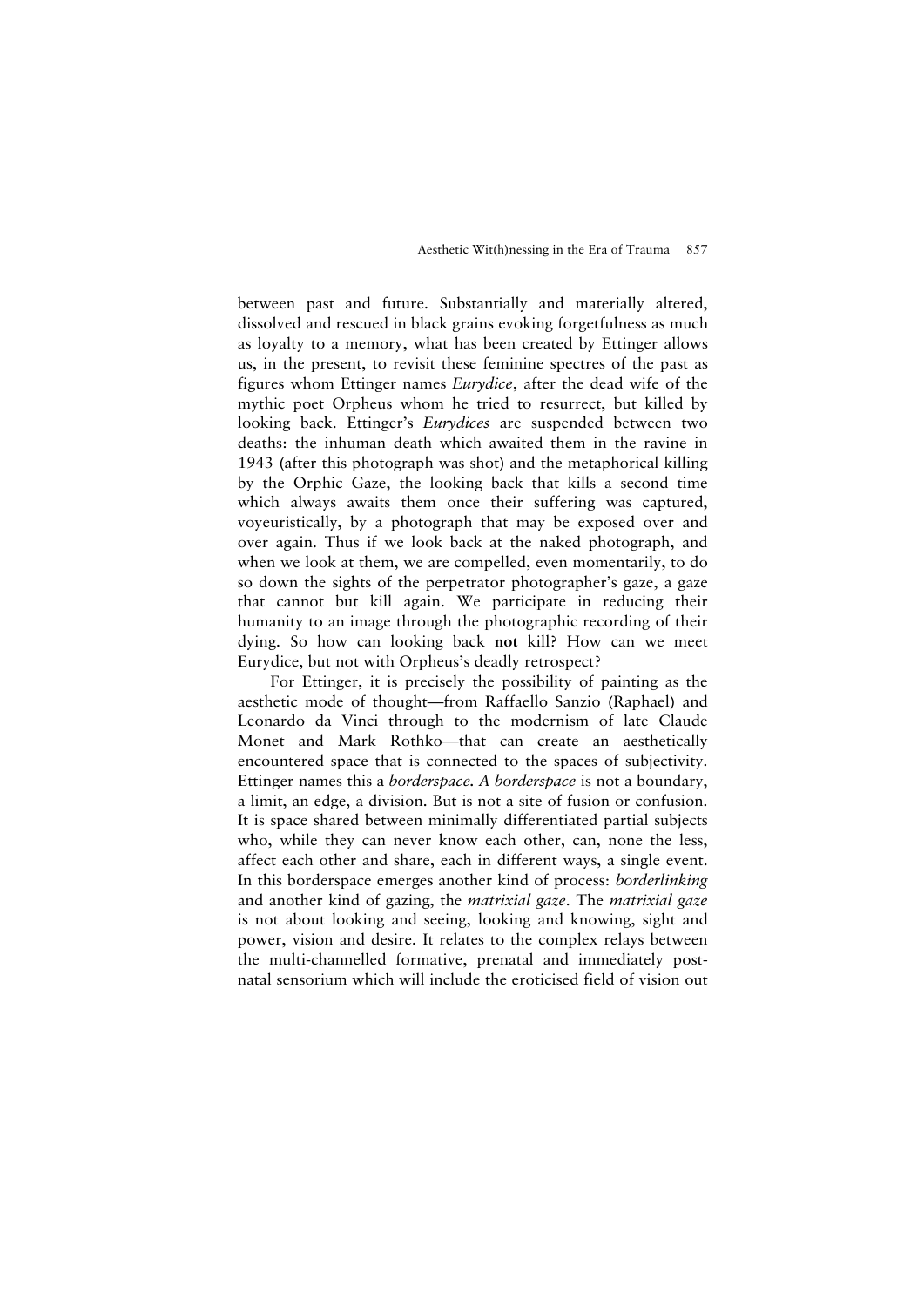between past and future. Substantially and materially altered, dissolved and rescued in black grains evoking forgetfulness as much as loyalty to a memory, what has been created by Ettinger allows us, in the present, to revisit these feminine spectres of the past as figures whom Ettinger names *Eurydice*, after the dead wife of the mythic poet Orpheus whom he tried to resurrect, but killed by looking back. Ettinger's *Eurydices* are suspended between two deaths: the inhuman death which awaited them in the ravine in 1943 (after this photograph was shot) and the metaphorical killing by the Orphic Gaze, the looking back that kills a second time which always awaits them once their suffering was captured, voyeuristically, by a photograph that may be exposed over and over again. Thus if we look back at the naked photograph, and when we look at them, we are compelled, even momentarily, to do so down the sights of the perpetrator photographer's gaze, a gaze that cannot but kill again. We participate in reducing their humanity to an image through the photographic recording of their dying. So how can looking back **not** kill? How can we meet Eurydice, but not with Orpheus's deadly retrospect?

For Ettinger, it is precisely the possibility of painting as the aesthetic mode of thought—from Raffaello Sanzio (Raphael) and Leonardo da Vinci through to the modernism of late Claude Monet and Mark Rothko—that can create an aesthetically encountered space that is connected to the spaces of subjectivity. Ettinger names this a *borderspace. A borderspace* is not a boundary, a limit, an edge, a division. But is not a site of fusion or confusion. It is space shared between minimally differentiated partial subjects who, while they can never know each other, can, none the less, affect each other and share, each in different ways, a single event. In this borderspace emerges another kind of process: *borderlinking* and another kind of gazing, the *matrixial gaze*. The *matrixial gaze* is not about looking and seeing, looking and knowing, sight and power, vision and desire. It relates to the complex relays between the multi-channelled formative, prenatal and immediately post-natal sensorium which will include the eroticised field of vision out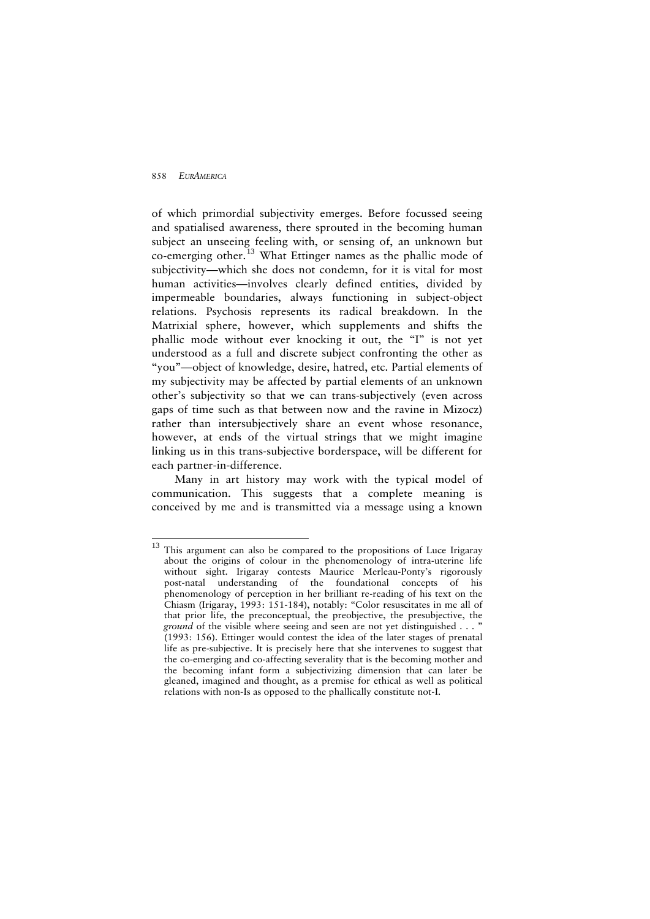of which primordial subjectivity emerges. Before focussed seeing and spatialised awareness, there sprouted in the becoming human subject an unseeing feeling with, or sensing of, an unknown but co-emerging other.[13] What Ettinger names as the phallic mode of subjectivity—which she does not condemn, for it is vital for most human activities—involves clearly defined entities, divided by impermeable boundaries, always functioning in subject-object relations. Psychosis represents its radical breakdown. In the Matrixial sphere, however, which supplements and shifts the phallic mode without ever knocking it out, the "I" is not yet understood as a full and discrete subject confronting the other as "you"—object of knowledge, desire, hatred, etc. Partial elements of my subjectivity may be affected by partial elements of an unknown other's subjectivity so that we can trans-subjectively (even across gaps of time such as that between now and the ravine in Mizocz) rather than intersubjectively share an event whose resonance, however, at ends of the virtual strings that we might imagine linking us in this trans-subjective borderspace, will be different for each partner-in-difference.

Many in art history may work with the typical model of communication. This suggests that a complete meaning is conceived by me and is transmitted via a message using a known

---

[13] This argument can also be compared to the propositions of Luce Irigaray about the origins of colour in the phenomenology of intra-uterine life without sight. Irigaray contests Maurice Merleau-Ponty's rigorously post-natal understanding of the foundational concepts of his phenomenology of perception in her brilliant re-reading of his text on the Chiasm (Irigaray, 1993: 151-184), notably: "Color resuscitates in me all of that prior life, the preconceptual, the preobjective, the presubjective, the *ground* of the visible where seeing and seen are not yet distinguished . . . " (1993: 156). Ettinger would contest the idea of the later stages of prenatal life as pre-subjective. It is precisely here that she intervenes to suggest that the co-emerging and co-affecting severality that is the becoming mother and the becoming infant form a subjectivizing dimension that can later be gleaned, imagined and thought, as a premise for ethical as well as political relations with non-Is as opposed to the phallically constitute not-I.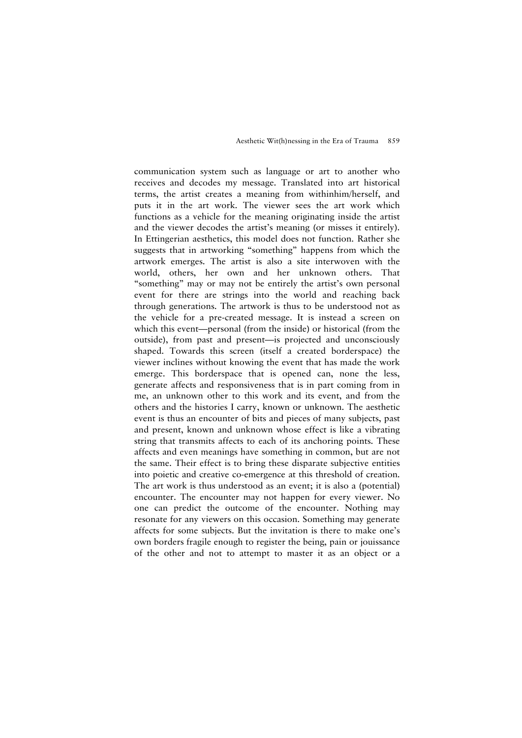communication system such as language or art to another who receives and decodes my message. Translated into art historical terms, the artist creates a meaning from withinhim/herself, and puts it in the art work. The viewer sees the art work which functions as a vehicle for the meaning originating inside the artist and the viewer decodes the artist's meaning (or misses it entirely). In Ettingerian aesthetics, this model does not function. Rather she suggests that in artworking "something" happens from which the artwork emerges. The artist is also a site interwoven with the world, others, her own and her unknown others. That "something" may or may not be entirely the artist's own personal event for there are strings into the world and reaching back through generations. The artwork is thus to be understood not as the vehicle for a pre-created message. It is instead a screen on which this event—personal (from the inside) or historical (from the outside), from past and present—is projected and unconsciously shaped. Towards this screen (itself a created borderspace) the viewer inclines without knowing the event that has made the work emerge. This borderspace that is opened can, none the less, generate affects and responsiveness that is in part coming from in me, an unknown other to this work and its event, and from the others and the histories I carry, known or unknown. The aesthetic event is thus an encounter of bits and pieces of many subjects, past and present, known and unknown whose effect is like a vibrating string that transmits affects to each of its anchoring points. These affects and even meanings have something in common, but are not the same. Their effect is to bring these disparate subjective entities into poietic and creative co-emergence at this threshold of creation. The art work is thus understood as an event; it is also a (potential) encounter. The encounter may not happen for every viewer. No one can predict the outcome of the encounter. Nothing may resonate for any viewers on this occasion. Something may generate affects for some subjects. But the invitation is there to make one's own borders fragile enough to register the being, pain or jouissance of the other and not to attempt to master it as an object or a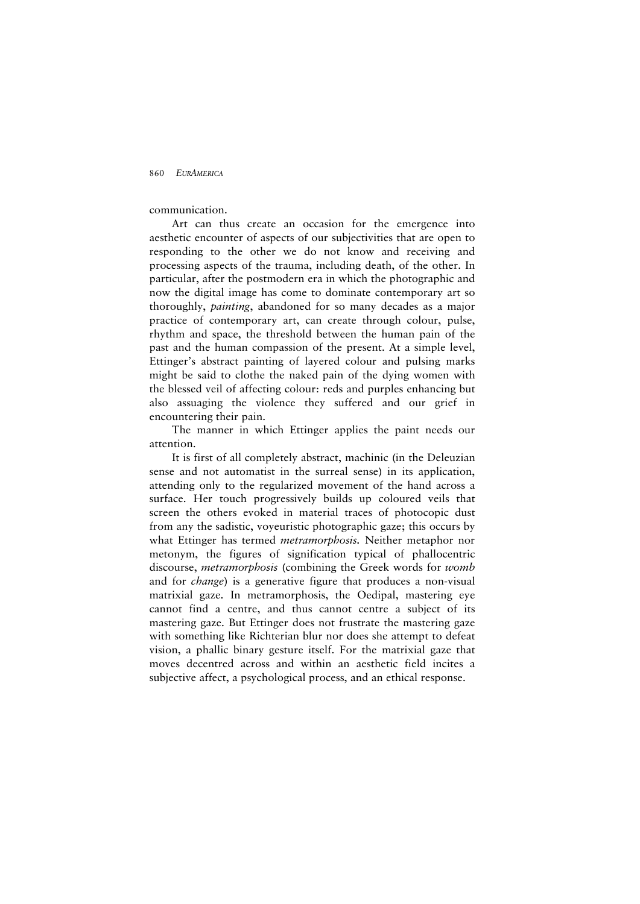communication.

Art can thus create an occasion for the emergence into aesthetic encounter of aspects of our subjectivities that are open to responding to the other we do not know and receiving and processing aspects of the trauma, including death, of the other. In particular, after the postmodern era in which the photographic and now the digital image has come to dominate contemporary art so thoroughly, *painting*, abandoned for so many decades as a major practice of contemporary art, can create through colour, pulse, rhythm and space, the threshold between the human pain of the past and the human compassion of the present. At a simple level, Ettinger's abstract painting of layered colour and pulsing marks might be said to clothe the naked pain of the dying women with the blessed veil of affecting colour: reds and purples enhancing but also assuaging the violence they suffered and our grief in encountering their pain.

The manner in which Ettinger applies the paint needs our attention.

It is first of all completely abstract, machinic (in the Deleuzian sense and not automatist in the surreal sense) in its application, attending only to the regularized movement of the hand across a surface. Her touch progressively builds up coloured veils that screen the others evoked in material traces of photocopic dust from any the sadistic, voyeuristic photographic gaze; this occurs by what Ettinger has termed *metramorphosis.* Neither metaphor nor metonym, the figures of signification typical of phallocentric discourse, *metramorphosis* (combining the Greek words for *womb* and for *change*) is a generative figure that produces a non-visual matrixial gaze. In metramorphosis, the Oedipal, mastering eye cannot find a centre, and thus cannot centre a subject of its mastering gaze. But Ettinger does not frustrate the mastering gaze with something like Richterian blur nor does she attempt to defeat vision, a phallic binary gesture itself. For the matrixial gaze that moves decentred across and within an aesthetic field incites a subjective affect, a psychological process, and an ethical response.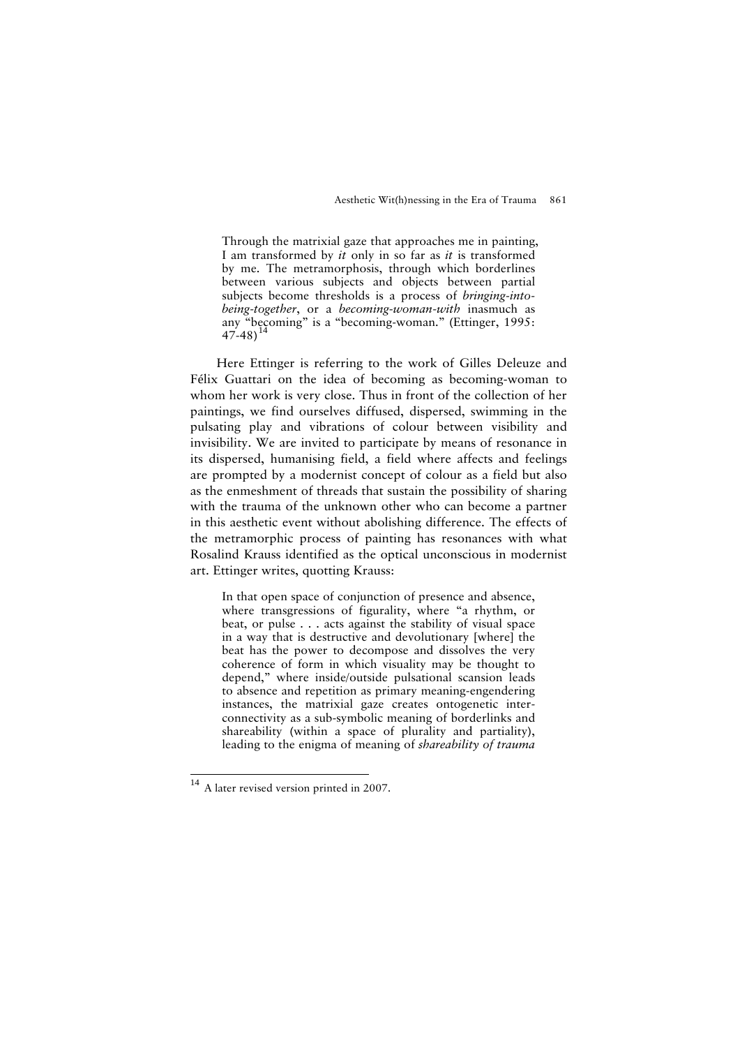> Through the matrixial gaze that approaches me in painting, I am transformed by *it* only in so far as *it* is transformed by me. The metramorphosis, through which borderlines between various subjects and objects between partial subjects become thresholds is a process of *bringing-into-being-together*, or a *becoming-woman-with* inasmuch as any "becoming" is a "becoming-woman." (Ettinger, 1995: 47-48)[14]

Here Ettinger is referring to the work of Gilles Deleuze and Félix Guattari on the idea of becoming as becoming-woman to whom her work is very close. Thus in front of the collection of her paintings, we find ourselves diffused, dispersed, swimming in the pulsating play and vibrations of colour between visibility and invisibility. We are invited to participate by means of resonance in its dispersed, humanising field, a field where affects and feelings are prompted by a modernist concept of colour as a field but also as the enmeshment of threads that sustain the possibility of sharing with the trauma of the unknown other who can become a partner in this aesthetic event without abolishing difference. The effects of the metramorphic process of painting has resonances with what Rosalind Krauss identified as the optical unconscious in modernist art. Ettinger writes, quotting Krauss:

> In that open space of conjunction of presence and absence, where transgressions of figurality, where "a rhythm, or beat, or pulse . . . acts against the stability of visual space in a way that is destructive and devolutionary [where] the beat has the power to decompose and dissolves the very coherence of form in which visuality may be thought to depend," where inside/outside pulsational scansion leads to absence and repetition as primary meaning-engendering instances, the matrixial gaze creates ontogenetic inter-connectivity as a sub-symbolic meaning of borderlinks and shareability (within a space of plurality and partiality), leading to the enigma of meaning of *shareability of trauma*

[14] A later revised version printed in 2007.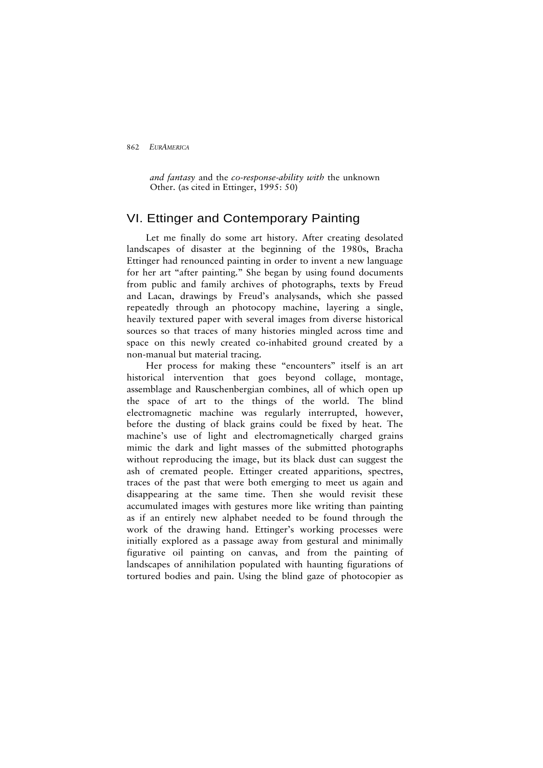*and fantasy* and the *co-response-ability with* the unknown Other. (as cited in Ettinger, 1995: 50)

## VI. Ettinger and Contemporary Painting

Let me finally do some art history. After creating desolated landscapes of disaster at the beginning of the 1980s, Bracha Ettinger had renounced painting in order to invent a new language for her art "after painting." She began by using found documents from public and family archives of photographs, texts by Freud and Lacan, drawings by Freud's analysands, which she passed repeatedly through an photocopy machine, layering a single, heavily textured paper with several images from diverse historical sources so that traces of many histories mingled across time and space on this newly created co-inhabited ground created by a non-manual but material tracing.

Her process for making these "encounters" itself is an art historical intervention that goes beyond collage, montage, assemblage and Rauschenbergian combines, all of which open up the space of art to the things of the world. The blind electromagnetic machine was regularly interrupted, however, before the dusting of black grains could be fixed by heat. The machine's use of light and electromagnetically charged grains mimic the dark and light masses of the submitted photographs without reproducing the image, but its black dust can suggest the ash of cremated people. Ettinger created apparitions, spectres, traces of the past that were both emerging to meet us again and disappearing at the same time. Then she would revisit these accumulated images with gestures more like writing than painting as if an entirely new alphabet needed to be found through the work of the drawing hand. Ettinger's working processes were initially explored as a passage away from gestural and minimally figurative oil painting on canvas, and from the painting of landscapes of annihilation populated with haunting figurations of tortured bodies and pain. Using the blind gaze of photocopier as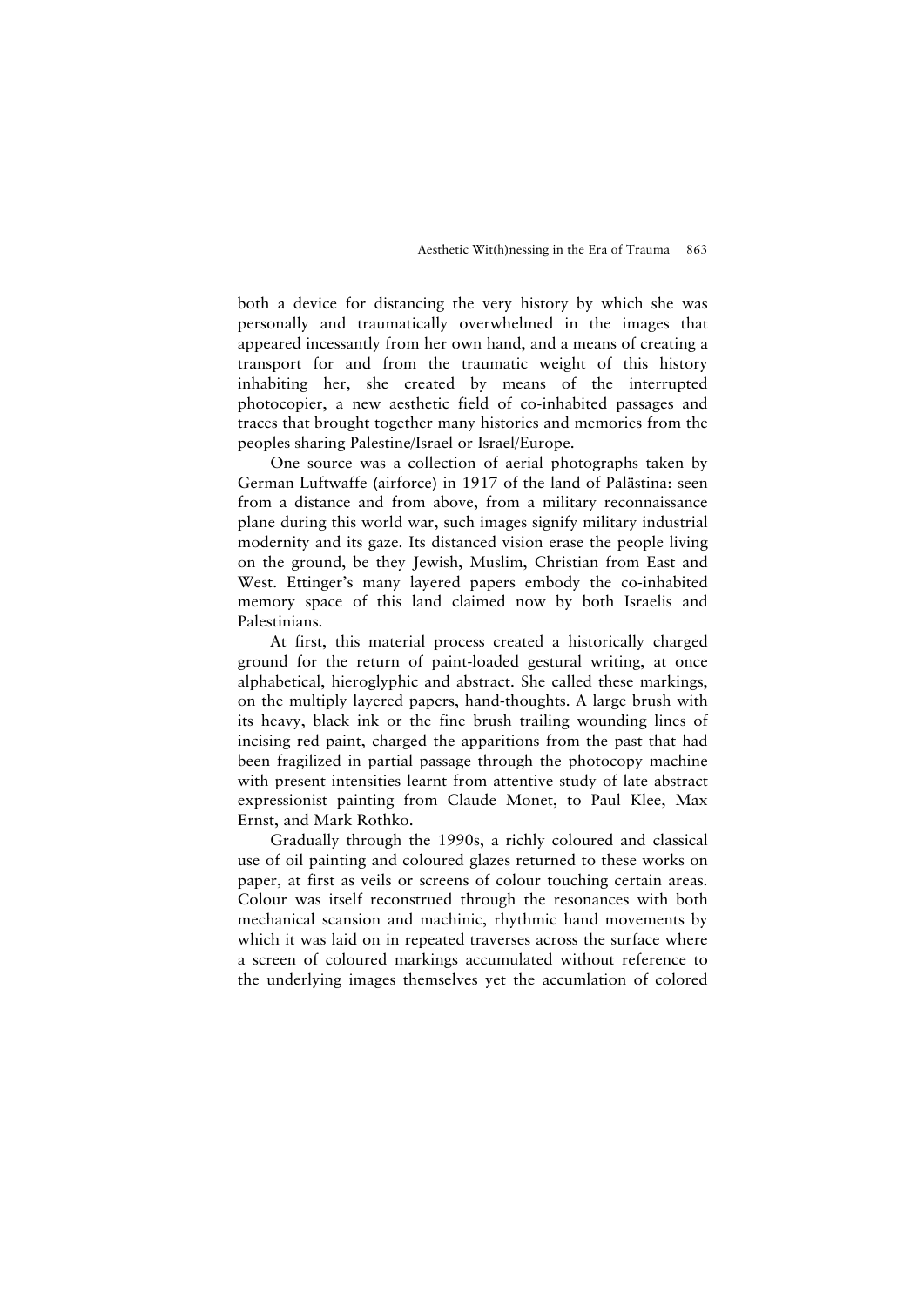both a device for distancing the very history by which she was personally and traumatically overwhelmed in the images that appeared incessantly from her own hand, and a means of creating a transport for and from the traumatic weight of this history inhabiting her, she created by means of the interrupted photocopier, a new aesthetic field of co-inhabited passages and traces that brought together many histories and memories from the peoples sharing Palestine/Israel or Israel/Europe.

One source was a collection of aerial photographs taken by German Luftwaffe (airforce) in 1917 of the land of Palästina: seen from a distance and from above, from a military reconnaissance plane during this world war, such images signify military industrial modernity and its gaze. Its distanced vision erase the people living on the ground, be they Jewish, Muslim, Christian from East and West. Ettinger's many layered papers embody the co-inhabited memory space of this land claimed now by both Israelis and Palestinians.

At first, this material process created a historically charged ground for the return of paint-loaded gestural writing, at once alphabetical, hieroglyphic and abstract. She called these markings, on the multiply layered papers, hand-thoughts. A large brush with its heavy, black ink or the fine brush trailing wounding lines of incising red paint, charged the apparitions from the past that had been fragilized in partial passage through the photocopy machine with present intensities learnt from attentive study of late abstract expressionist painting from Claude Monet, to Paul Klee, Max Ernst, and Mark Rothko.

Gradually through the 1990s, a richly coloured and classical use of oil painting and coloured glazes returned to these works on paper, at first as veils or screens of colour touching certain areas. Colour was itself reconstrued through the resonances with both mechanical scansion and machinic, rhythmic hand movements by which it was laid on in repeated traverses across the surface where a screen of coloured markings accumulated without reference to the underlying images themselves yet the accumlation of colored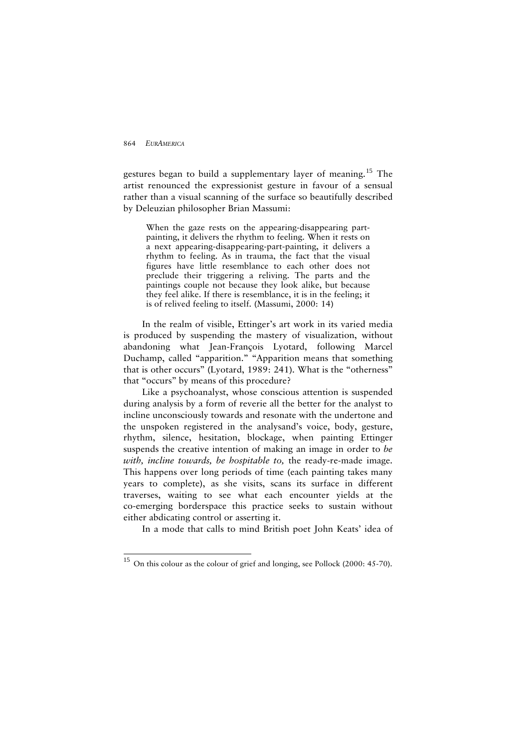gestures began to build a supplementary layer of meaning.[15] The artist renounced the expressionist gesture in favour of a sensual rather than a visual scanning of the surface so beautifully described by Deleuzian philosopher Brian Massumi:

> When the gaze rests on the appearing-disappearing part-painting, it delivers the rhythm to feeling. When it rests on a next appearing-disappearing-part-painting, it delivers a rhythm to feeling. As in trauma, the fact that the visual figures have little resemblance to each other does not preclude their triggering a reliving. The parts and the paintings couple not because they look alike, but because they feel alike. If there is resemblance, it is in the feeling; it is of relived feeling to itself. (Massumi, 2000: 14)

In the realm of visible, Ettinger's art work in its varied media is produced by suspending the mastery of visualization, without abandoning what Jean-François Lyotard, following Marcel Duchamp, called "apparition." "Apparition means that something that is other occurs" (Lyotard, 1989: 241). What is the "otherness" that "occurs" by means of this procedure?

Like a psychoanalyst, whose conscious attention is suspended during analysis by a form of reverie all the better for the analyst to incline unconsciously towards and resonate with the undertone and the unspoken registered in the analysand's voice, body, gesture, rhythm, silence, hesitation, blockage, when painting Ettinger suspends the creative intention of making an image in order to *be with, incline towards, be hospitable to,* the ready-re-made image. This happens over long periods of time (each painting takes many years to complete), as she visits, scans its surface in different traverses, waiting to see what each encounter yields at the co-emerging borderspace this practice seeks to sustain without either abdicating control or asserting it.

In a mode that calls to mind British poet John Keats' idea of

---

[15] On this colour as the colour of grief and longing, see Pollock (2000: 45-70).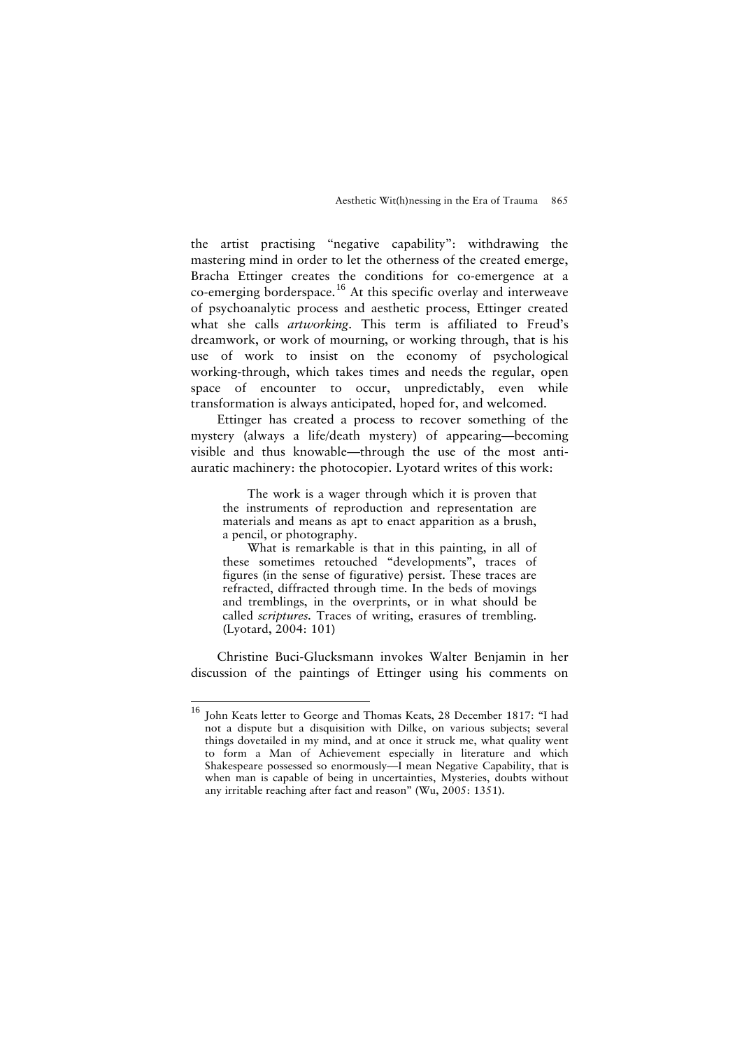the artist practising "negative capability": withdrawing the mastering mind in order to let the otherness of the created emerge, Bracha Ettinger creates the conditions for co-emergence at a co-emerging borderspace.[16] At this specific overlay and interweave of psychoanalytic process and aesthetic process, Ettinger created what she calls *artworking*. This term is affiliated to Freud's dreamwork, or work of mourning, or working through, that is his use of work to insist on the economy of psychological working-through, which takes times and needs the regular, open space of encounter to occur, unpredictably, even while transformation is always anticipated, hoped for, and welcomed.

Ettinger has created a process to recover something of the mystery (always a life/death mystery) of appearing—becoming visible and thus knowable—through the use of the most anti-auratic machinery: the photocopier. Lyotard writes of this work:

> The work is a wager through which it is proven that the instruments of reproduction and representation are materials and means as apt to enact apparition as a brush, a pencil, or photography.
>
> What is remarkable is that in this painting, in all of these sometimes retouched "developments", traces of figures (in the sense of figurative) persist. These traces are refracted, diffracted through time. In the beds of movings and tremblings, in the overprints, or in what should be called *scriptures*. Traces of writing, erasures of trembling. (Lyotard, 2004: 101)

Christine Buci-Glucksmann invokes Walter Benjamin in her discussion of the paintings of Ettinger using his comments on

---

[16] John Keats letter to George and Thomas Keats, 28 December 1817: "I had not a dispute but a disquisition with Dilke, on various subjects; several things dovetailed in my mind, and at once it struck me, what quality went to form a Man of Achievement especially in literature and which Shakespeare possessed so enormously—I mean Negative Capability, that is when man is capable of being in uncertainties, Mysteries, doubts without any irritable reaching after fact and reason" (Wu, 2005: 1351).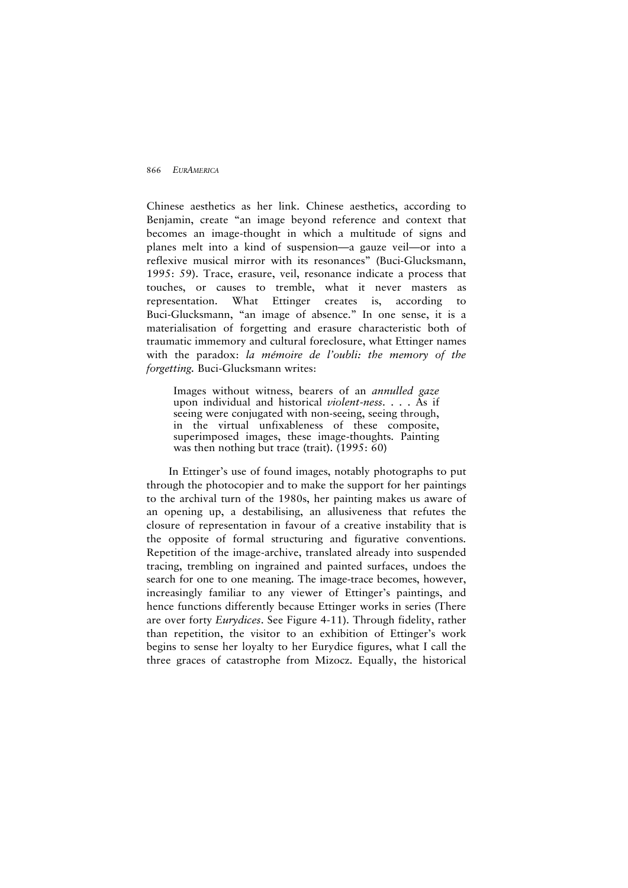Chinese aesthetics as her link. Chinese aesthetics, according to Benjamin, create "an image beyond reference and context that becomes an image-thought in which a multitude of signs and planes melt into a kind of suspension—a gauze veil—or into a reflexive musical mirror with its resonances" (Buci-Glucksmann, 1995: 59). Trace, erasure, veil, resonance indicate a process that touches, or causes to tremble, what it never masters as representation. What Ettinger creates is, according to Buci-Glucksmann, "an image of absence." In one sense, it is a materialisation of forgetting and erasure characteristic both of traumatic immemory and cultural foreclosure, what Ettinger names with the paradox: *la mémoire de l'oubli: the memory of the forgetting.* Buci-Glucksmann writes:

> Images without witness, bearers of an *annulled gaze* upon individual and historical *violent-ness*. . . . As if seeing were conjugated with non-seeing, seeing through, in the virtual unfixableness of these composite, superimposed images, these image-thoughts. Painting was then nothing but trace (trait). (1995: 60)

In Ettinger's use of found images, notably photographs to put through the photocopier and to make the support for her paintings to the archival turn of the 1980s, her painting makes us aware of an opening up, a destabilising, an allusiveness that refutes the closure of representation in favour of a creative instability that is the opposite of formal structuring and figurative conventions. Repetition of the image-archive, translated already into suspended tracing, trembling on ingrained and painted surfaces, undoes the search for one to one meaning. The image-trace becomes, however, increasingly familiar to any viewer of Ettinger's paintings, and hence functions differently because Ettinger works in series (There are over forty *Eurydices*. See Figure 4-11). Through fidelity, rather than repetition, the visitor to an exhibition of Ettinger's work begins to sense her loyalty to her Eurydice figures, what I call the three graces of catastrophe from Mizocz. Equally, the historical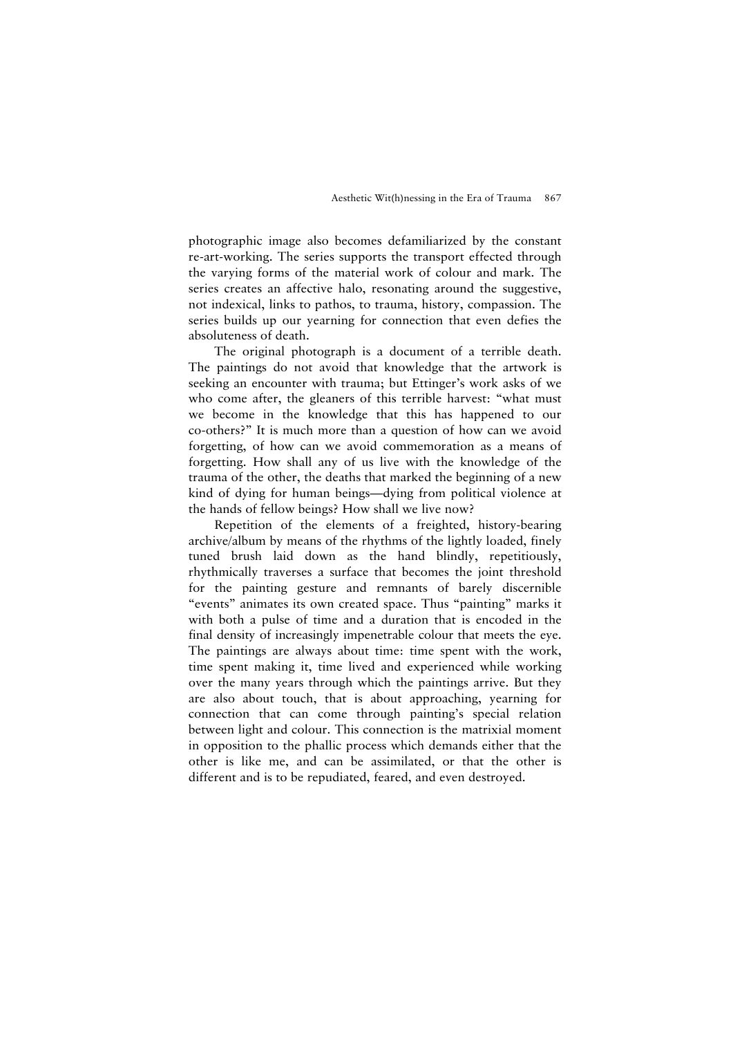photographic image also becomes defamiliarized by the constant re-art-working. The series supports the transport effected through the varying forms of the material work of colour and mark. The series creates an affective halo, resonating around the suggestive, not indexical, links to pathos, to trauma, history, compassion. The series builds up our yearning for connection that even defies the absoluteness of death.

The original photograph is a document of a terrible death. The paintings do not avoid that knowledge that the artwork is seeking an encounter with trauma; but Ettinger's work asks of we who come after, the gleaners of this terrible harvest: "what must we become in the knowledge that this has happened to our co-others?" It is much more than a question of how can we avoid forgetting, of how can we avoid commemoration as a means of forgetting. How shall any of us live with the knowledge of the trauma of the other, the deaths that marked the beginning of a new kind of dying for human beings—dying from political violence at the hands of fellow beings? How shall we live now?

Repetition of the elements of a freighted, history-bearing archive/album by means of the rhythms of the lightly loaded, finely tuned brush laid down as the hand blindly, repetitiously, rhythmically traverses a surface that becomes the joint threshold for the painting gesture and remnants of barely discernible "events" animates its own created space. Thus "painting" marks it with both a pulse of time and a duration that is encoded in the final density of increasingly impenetrable colour that meets the eye. The paintings are always about time: time spent with the work, time spent making it, time lived and experienced while working over the many years through which the paintings arrive. But they are also about touch, that is about approaching, yearning for connection that can come through painting's special relation between light and colour. This connection is the matrixial moment in opposition to the phallic process which demands either that the other is like me, and can be assimilated, or that the other is different and is to be repudiated, feared, and even destroyed.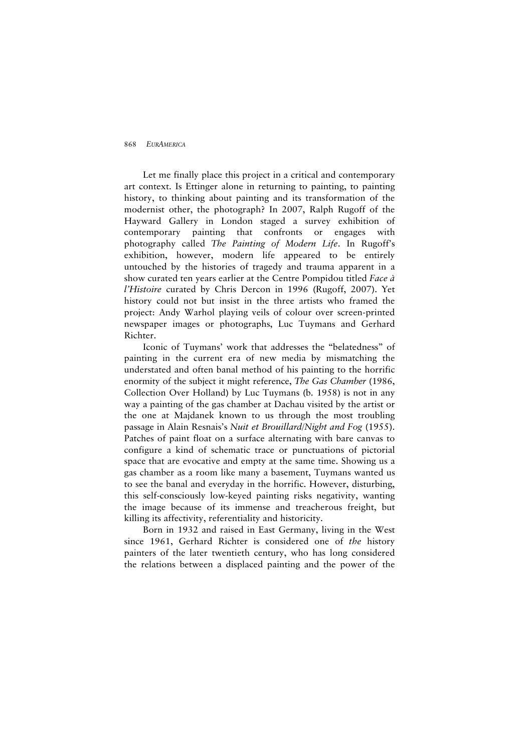Let me finally place this project in a critical and contemporary art context. Is Ettinger alone in returning to painting, to painting history, to thinking about painting and its transformation of the modernist other, the photograph? In 2007, Ralph Rugoff of the Hayward Gallery in London staged a survey exhibition of contemporary painting that confronts or engages with photography called *The Painting of Modern Life*. In Rugoff's exhibition, however, modern life appeared to be entirely untouched by the histories of tragedy and trauma apparent in a show curated ten years earlier at the Centre Pompidou titled *Face à l'Histoire* curated by Chris Dercon in 1996 (Rugoff, 2007). Yet history could not but insist in the three artists who framed the project: Andy Warhol playing veils of colour over screen-printed newspaper images or photographs, Luc Tuymans and Gerhard Richter.

Iconic of Tuymans' work that addresses the "belatedness" of painting in the current era of new media by mismatching the understated and often banal method of his painting to the horrific enormity of the subject it might reference, *The Gas Chamber* (1986, Collection Over Holland) by Luc Tuymans (b. 1958) is not in any way a painting of the gas chamber at Dachau visited by the artist or the one at Majdanek known to us through the most troubling passage in Alain Resnais's *Nuit et Brouillard/Night and Fog* (1955). Patches of paint float on a surface alternating with bare canvas to configure a kind of schematic trace or punctuations of pictorial space that are evocative and empty at the same time. Showing us a gas chamber as a room like many a basement, Tuymans wanted us to see the banal and everyday in the horrific. However, disturbing, this self-consciously low-keyed painting risks negativity, wanting the image because of its immense and treacherous freight, but killing its affectivity, referentiality and historicity.

Born in 1932 and raised in East Germany, living in the West since 1961, Gerhard Richter is considered one of *the* history painters of the later twentieth century, who has long considered the relations between a displaced painting and the power of the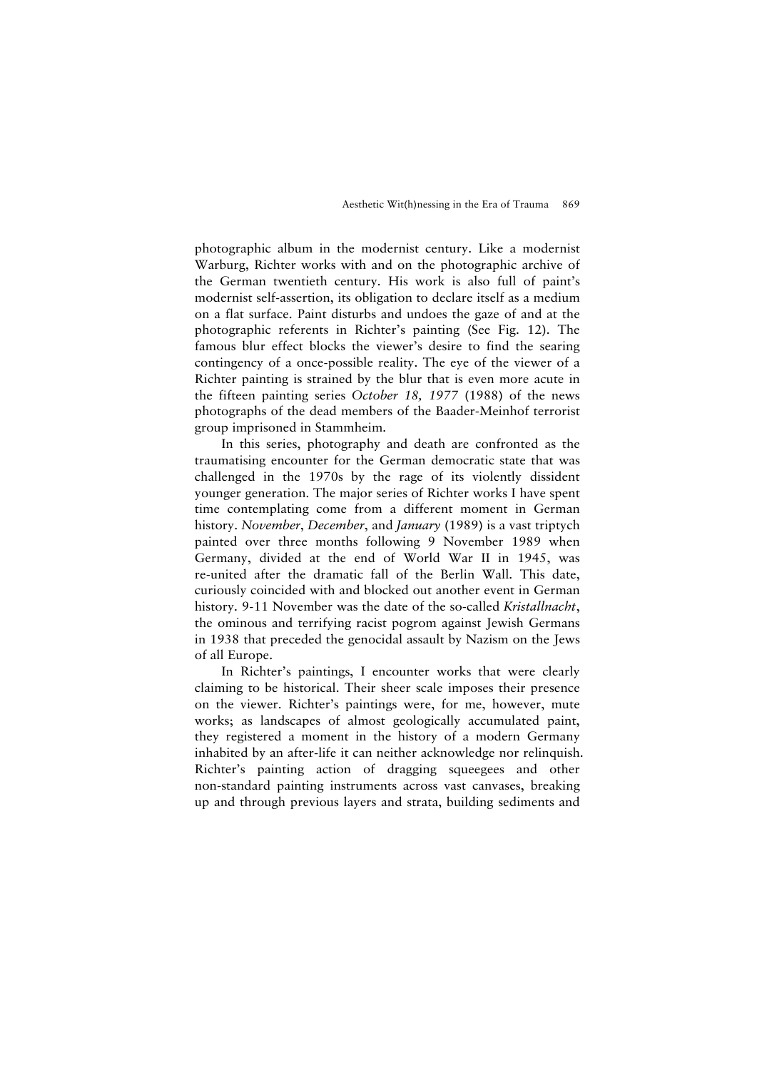photographic album in the modernist century. Like a modernist Warburg, Richter works with and on the photographic archive of the German twentieth century. His work is also full of paint's modernist self-assertion, its obligation to declare itself as a medium on a flat surface. Paint disturbs and undoes the gaze of and at the photographic referents in Richter's painting (See Fig. 12). The famous blur effect blocks the viewer's desire to find the searing contingency of a once-possible reality. The eye of the viewer of a Richter painting is strained by the blur that is even more acute in the fifteen painting series *October 18, 1977* (1988) of the news photographs of the dead members of the Baader-Meinhof terrorist group imprisoned in Stammheim.

In this series, photography and death are confronted as the traumatising encounter for the German democratic state that was challenged in the 1970s by the rage of its violently dissident younger generation. The major series of Richter works I have spent time contemplating come from a different moment in German history. *November*, *December*, and *January* (1989) is a vast triptych painted over three months following 9 November 1989 when Germany, divided at the end of World War II in 1945, was re-united after the dramatic fall of the Berlin Wall. This date, curiously coincided with and blocked out another event in German history. 9-11 November was the date of the so-called *Kristallnacht*, the ominous and terrifying racist pogrom against Jewish Germans in 1938 that preceded the genocidal assault by Nazism on the Jews of all Europe.

In Richter's paintings, I encounter works that were clearly claiming to be historical. Their sheer scale imposes their presence on the viewer. Richter's paintings were, for me, however, mute works; as landscapes of almost geologically accumulated paint, they registered a moment in the history of a modern Germany inhabited by an after-life it can neither acknowledge nor relinquish. Richter's painting action of dragging squeegees and other non-standard painting instruments across vast canvases, breaking up and through previous layers and strata, building sediments and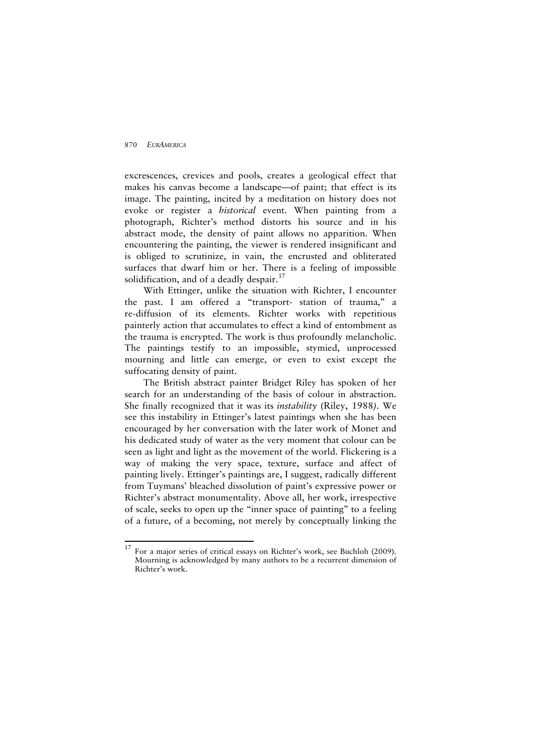excrescences, crevices and pools, creates a geological effect that makes his canvas become a landscape—of paint; that effect is its image. The painting, incited by a meditation on history does not evoke or register a *historical* event. When painting from a photograph, Richter's method distorts his source and in his abstract mode, the density of paint allows no apparition. When encountering the painting, the viewer is rendered insignificant and is obliged to scrutinize, in vain, the encrusted and obliterated surfaces that dwarf him or her. There is a feeling of impossible solidification, and of a deadly despair.[17]

With Ettinger, unlike the situation with Richter, I encounter the past. I am offered a "transport- station of trauma," a re-diffusion of its elements. Richter works with repetitious painterly action that accumulates to effect a kind of entombment as the trauma is encrypted. The work is thus profoundly melancholic. The paintings testify to an impossible, stymied, unprocessed mourning and little can emerge, or even to exist except the suffocating density of paint.

The British abstract painter Bridget Riley has spoken of her search for an understanding of the basis of colour in abstraction. She finally recognized that it was its *instability* (Riley, 1988). We see this instability in Ettinger's latest paintings when she has been encouraged by her conversation with the later work of Monet and his dedicated study of water as the very moment that colour can be seen as light and light as the movement of the world. Flickering is a way of making the very space, texture, surface and affect of painting lively. Ettinger's paintings are, I suggest, radically different from Tuymans' bleached dissolution of paint's expressive power or Richter's abstract monumentality. Above all, her work, irrespective of scale, seeks to open up the "inner space of painting" to a feeling of a future, of a becoming, not merely by conceptually linking the

---

[17] For a major series of critical essays on Richter's work, see Buchloh (2009). Mourning is acknowledged by many authors to be a recurrent dimension of Richter's work.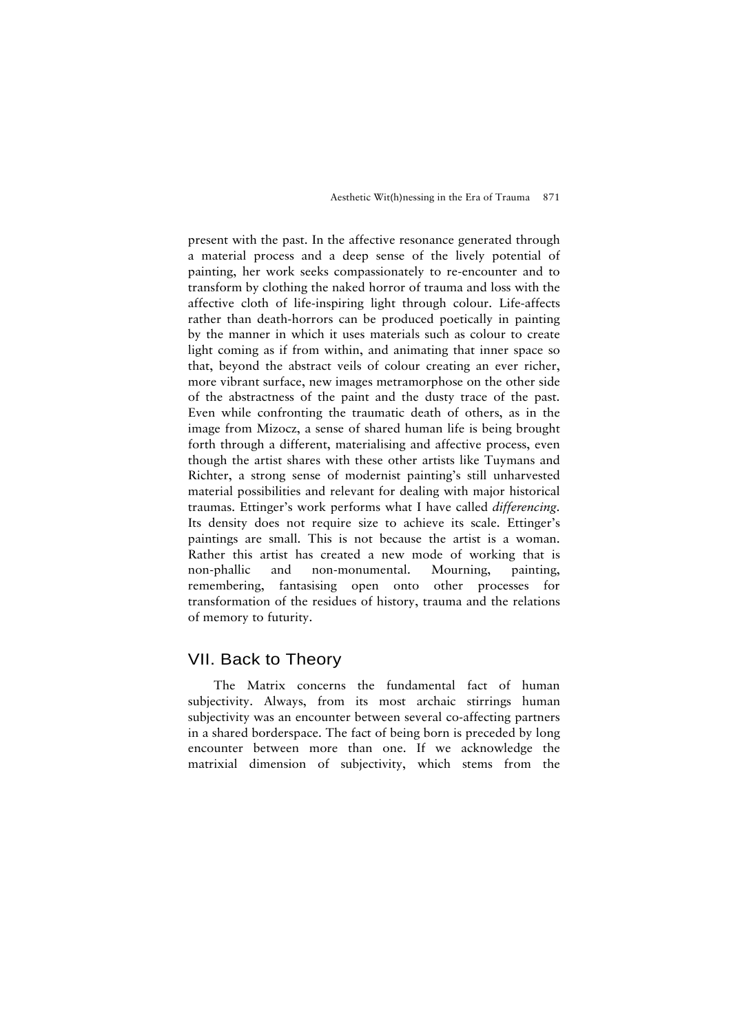present with the past. In the affective resonance generated through a material process and a deep sense of the lively potential of painting, her work seeks compassionately to re-encounter and to transform by clothing the naked horror of trauma and loss with the affective cloth of life-inspiring light through colour. Life-affects rather than death-horrors can be produced poetically in painting by the manner in which it uses materials such as colour to create light coming as if from within, and animating that inner space so that, beyond the abstract veils of colour creating an ever richer, more vibrant surface, new images metramorphose on the other side of the abstractness of the paint and the dusty trace of the past. Even while confronting the traumatic death of others, as in the image from Mizocz, a sense of shared human life is being brought forth through a different, materialising and affective process, even though the artist shares with these other artists like Tuymans and Richter, a strong sense of modernist painting's still unharvested material possibilities and relevant for dealing with major historical traumas. Ettinger's work performs what I have called *differencing*. Its density does not require size to achieve its scale. Ettinger's paintings are small. This is not because the artist is a woman. Rather this artist has created a new mode of working that is non-phallic and non-monumental. Mourning, painting, remembering, fantasising open onto other processes for transformation of the residues of history, trauma and the relations of memory to futurity.

## VII. Back to Theory

The Matrix concerns the fundamental fact of human subjectivity. Always, from its most archaic stirrings human subjectivity was an encounter between several co-affecting partners in a shared borderspace. The fact of being born is preceded by long encounter between more than one. If we acknowledge the matrixial dimension of subjectivity, which stems from the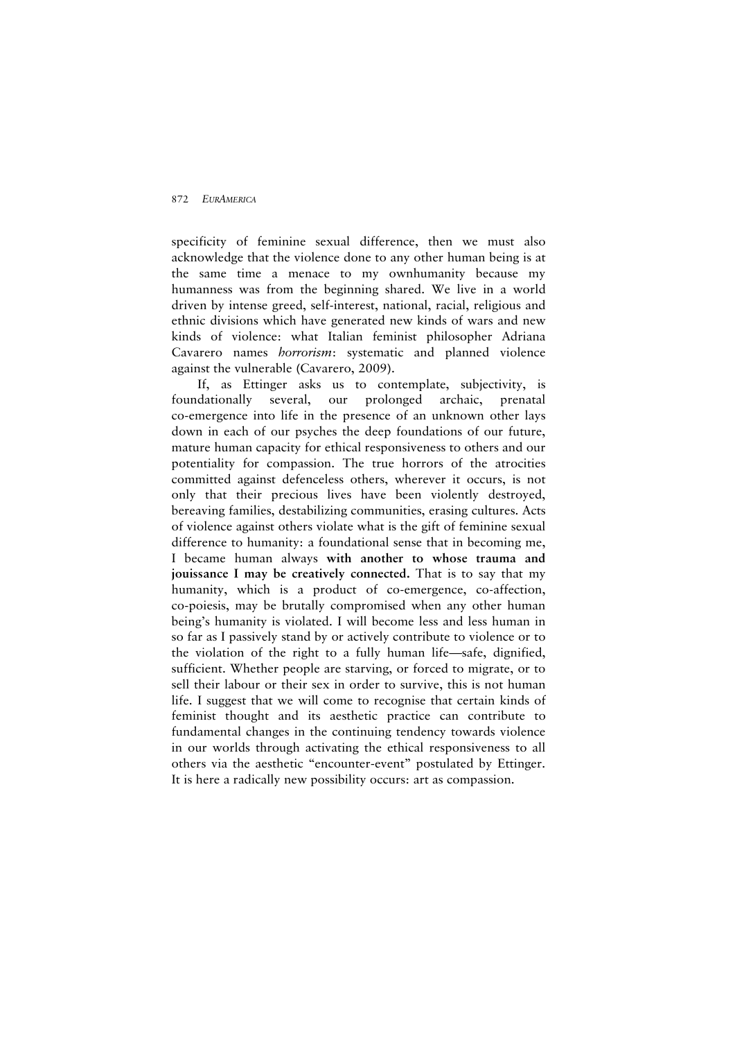specificity of feminine sexual difference, then we must also acknowledge that the violence done to any other human being is at the same time a menace to my ownhumanity because my humanness was from the beginning shared. We live in a world driven by intense greed, self-interest, national, racial, religious and ethnic divisions which have generated new kinds of wars and new kinds of violence: what Italian feminist philosopher Adriana Cavarero names *horrorism*: systematic and planned violence against the vulnerable (Cavarero, 2009).

If, as Ettinger asks us to contemplate, subjectivity, is foundationally several, our prolonged archaic, prenatal co-emergence into life in the presence of an unknown other lays down in each of our psyches the deep foundations of our future, mature human capacity for ethical responsiveness to others and our potentiality for compassion. The true horrors of the atrocities committed against defenceless others, wherever it occurs, is not only that their precious lives have been violently destroyed, bereaving families, destabilizing communities, erasing cultures. Acts of violence against others violate what is the gift of feminine sexual difference to humanity: a foundational sense that in becoming me, I became human always **with another to whose trauma and jouissance I may be creatively connected.** That is to say that my humanity, which is a product of co-emergence, co-affection, co-poiesis, may be brutally compromised when any other human being's humanity is violated. I will become less and less human in so far as I passively stand by or actively contribute to violence or to the violation of the right to a fully human life—safe, dignified, sufficient. Whether people are starving, or forced to migrate, or to sell their labour or their sex in order to survive, this is not human life. I suggest that we will come to recognise that certain kinds of feminist thought and its aesthetic practice can contribute to fundamental changes in the continuing tendency towards violence in our worlds through activating the ethical responsiveness to all others via the aesthetic "encounter-event" postulated by Ettinger. It is here a radically new possibility occurs: art as compassion.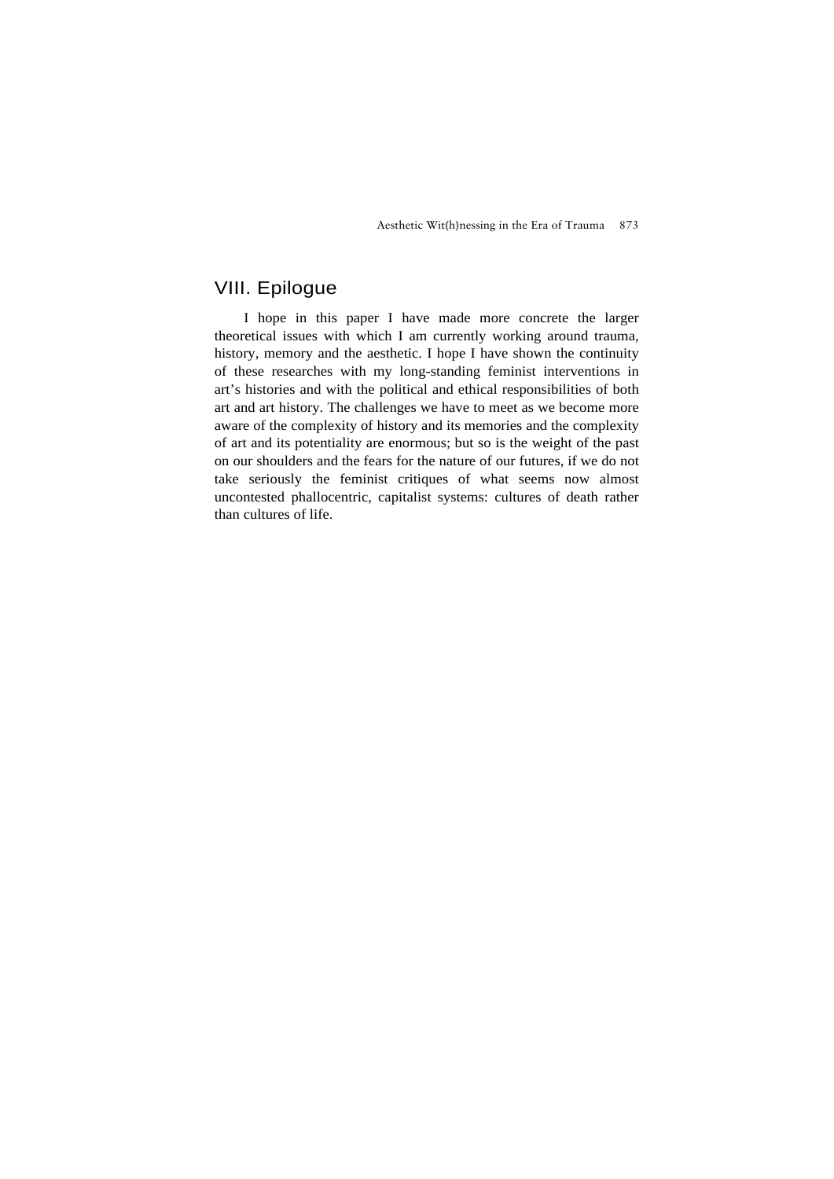## VIII. Epilogue

I hope in this paper I have made more concrete the larger theoretical issues with which I am currently working around trauma, history, memory and the aesthetic. I hope I have shown the continuity of these researches with my long-standing feminist interventions in art's histories and with the political and ethical responsibilities of both art and art history. The challenges we have to meet as we become more aware of the complexity of history and its memories and the complexity of art and its potentiality are enormous; but so is the weight of the past on our shoulders and the fears for the nature of our futures, if we do not take seriously the feminist critiques of what seems now almost uncontested phallocentric, capitalist systems: cultures of death rather than cultures of life.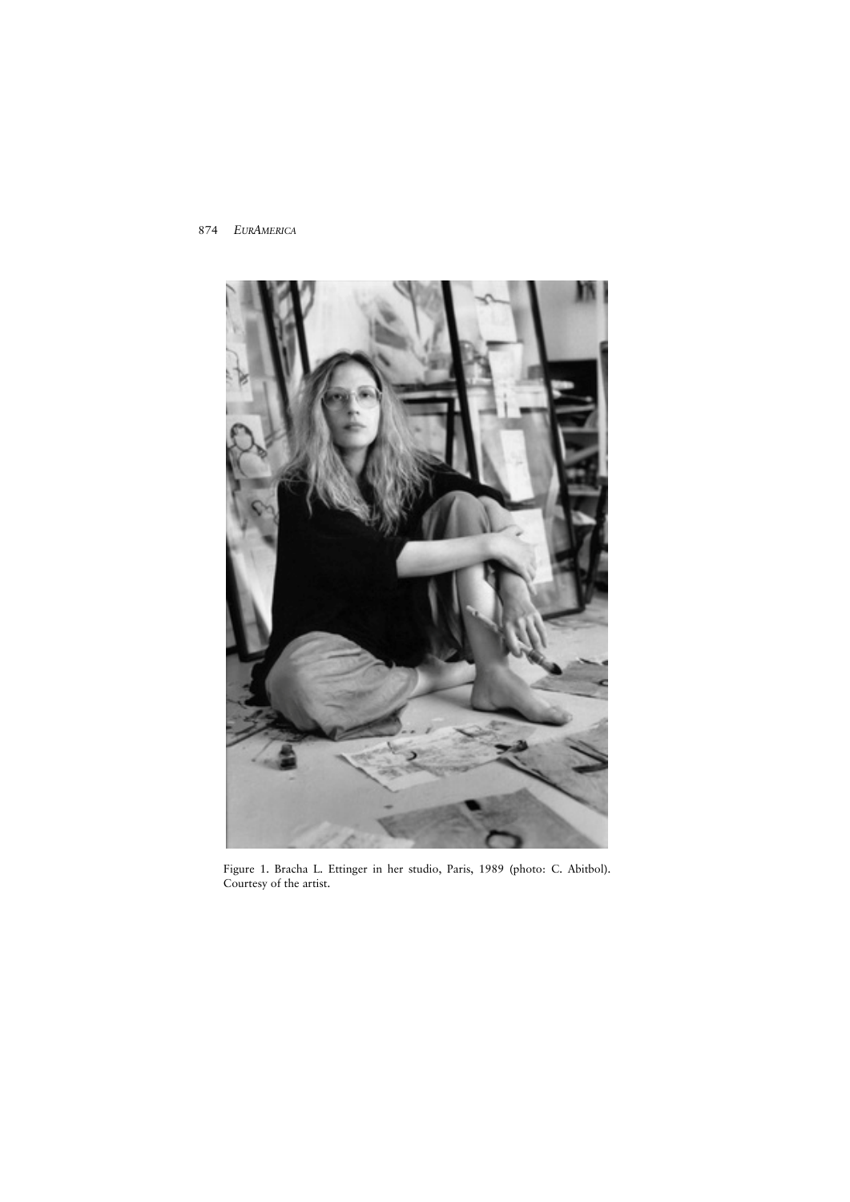Figure 1. Bracha L. Ettinger in her studio, Paris, 1989 (photo: C. Abitbol). Courtesy of the artist.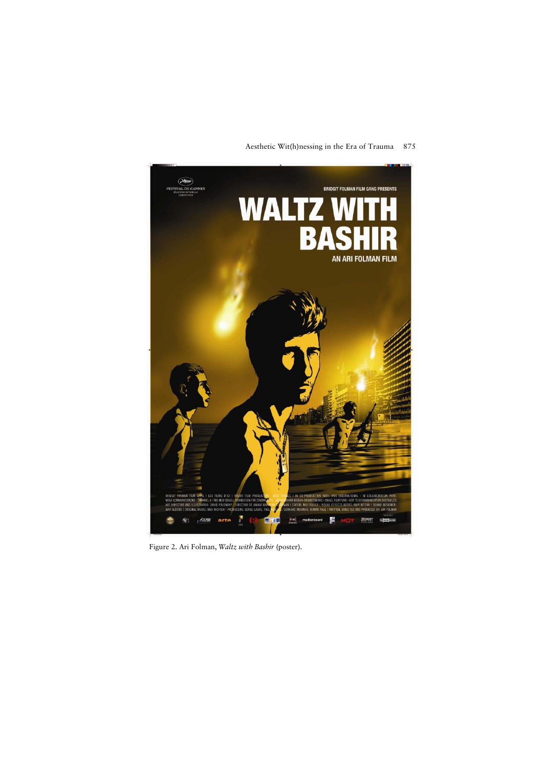Figure 2. Ari Folman, *Waltz with Bashir* (poster).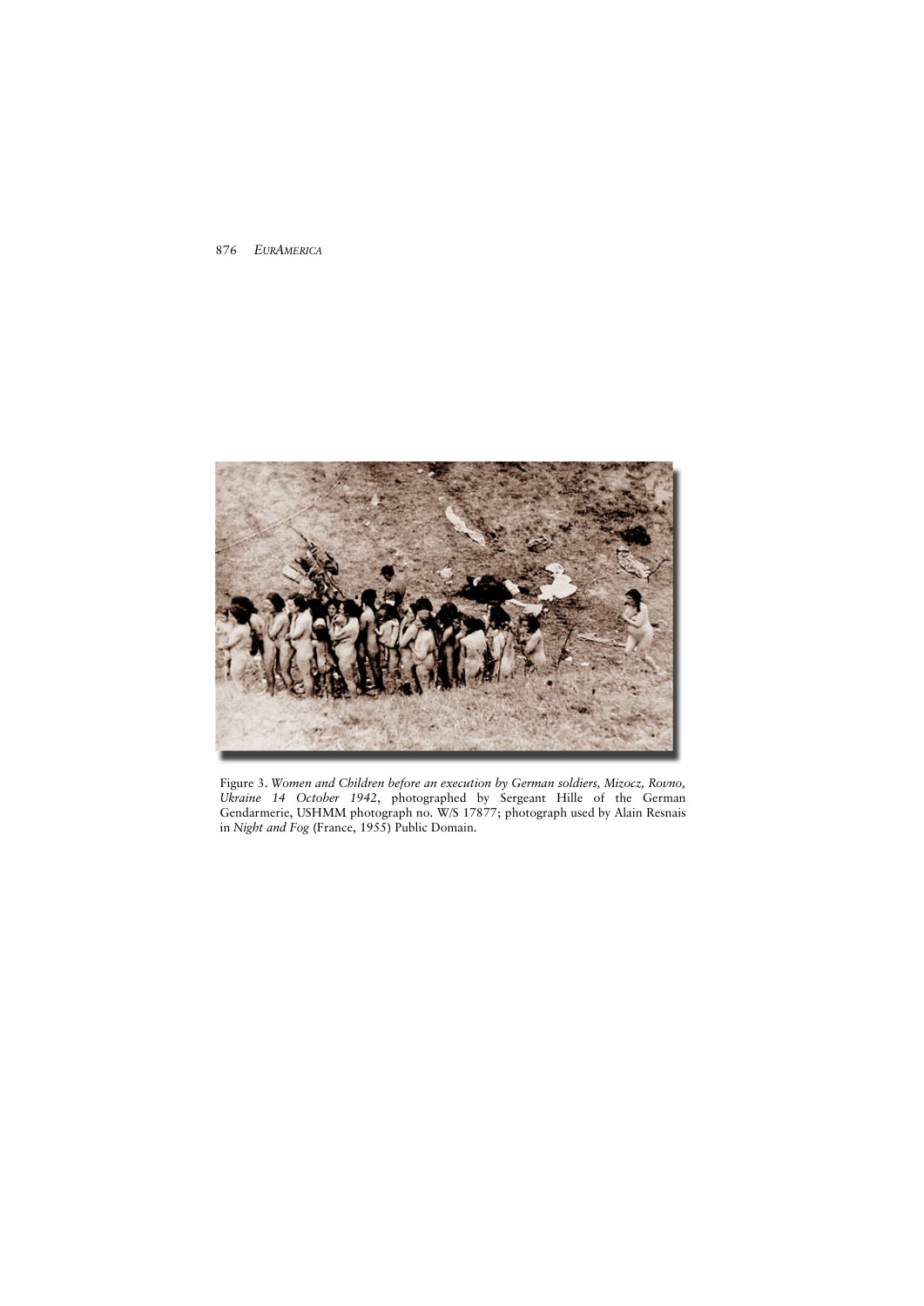Figure 3. *Women and Children before an execution by German soldiers, Mizocz, Rovno, Ukraine 14 October 1942*, photographed by Sergeant Hille of the German Gendarmerie, USHMM photograph no. W/S 17877; photograph used by Alain Resnais in *Night and Fog* (France, 1955) Public Domain.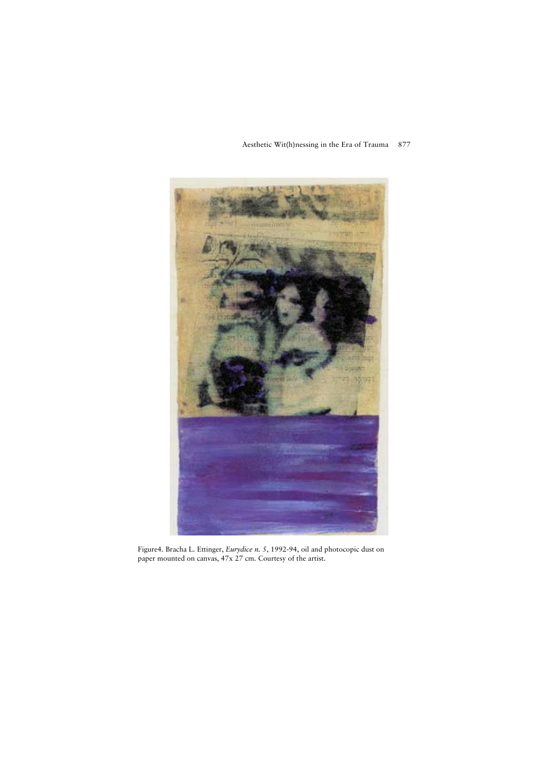Figure4. Bracha L. Ettinger, *Eurydice n. 5*, 1992-94, oil and photocopic dust on paper mounted on canvas, 47x 27 cm. Courtesy of the artist.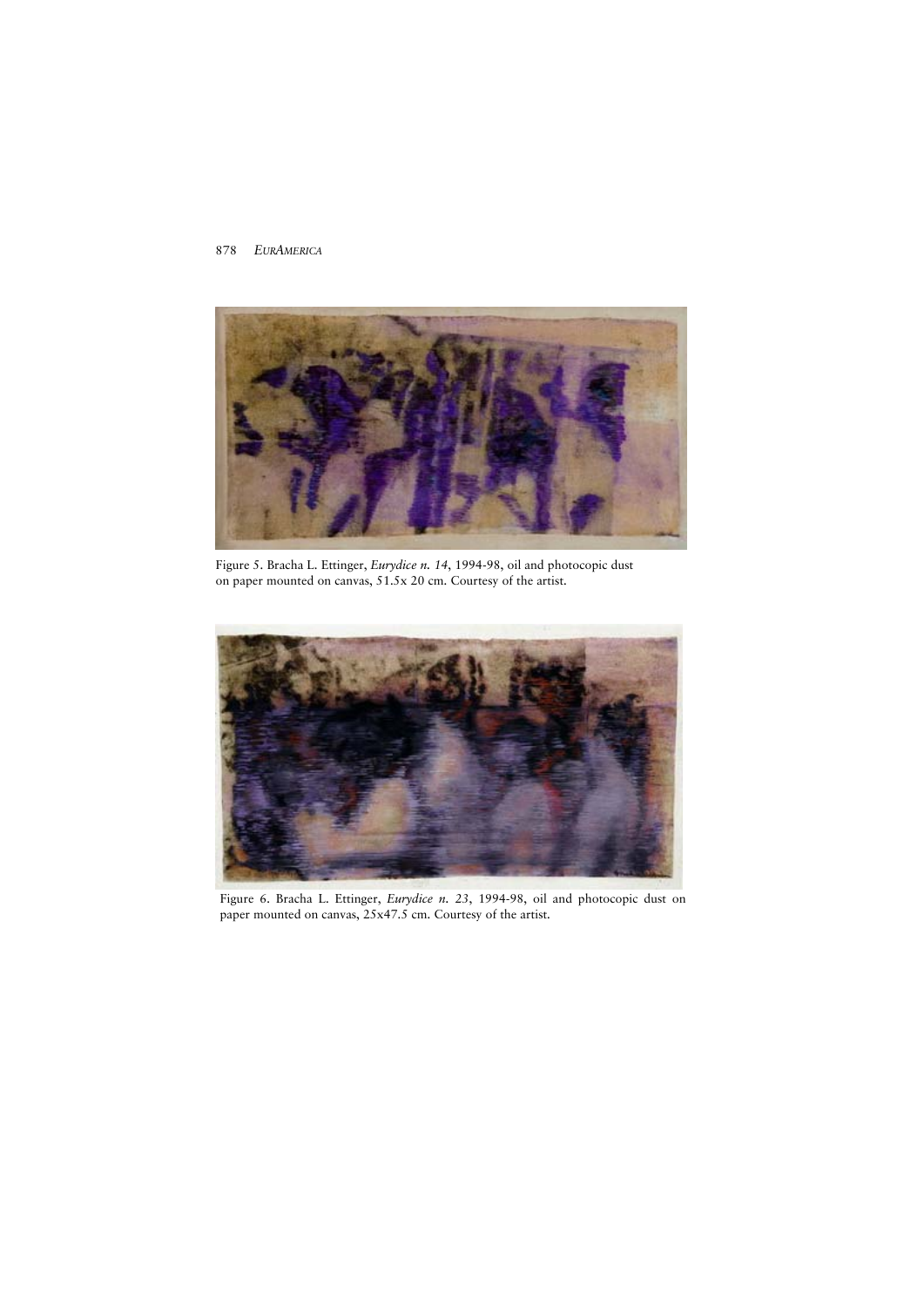Figure 5. Bracha L. Ettinger, *Eurydice n. 14*, 1994-98, oil and photocopic dust on paper mounted on canvas, 51.5x 20 cm. Courtesy of the artist.

Figure 6. Bracha L. Ettinger, *Eurydice n. 23*, 1994-98, oil and photocopic dust on paper mounted on canvas, 25x47.5 cm. Courtesy of the artist.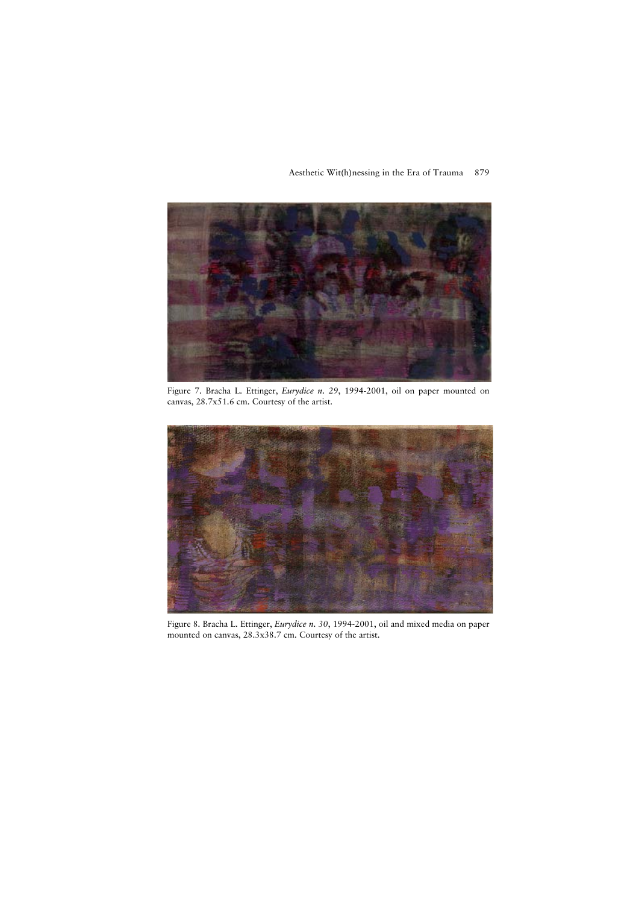Figure 7. Bracha L. Ettinger, *Eurydice n. 29*, 1994-2001, oil on paper mounted on canvas, 28.7x51.6 cm. Courtesy of the artist.

Figure 8. Bracha L. Ettinger, *Eurydice n. 30*, 1994-2001, oil and mixed media on paper mounted on canvas, 28.3x38.7 cm. Courtesy of the artist.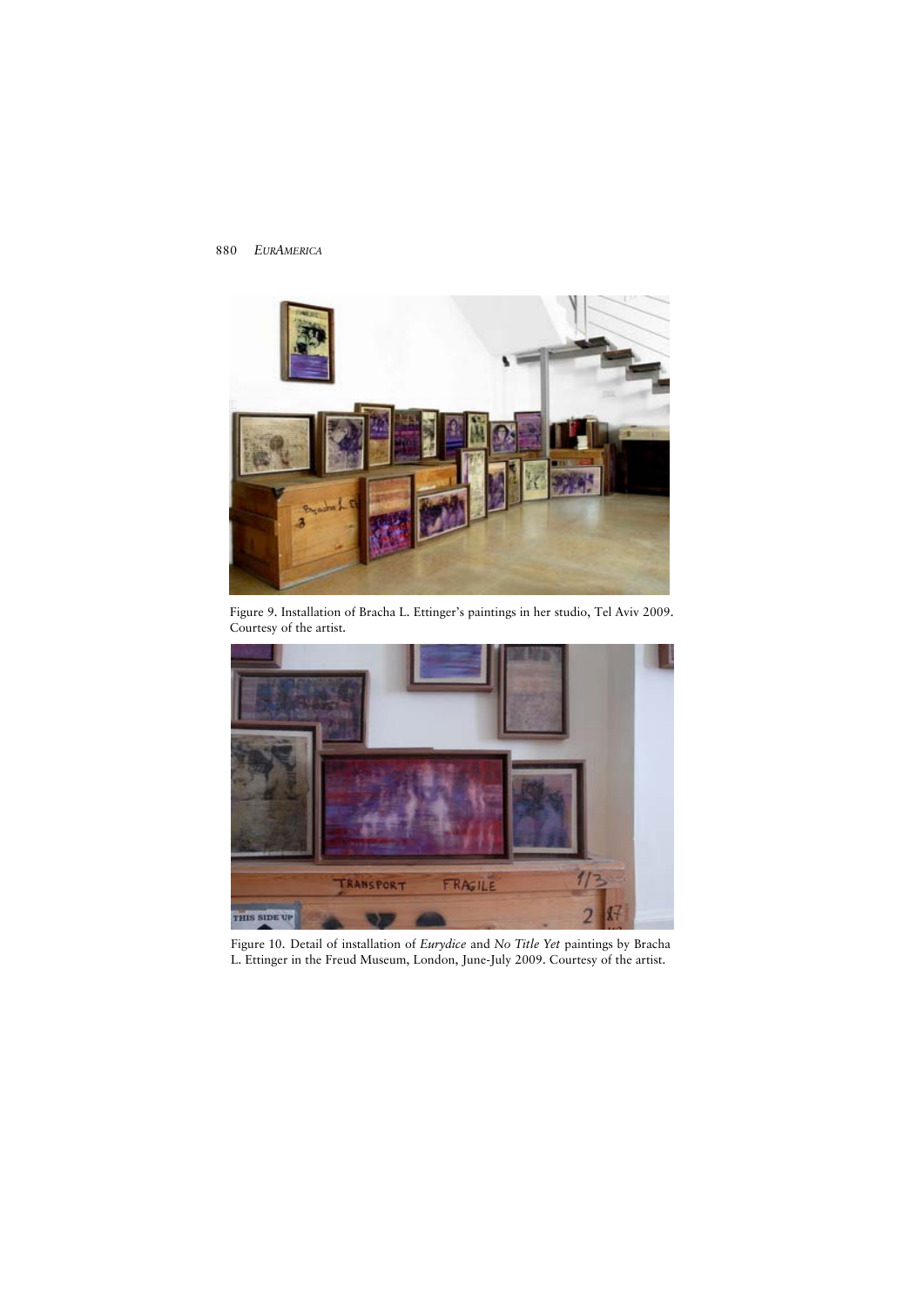Figure 9. Installation of Bracha L. Ettinger's paintings in her studio, Tel Aviv 2009. Courtesy of the artist.

Figure 10. Detail of installation of *Eurydice* and *No Title Yet* paintings by Bracha L. Ettinger in the Freud Museum, London, June-July 2009. Courtesy of the artist.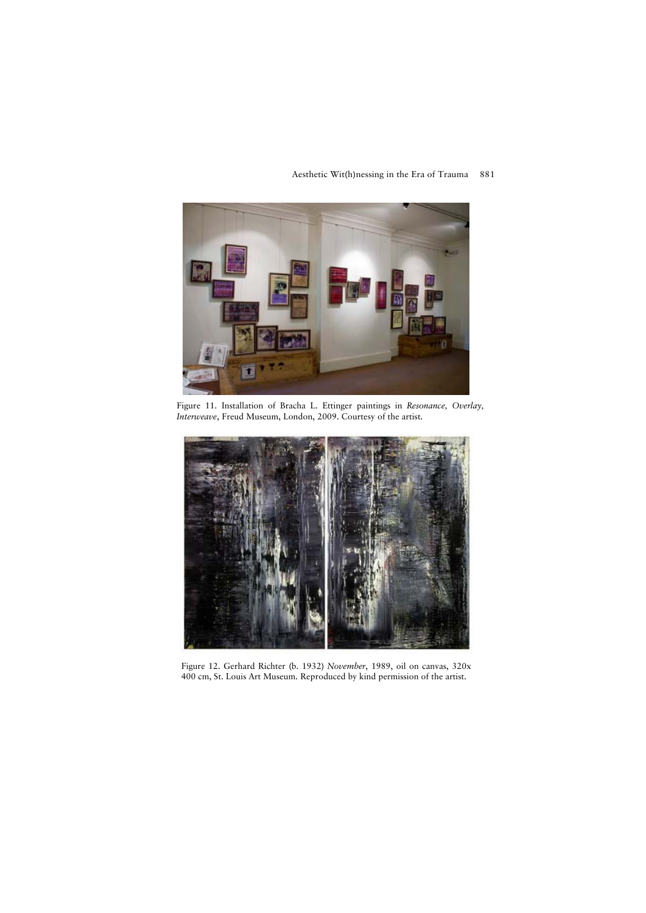Figure 11. Installation of Bracha L. Ettinger paintings in *Resonance, Overlay, Interweave*, Freud Museum, London, 2009. Courtesy of the artist.

Figure 12. Gerhard Richter (b. 1932) *November*, 1989, oil on canvas, 320x 400 cm, St. Louis Art Museum. Reproduced by kind permission of the artist.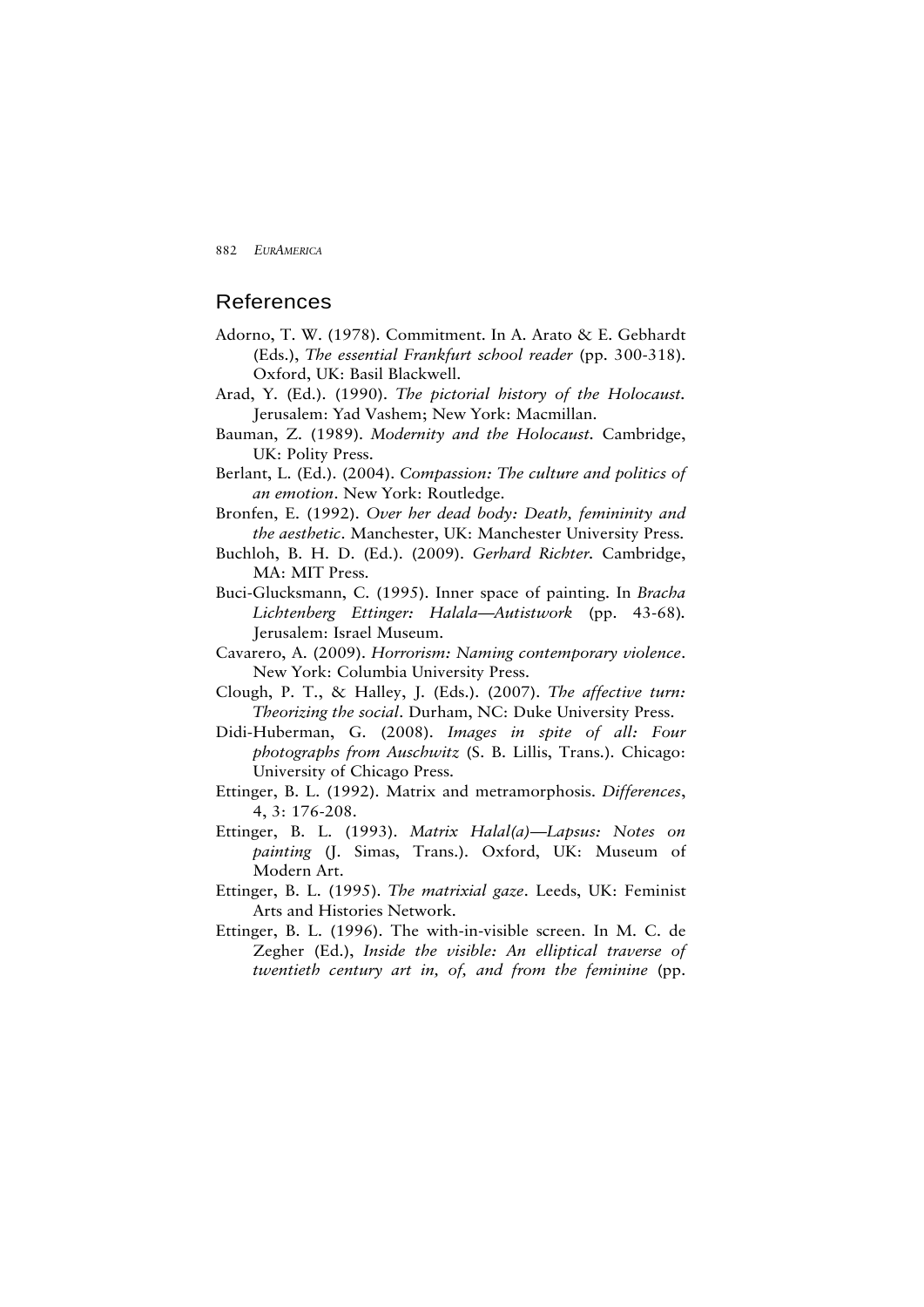## References

Adorno, T. W. (1978). Commitment. In A. Arato & E. Gebhardt (Eds.), *The essential Frankfurt school reader* (pp. 300-318). Oxford, UK: Basil Blackwell.

Arad, Y. (Ed.). (1990). *The pictorial history of the Holocaust.* Jerusalem: Yad Vashem; New York: Macmillan.

Bauman, Z. (1989). *Modernity and the Holocaust.* Cambridge, UK: Polity Press.

Berlant, L. (Ed.). (2004). *Compassion: The culture and politics of an emotion*. New York: Routledge.

Bronfen, E. (1992). *Over her dead body: Death, femininity and the aesthetic*. Manchester, UK: Manchester University Press.

Buchloh, B. H. D. (Ed.). (2009). *Gerhard Richter.* Cambridge, MA: MIT Press.

Buci-Glucksmann, C. (1995). Inner space of painting. In *Bracha Lichtenberg Ettinger: Halala—Autistwork* (pp. 43-68). Jerusalem: Israel Museum.

Cavarero, A. (2009). *Horrorism: Naming contemporary violence*. New York: Columbia University Press.

Clough, P. T., & Halley, J. (Eds.). (2007). *The affective turn: Theorizing the social*. Durham, NC: Duke University Press.

Didi-Huberman, G. (2008). *Images in spite of all: Four photographs from Auschwitz* (S. B. Lillis, Trans.). Chicago: University of Chicago Press.

Ettinger, B. L. (1992). Matrix and metramorphosis. *Differences*, 4, 3: 176-208.

Ettinger, B. L. (1993). *Matrix Halal(a)—Lapsus: Notes on painting* (J. Simas, Trans.). Oxford, UK: Museum of Modern Art.

Ettinger, B. L. (1995). *The matrixial gaze*. Leeds, UK: Feminist Arts and Histories Network.

Ettinger, B. L. (1996). The with-in-visible screen. In M. C. de Zegher (Ed.), *Inside the visible: An elliptical traverse of twentieth century art in, of, and from the feminine* (pp.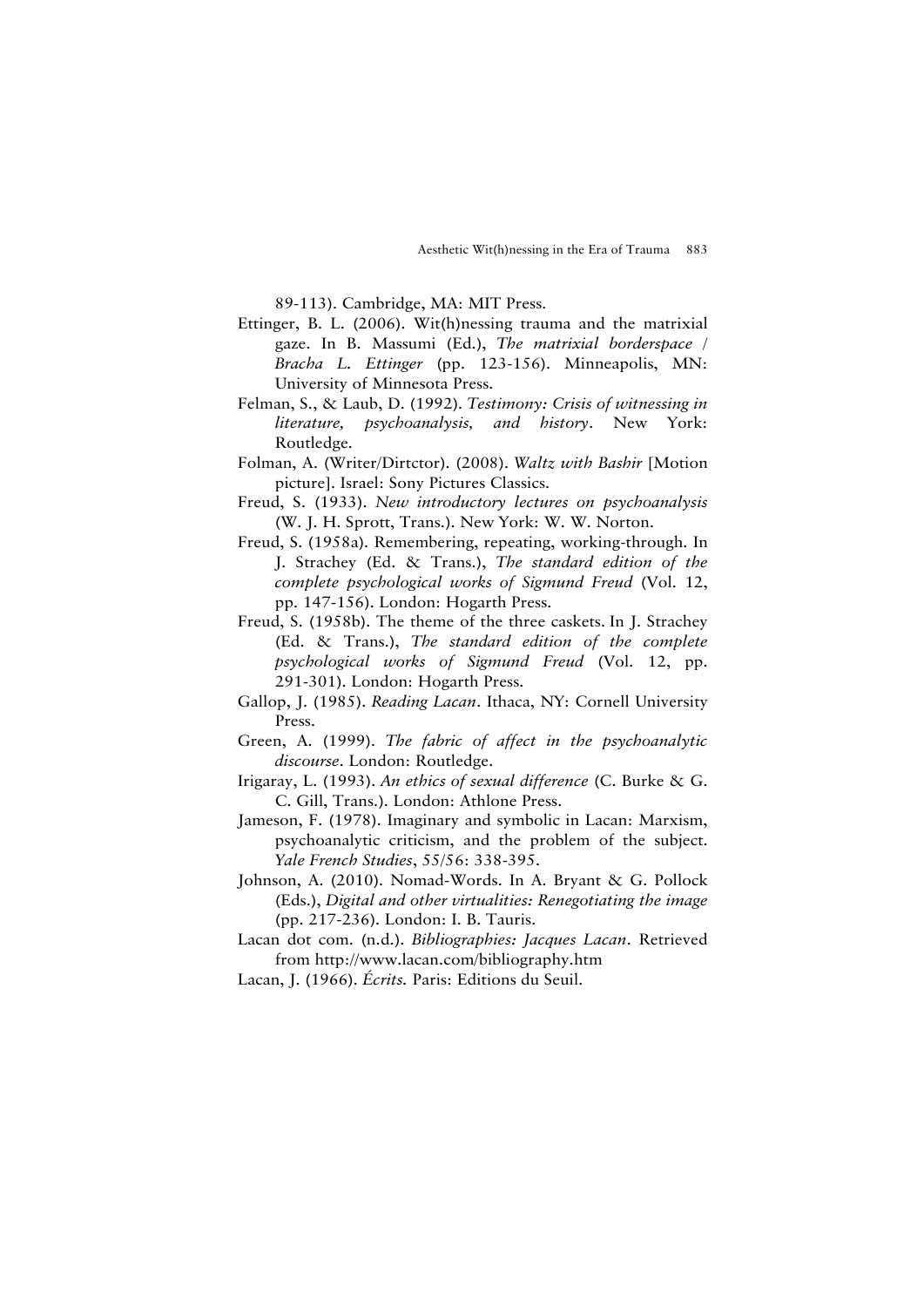89-113). Cambridge, MA: MIT Press.

Ettinger, B. L. (2006). Wit(h)nessing trauma and the matrixial gaze. In B. Massumi (Ed.), *The matrixial borderspace / Bracha L. Ettinger* (pp. 123-156). Minneapolis, MN: University of Minnesota Press.

Felman, S., & Laub, D. (1992). *Testimony: Crisis of witnessing in literature, psychoanalysis, and history*. New York: Routledge.

Folman, A. (Writer/Dirtctor). (2008). *Waltz with Bashir* [Motion picture]. Israel: Sony Pictures Classics.

Freud, S. (1933). *New introductory lectures on psychoanalysis* (W. J. H. Sprott, Trans.). New York: W. W. Norton.

Freud, S. (1958a). Remembering, repeating, working-through. In J. Strachey (Ed. & Trans.), *The standard edition of the complete psychological works of Sigmund Freud* (Vol. 12, pp. 147-156). London: Hogarth Press.

Freud, S. (1958b). The theme of the three caskets. In J. Strachey (Ed. & Trans.), *The standard edition of the complete psychological works of Sigmund Freud* (Vol. 12, pp. 291-301). London: Hogarth Press.

Gallop, J. (1985). *Reading Lacan*. Ithaca, NY: Cornell University Press.

Green, A. (1999). *The fabric of affect in the psychoanalytic discourse*. London: Routledge.

Irigaray, L. (1993). *An ethics of sexual difference* (C. Burke & G. C. Gill, Trans.). London: Athlone Press.

Jameson, F. (1978). Imaginary and symbolic in Lacan: Marxism, psychoanalytic criticism, and the problem of the subject. *Yale French Studies*, 55/56: 338-395.

Johnson, A. (2010). Nomad-Words. In A. Bryant & G. Pollock (Eds.), *Digital and other virtualities: Renegotiating the image* (pp. 217-236). London: I. B. Tauris.

Lacan dot com. (n.d.). *Bibliographies: Jacques Lacan*. Retrieved from http://www.lacan.com/bibliography.htm

Lacan, J. (1966). *Écrits.* Paris: Editions du Seuil.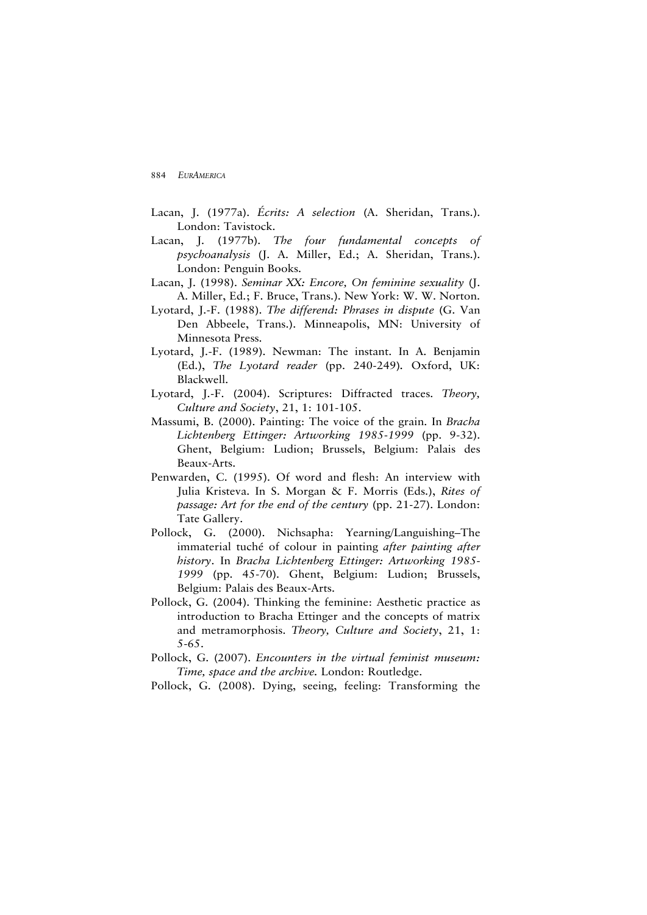Lacan, J. (1977a). *Écrits: A selection* (A. Sheridan, Trans.). London: Tavistock.

Lacan, J. (1977b). *The four fundamental concepts of psychoanalysis* (J. A. Miller, Ed.; A. Sheridan, Trans.). London: Penguin Books.

Lacan, J. (1998). *Seminar XX: Encore, On feminine sexuality* (J. A. Miller, Ed.; F. Bruce, Trans.). New York: W. W. Norton.

Lyotard, J.-F. (1988). *The differend: Phrases in dispute* (G. Van Den Abbeele, Trans.). Minneapolis, MN: University of Minnesota Press.

Lyotard, J.-F. (1989). Newman: The instant. In A. Benjamin (Ed.), *The Lyotard reader* (pp. 240-249). Oxford, UK: Blackwell.

Lyotard, J.-F. (2004). Scriptures: Diffracted traces. *Theory, Culture and Society*, 21, 1: 101-105.

Massumi, B. (2000). Painting: The voice of the grain. In *Bracha Lichtenberg Ettinger: Artworking 1985-1999* (pp. 9-32). Ghent, Belgium: Ludion; Brussels, Belgium: Palais des Beaux-Arts.

Penwarden, C. (1995). Of word and flesh: An interview with Julia Kristeva. In S. Morgan & F. Morris (Eds.), *Rites of passage: Art for the end of the century* (pp. 21-27). London: Tate Gallery.

Pollock, G. (2000). Nichsapha: Yearning/Languishing–The immaterial tuché of colour in painting *after painting after history*. In *Bracha Lichtenberg Ettinger: Artworking 1985-1999* (pp. 45-70). Ghent, Belgium: Ludion; Brussels, Belgium: Palais des Beaux-Arts.

Pollock, G. (2004). Thinking the feminine: Aesthetic practice as introduction to Bracha Ettinger and the concepts of matrix and metramorphosis. *Theory, Culture and Society*, 21, 1: 5-65.

Pollock, G. (2007). *Encounters in the virtual feminist museum: Time, space and the archive.* London: Routledge.

Pollock, G. (2008). Dying, seeing, feeling: Transforming the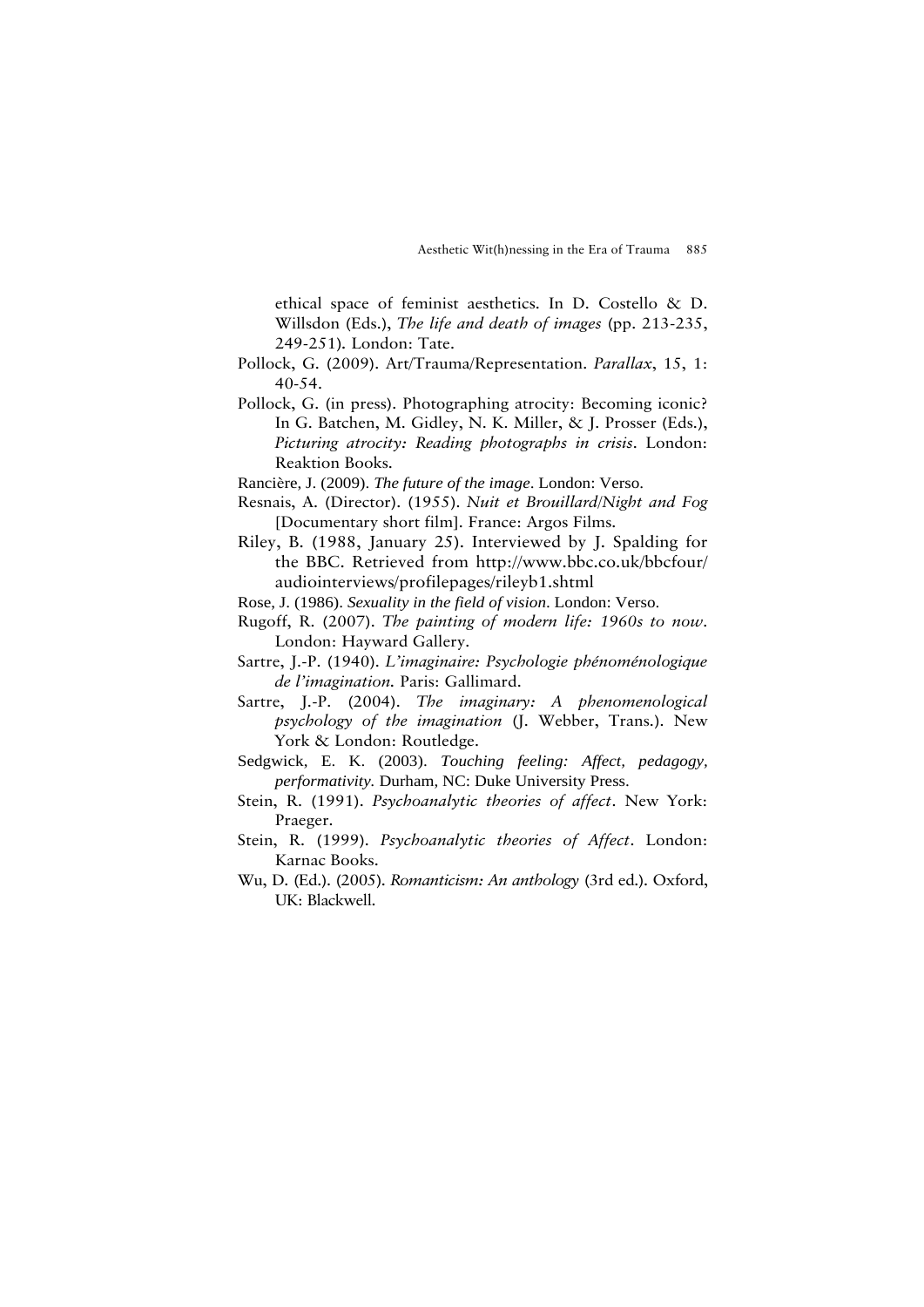ethical space of feminist aesthetics. In D. Costello & D. Willsdon (Eds.), *The life and death of images* (pp. 213-235, 249-251). London: Tate.

Pollock, G. (2009). Art/Trauma/Representation. *Parallax*, 15, 1: 40-54.

Pollock, G. (in press). Photographing atrocity: Becoming iconic? In G. Batchen, M. Gidley, N. K. Miller, & J. Prosser (Eds.), *Picturing atrocity: Reading photographs in crisis*. London: Reaktion Books.

Rancière, J. (2009). *The future of the image*. London: Verso.

Resnais, A. (Director). (1955). *Nuit et Brouillard/Night and Fog* [Documentary short film]. France: Argos Films.

Riley, B. (1988, January 25). Interviewed by J. Spalding for the BBC. Retrieved from http://www.bbc.co.uk/bbcfour/audiointerviews/profilepages/rileyb1.shtml

Rose, J. (1986). *Sexuality in the field of vision*. London: Verso.

Rugoff, R. (2007). *The painting of modern life: 1960s to now*. London: Hayward Gallery.

Sartre, J.-P. (1940). *L'imaginaire: Psychologie phénoménologique de l'imagination.* Paris: Gallimard.

Sartre, J.-P. (2004). *The imaginary: A phenomenological psychology of the imagination* (J. Webber, Trans.). New York & London: Routledge.

Sedgwick, E. K. (2003). *Touching feeling: Affect, pedagogy, performativity.* Durham, NC: Duke University Press.

Stein, R. (1991). *Psychoanalytic theories of affect*. New York: Praeger.

Stein, R. (1999). *Psychoanalytic theories of Affect*. London: Karnac Books.

Wu, D. (Ed.). (2005). *Romanticism: An anthology* (3rd ed.). Oxford, UK: Blackwell.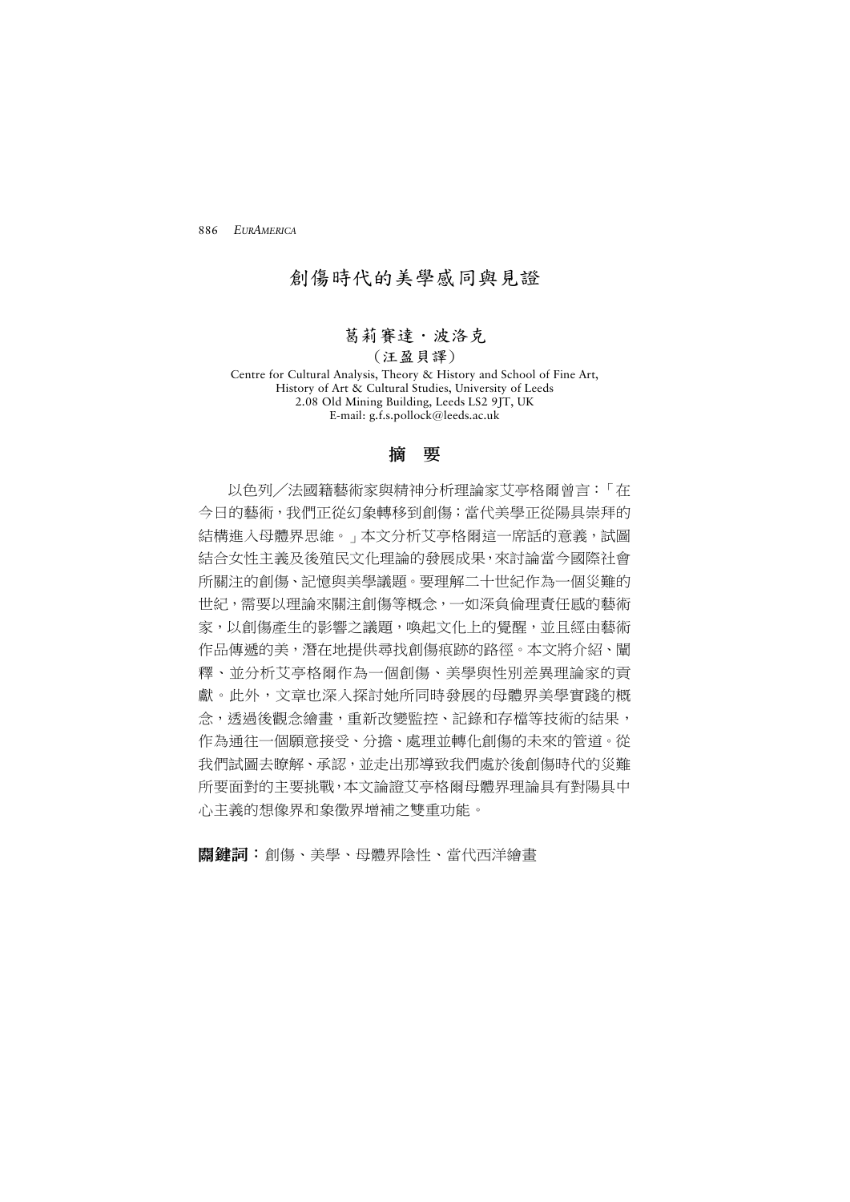# 創傷時代的美學感同與見證

葛莉賽達・波洛克

（汪盈貝譯）

Centre for Cultural Analysis, Theory & History and School of Fine Art,
History of Art & Cultural Studies, University of Leeds
2.08 Old Mining Building, Leeds LS2 9JT, UK
E-mail: g.f.s.pollock@leeds.ac.uk

## 摘　要

以色列／法國籍藝術家與精神分析理論家艾亭格爾曾言：「在今日的藝術，我們正從幻象轉移到創傷；當代美學正從陽具崇拜的結構進入母體界思維。」本文分析艾亭格爾這一席話的意義，試圖結合女性主義及後殖民文化理論的發展成果，來討論當今國際社會所關注的創傷、記憶與美學議題。要理解二十世紀作為一個災難的世紀，需要以理論來關注創傷等概念，一如深負倫理責任感的藝術家，以創傷產生的影響之議題，喚起文化上的覺醒，並且經由藝術作品傳遞的美，潛在地提供尋找創傷痕跡的路徑。本文將介紹、闡釋、並分析艾亭格爾作為一個創傷、美學與性別差異理論家的貢獻。此外，文章也深入探討她所同時發展的母體界美學實踐的概念，透過後觀念繪畫，重新改變監控、記錄和存檔等技術的結果，作為通往一個願意接受、分擔、處理並轉化創傷的未來的管道。從我們試圖去瞭解、承認，並走出那導致我們處於後創傷時代的災難所要面對的主要挑戰，本文論證艾亭格爾母體界理論具有對陽具中心主義的想像界和象徵界增補之雙重功能。

**關鍵詞**：創傷、美學、母體界陰性、當代西洋繪畫